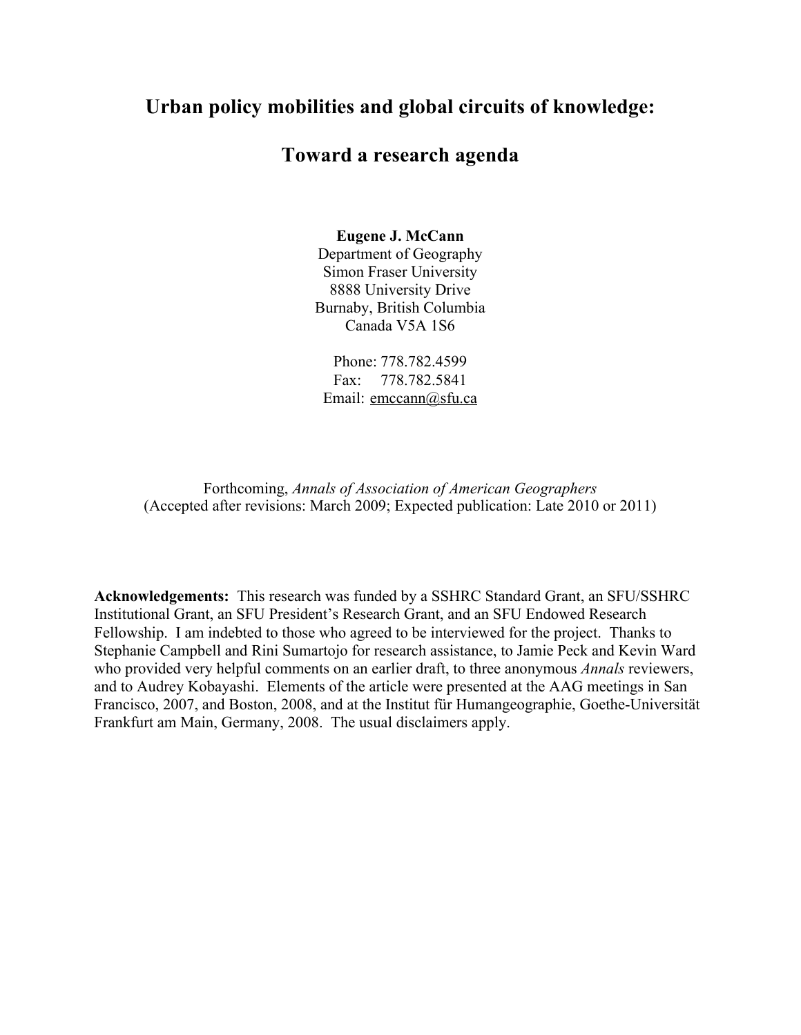# Urban policy mobilities and global circuits of knowledge:

# Toward a research agenda

**Eugene J. McCann**
Department of Geography
Simon Fraser University
8888 University Drive
Burnaby, British Columbia
Canada V5A 1S6

Phone: 778.782.4599
Fax: 778.782.5841
Email: emccann@sfu.ca

Forthcoming, *Annals of Association of American Geographers*
(Accepted after revisions: March 2009; Expected publication: Late 2010 or 2011)

**Acknowledgements:** This research was funded by a SSHRC Standard Grant, an SFU/SSHRC Institutional Grant, an SFU President's Research Grant, and an SFU Endowed Research Fellowship. I am indebted to those who agreed to be interviewed for the project. Thanks to Stephanie Campbell and Rini Sumartojo for research assistance, to Jamie Peck and Kevin Ward who provided very helpful comments on an earlier draft, to three anonymous *Annals* reviewers, and to Audrey Kobayashi. Elements of the article were presented at the AAG meetings in San Francisco, 2007, and Boston, 2008, and at the Institut für Humangeographie, Goethe-Universität Frankfurt am Main, Germany, 2008. The usual disclaimers apply.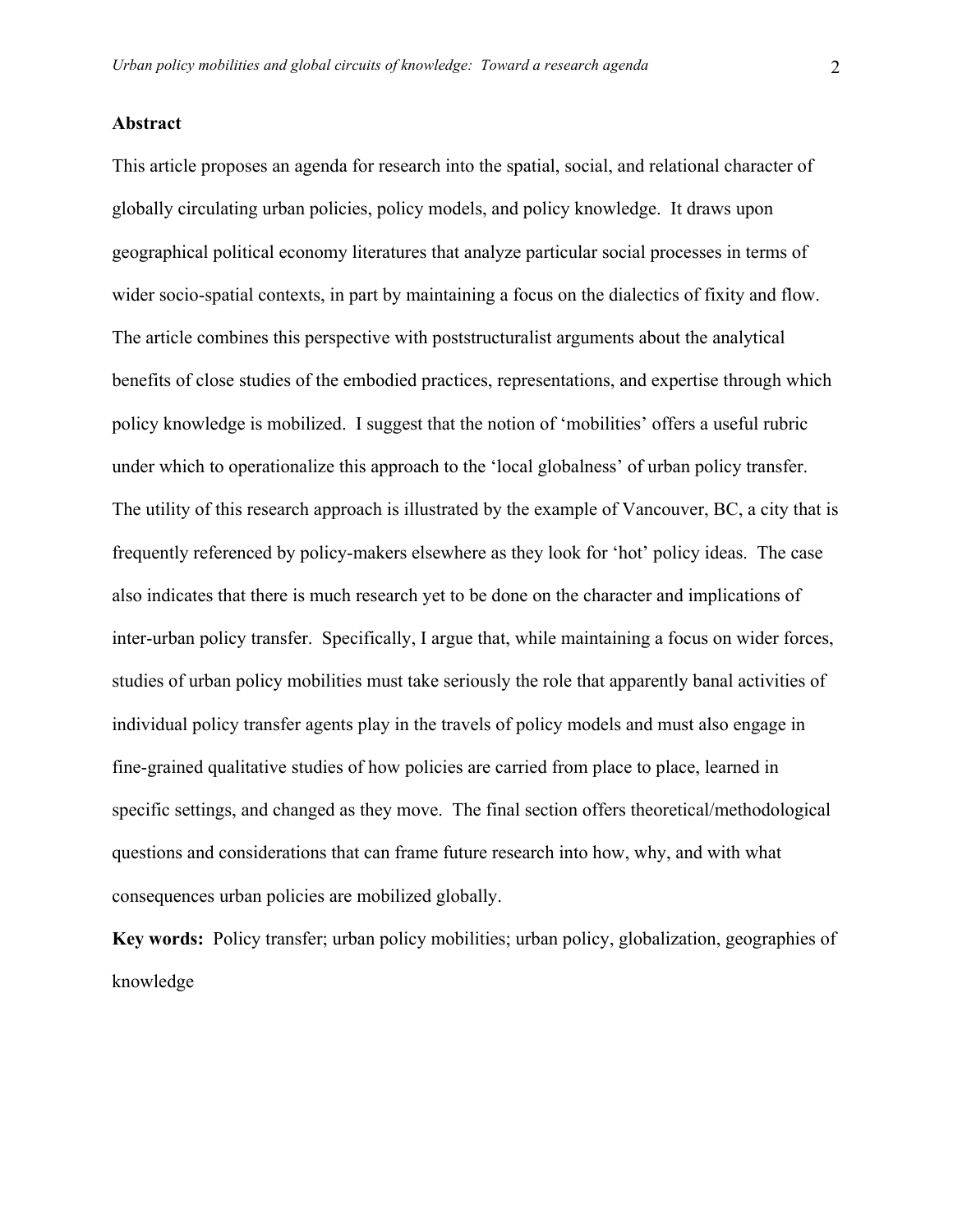## Abstract

This article proposes an agenda for research into the spatial, social, and relational character of globally circulating urban policies, policy models, and policy knowledge. It draws upon geographical political economy literatures that analyze particular social processes in terms of wider socio-spatial contexts, in part by maintaining a focus on the dialectics of fixity and flow. The article combines this perspective with poststructuralist arguments about the analytical benefits of close studies of the embodied practices, representations, and expertise through which policy knowledge is mobilized. I suggest that the notion of 'mobilities' offers a useful rubric under which to operationalize this approach to the 'local globalness' of urban policy transfer. The utility of this research approach is illustrated by the example of Vancouver, BC, a city that is frequently referenced by policy-makers elsewhere as they look for 'hot' policy ideas. The case also indicates that there is much research yet to be done on the character and implications of inter-urban policy transfer. Specifically, I argue that, while maintaining a focus on wider forces, studies of urban policy mobilities must take seriously the role that apparently banal activities of individual policy transfer agents play in the travels of policy models and must also engage in fine-grained qualitative studies of how policies are carried from place to place, learned in specific settings, and changed as they move. The final section offers theoretical/methodological questions and considerations that can frame future research into how, why, and with what consequences urban policies are mobilized globally.

**Key words:** Policy transfer; urban policy mobilities; urban policy, globalization, geographies of knowledge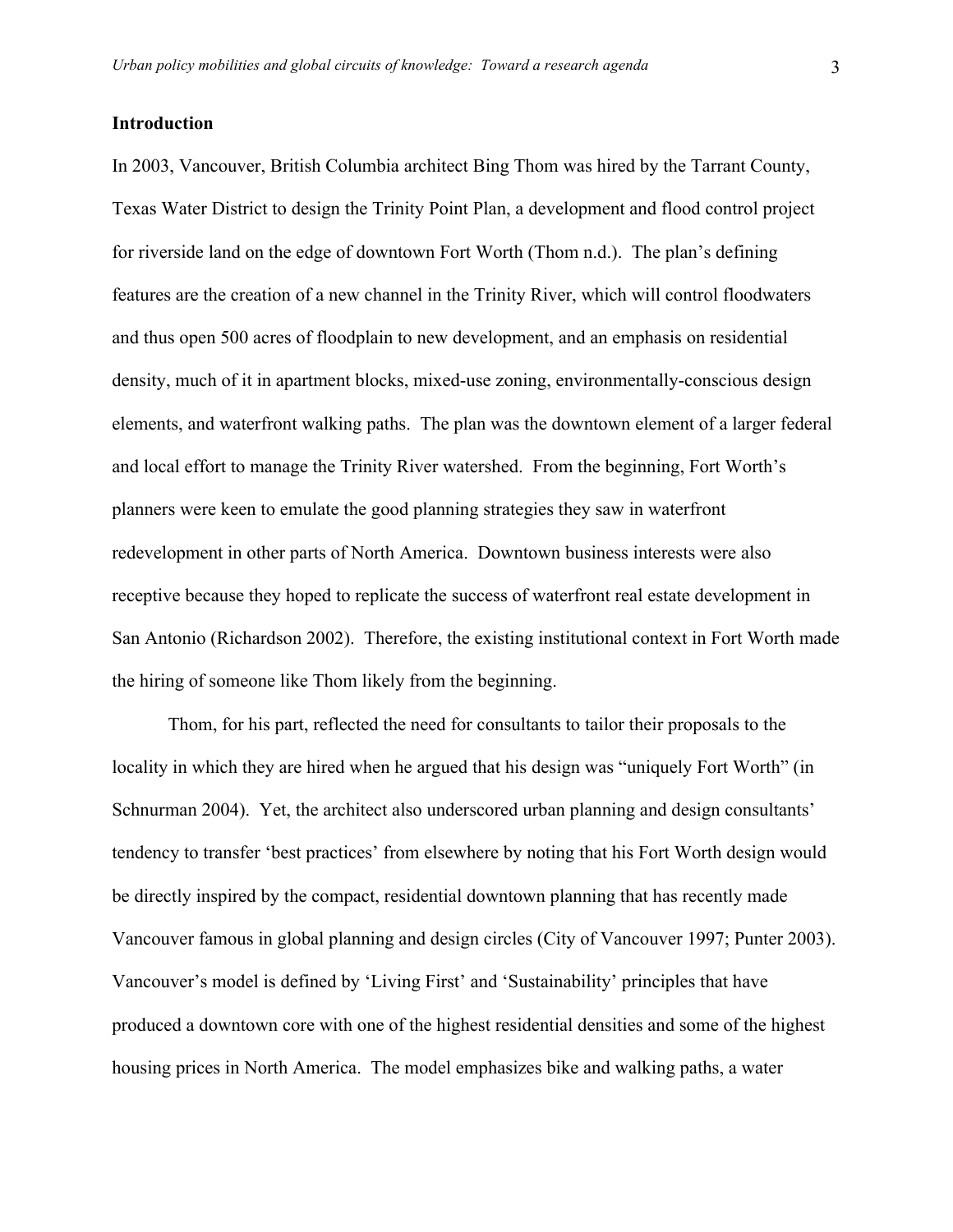## Introduction

In 2003, Vancouver, British Columbia architect Bing Thom was hired by the Tarrant County, Texas Water District to design the Trinity Point Plan, a development and flood control project for riverside land on the edge of downtown Fort Worth (Thom n.d.). The plan's defining features are the creation of a new channel in the Trinity River, which will control floodwaters and thus open 500 acres of floodplain to new development, and an emphasis on residential density, much of it in apartment blocks, mixed-use zoning, environmentally-conscious design elements, and waterfront walking paths. The plan was the downtown element of a larger federal and local effort to manage the Trinity River watershed. From the beginning, Fort Worth's planners were keen to emulate the good planning strategies they saw in waterfront redevelopment in other parts of North America. Downtown business interests were also receptive because they hoped to replicate the success of waterfront real estate development in San Antonio (Richardson 2002). Therefore, the existing institutional context in Fort Worth made the hiring of someone like Thom likely from the beginning.

Thom, for his part, reflected the need for consultants to tailor their proposals to the locality in which they are hired when he argued that his design was "uniquely Fort Worth" (in Schnurman 2004). Yet, the architect also underscored urban planning and design consultants' tendency to transfer 'best practices' from elsewhere by noting that his Fort Worth design would be directly inspired by the compact, residential downtown planning that has recently made Vancouver famous in global planning and design circles (City of Vancouver 1997; Punter 2003). Vancouver's model is defined by 'Living First' and 'Sustainability' principles that have produced a downtown core with one of the highest residential densities and some of the highest housing prices in North America. The model emphasizes bike and walking paths, a water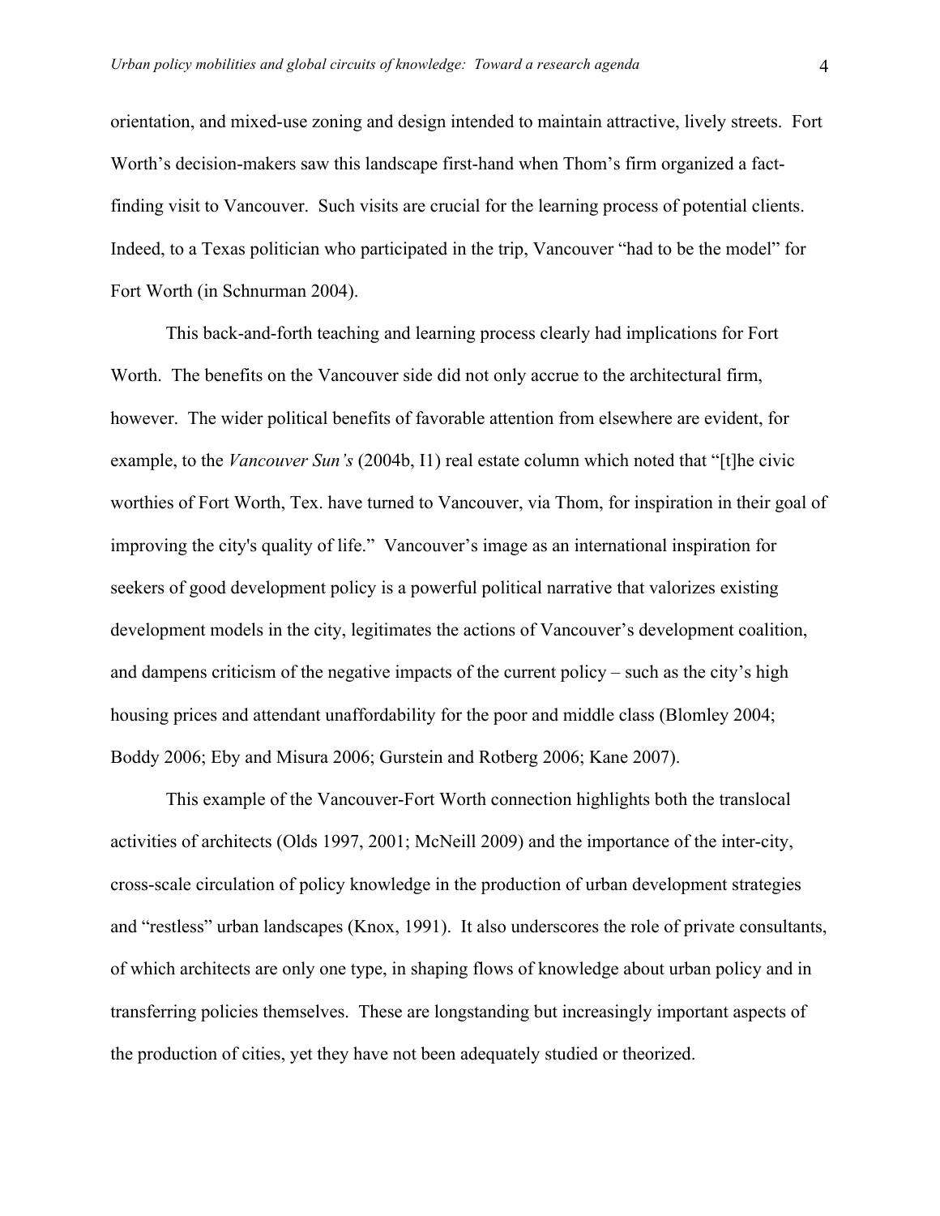orientation, and mixed-use zoning and design intended to maintain attractive, lively streets. Fort Worth's decision-makers saw this landscape first-hand when Thom's firm organized a fact-finding visit to Vancouver. Such visits are crucial for the learning process of potential clients. Indeed, to a Texas politician who participated in the trip, Vancouver "had to be the model" for Fort Worth (in Schnurman 2004).

This back-and-forth teaching and learning process clearly had implications for Fort Worth. The benefits on the Vancouver side did not only accrue to the architectural firm, however. The wider political benefits of favorable attention from elsewhere are evident, for example, to the *Vancouver Sun's* (2004b, I1) real estate column which noted that "[t]he civic worthies of Fort Worth, Tex. have turned to Vancouver, via Thom, for inspiration in their goal of improving the city's quality of life." Vancouver's image as an international inspiration for seekers of good development policy is a powerful political narrative that valorizes existing development models in the city, legitimates the actions of Vancouver's development coalition, and dampens criticism of the negative impacts of the current policy – such as the city's high housing prices and attendant unaffordability for the poor and middle class (Blomley 2004; Boddy 2006; Eby and Misura 2006; Gurstein and Rotberg 2006; Kane 2007).

This example of the Vancouver-Fort Worth connection highlights both the translocal activities of architects (Olds 1997, 2001; McNeill 2009) and the importance of the inter-city, cross-scale circulation of policy knowledge in the production of urban development strategies and "restless" urban landscapes (Knox, 1991). It also underscores the role of private consultants, of which architects are only one type, in shaping flows of knowledge about urban policy and in transferring policies themselves. These are longstanding but increasingly important aspects of the production of cities, yet they have not been adequately studied or theorized.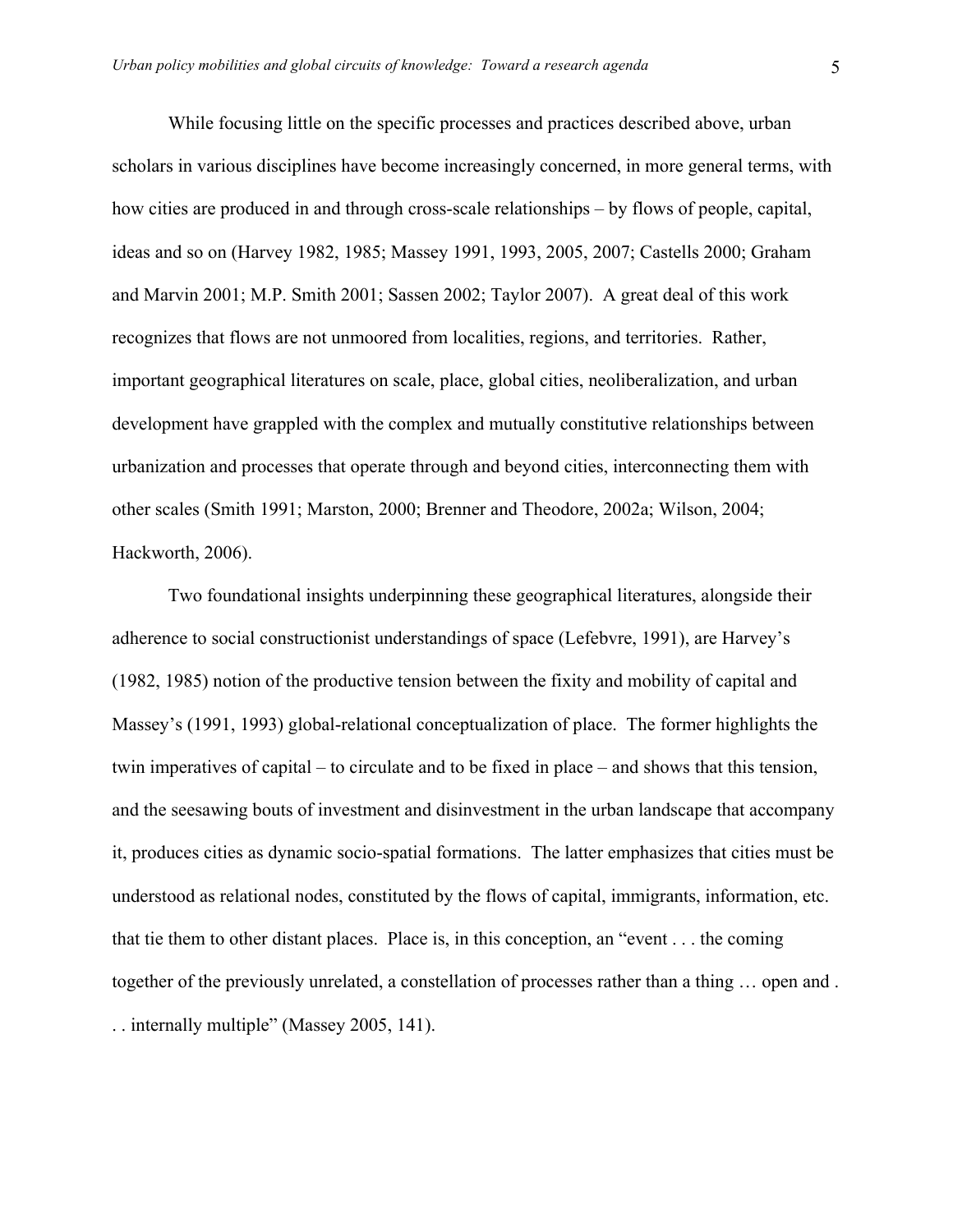While focusing little on the specific processes and practices described above, urban scholars in various disciplines have become increasingly concerned, in more general terms, with how cities are produced in and through cross-scale relationships – by flows of people, capital, ideas and so on (Harvey 1982, 1985; Massey 1991, 1993, 2005, 2007; Castells 2000; Graham and Marvin 2001; M.P. Smith 2001; Sassen 2002; Taylor 2007). A great deal of this work recognizes that flows are not unmoored from localities, regions, and territories. Rather, important geographical literatures on scale, place, global cities, neoliberalization, and urban development have grappled with the complex and mutually constitutive relationships between urbanization and processes that operate through and beyond cities, interconnecting them with other scales (Smith 1991; Marston, 2000; Brenner and Theodore, 2002a; Wilson, 2004; Hackworth, 2006).

Two foundational insights underpinning these geographical literatures, alongside their adherence to social constructionist understandings of space (Lefebvre, 1991), are Harvey's (1982, 1985) notion of the productive tension between the fixity and mobility of capital and Massey's (1991, 1993) global-relational conceptualization of place. The former highlights the twin imperatives of capital – to circulate and to be fixed in place – and shows that this tension, and the seesawing bouts of investment and disinvestment in the urban landscape that accompany it, produces cities as dynamic socio-spatial formations. The latter emphasizes that cities must be understood as relational nodes, constituted by the flows of capital, immigrants, information, etc. that tie them to other distant places. Place is, in this conception, an "event . . . the coming together of the previously unrelated, a constellation of processes rather than a thing … open and . . . internally multiple" (Massey 2005, 141).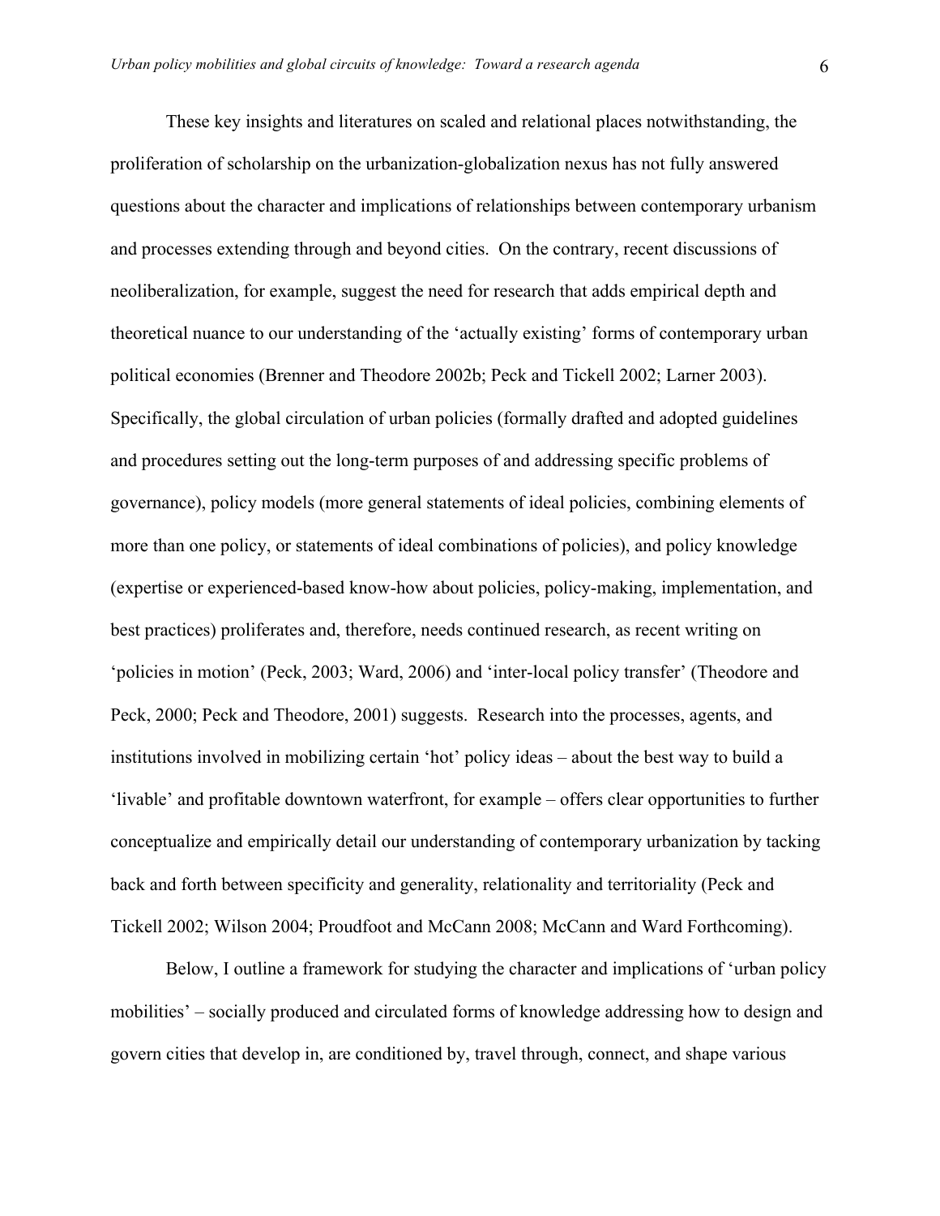These key insights and literatures on scaled and relational places notwithstanding, the proliferation of scholarship on the urbanization-globalization nexus has not fully answered questions about the character and implications of relationships between contemporary urbanism and processes extending through and beyond cities. On the contrary, recent discussions of neoliberalization, for example, suggest the need for research that adds empirical depth and theoretical nuance to our understanding of the 'actually existing' forms of contemporary urban political economies (Brenner and Theodore 2002b; Peck and Tickell 2002; Larner 2003). Specifically, the global circulation of urban policies (formally drafted and adopted guidelines and procedures setting out the long-term purposes of and addressing specific problems of governance), policy models (more general statements of ideal policies, combining elements of more than one policy, or statements of ideal combinations of policies), and policy knowledge (expertise or experienced-based know-how about policies, policy-making, implementation, and best practices) proliferates and, therefore, needs continued research, as recent writing on 'policies in motion' (Peck, 2003; Ward, 2006) and 'inter-local policy transfer' (Theodore and Peck, 2000; Peck and Theodore, 2001) suggests. Research into the processes, agents, and institutions involved in mobilizing certain 'hot' policy ideas – about the best way to build a 'livable' and profitable downtown waterfront, for example – offers clear opportunities to further conceptualize and empirically detail our understanding of contemporary urbanization by tacking back and forth between specificity and generality, relationality and territoriality (Peck and Tickell 2002; Wilson 2004; Proudfoot and McCann 2008; McCann and Ward Forthcoming).

Below, I outline a framework for studying the character and implications of 'urban policy mobilities' – socially produced and circulated forms of knowledge addressing how to design and govern cities that develop in, are conditioned by, travel through, connect, and shape various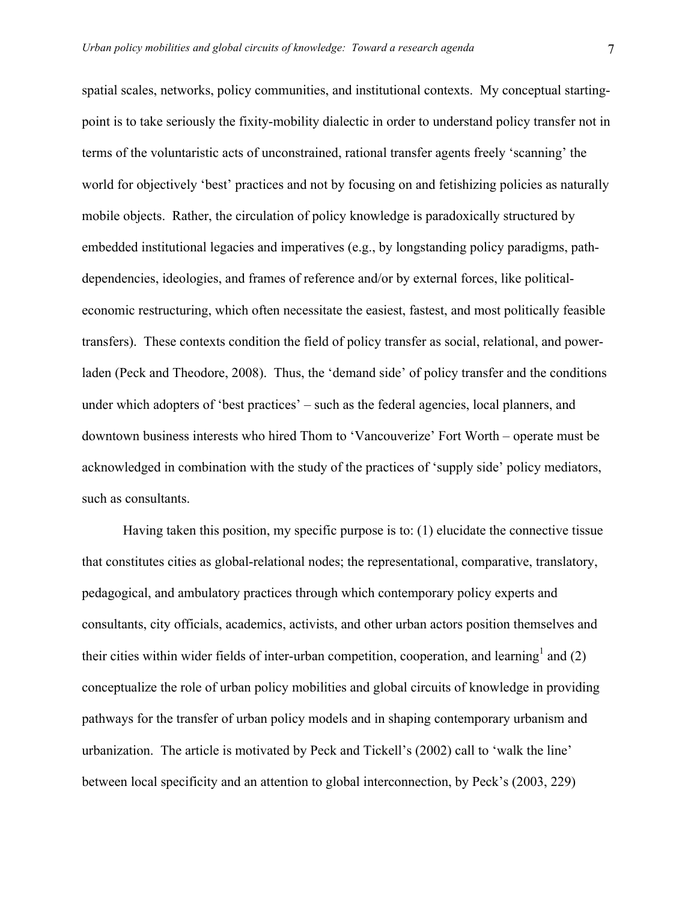spatial scales, networks, policy communities, and institutional contexts. My conceptual starting-point is to take seriously the fixity-mobility dialectic in order to understand policy transfer not in terms of the voluntaristic acts of unconstrained, rational transfer agents freely 'scanning' the world for objectively 'best' practices and not by focusing on and fetishizing policies as naturally mobile objects. Rather, the circulation of policy knowledge is paradoxically structured by embedded institutional legacies and imperatives (e.g., by longstanding policy paradigms, path-dependencies, ideologies, and frames of reference and/or by external forces, like political-economic restructuring, which often necessitate the easiest, fastest, and most politically feasible transfers). These contexts condition the field of policy transfer as social, relational, and power-laden (Peck and Theodore, 2008). Thus, the 'demand side' of policy transfer and the conditions under which adopters of 'best practices' – such as the federal agencies, local planners, and downtown business interests who hired Thom to 'Vancouverize' Fort Worth – operate must be acknowledged in combination with the study of the practices of 'supply side' policy mediators, such as consultants.

Having taken this position, my specific purpose is to: (1) elucidate the connective tissue that constitutes cities as global-relational nodes; the representational, comparative, translatory, pedagogical, and ambulatory practices through which contemporary policy experts and consultants, city officials, academics, activists, and other urban actors position themselves and their cities within wider fields of inter-urban competition, cooperation, and learning[1] and (2) conceptualize the role of urban policy mobilities and global circuits of knowledge in providing pathways for the transfer of urban policy models and in shaping contemporary urbanism and urbanization. The article is motivated by Peck and Tickell's (2002) call to 'walk the line' between local specificity and an attention to global interconnection, by Peck's (2003, 229)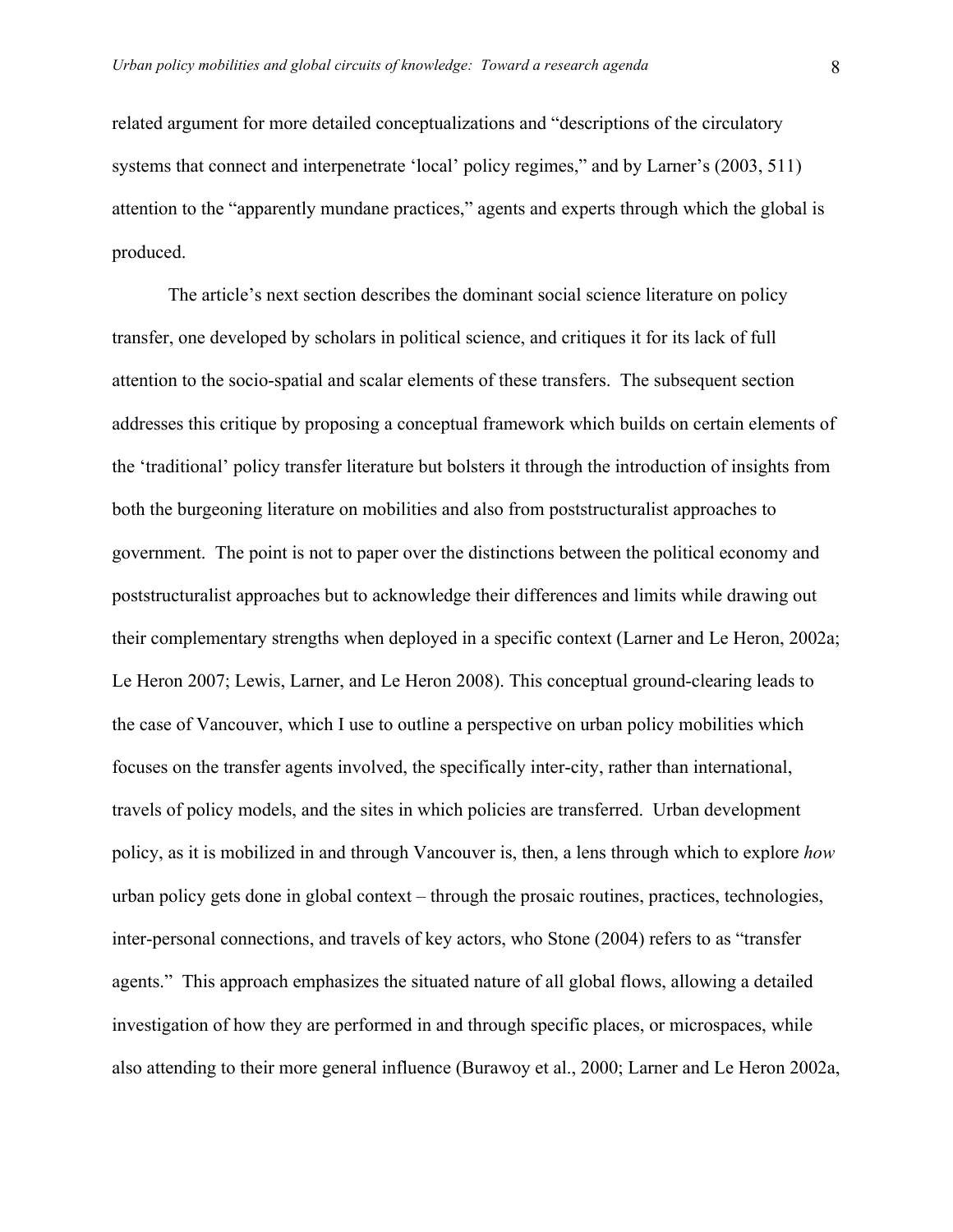related argument for more detailed conceptualizations and "descriptions of the circulatory systems that connect and interpenetrate 'local' policy regimes," and by Larner's (2003, 511) attention to the "apparently mundane practices," agents and experts through which the global is produced.

The article's next section describes the dominant social science literature on policy transfer, one developed by scholars in political science, and critiques it for its lack of full attention to the socio-spatial and scalar elements of these transfers. The subsequent section addresses this critique by proposing a conceptual framework which builds on certain elements of the 'traditional' policy transfer literature but bolsters it through the introduction of insights from both the burgeoning literature on mobilities and also from poststructuralist approaches to government. The point is not to paper over the distinctions between the political economy and poststructuralist approaches but to acknowledge their differences and limits while drawing out their complementary strengths when deployed in a specific context (Larner and Le Heron, 2002a; Le Heron 2007; Lewis, Larner, and Le Heron 2008). This conceptual ground-clearing leads to the case of Vancouver, which I use to outline a perspective on urban policy mobilities which focuses on the transfer agents involved, the specifically inter-city, rather than international, travels of policy models, and the sites in which policies are transferred. Urban development policy, as it is mobilized in and through Vancouver is, then, a lens through which to explore *how* urban policy gets done in global context – through the prosaic routines, practices, technologies, inter-personal connections, and travels of key actors, who Stone (2004) refers to as "transfer agents." This approach emphasizes the situated nature of all global flows, allowing a detailed investigation of how they are performed in and through specific places, or microspaces, while also attending to their more general influence (Burawoy et al., 2000; Larner and Le Heron 2002a,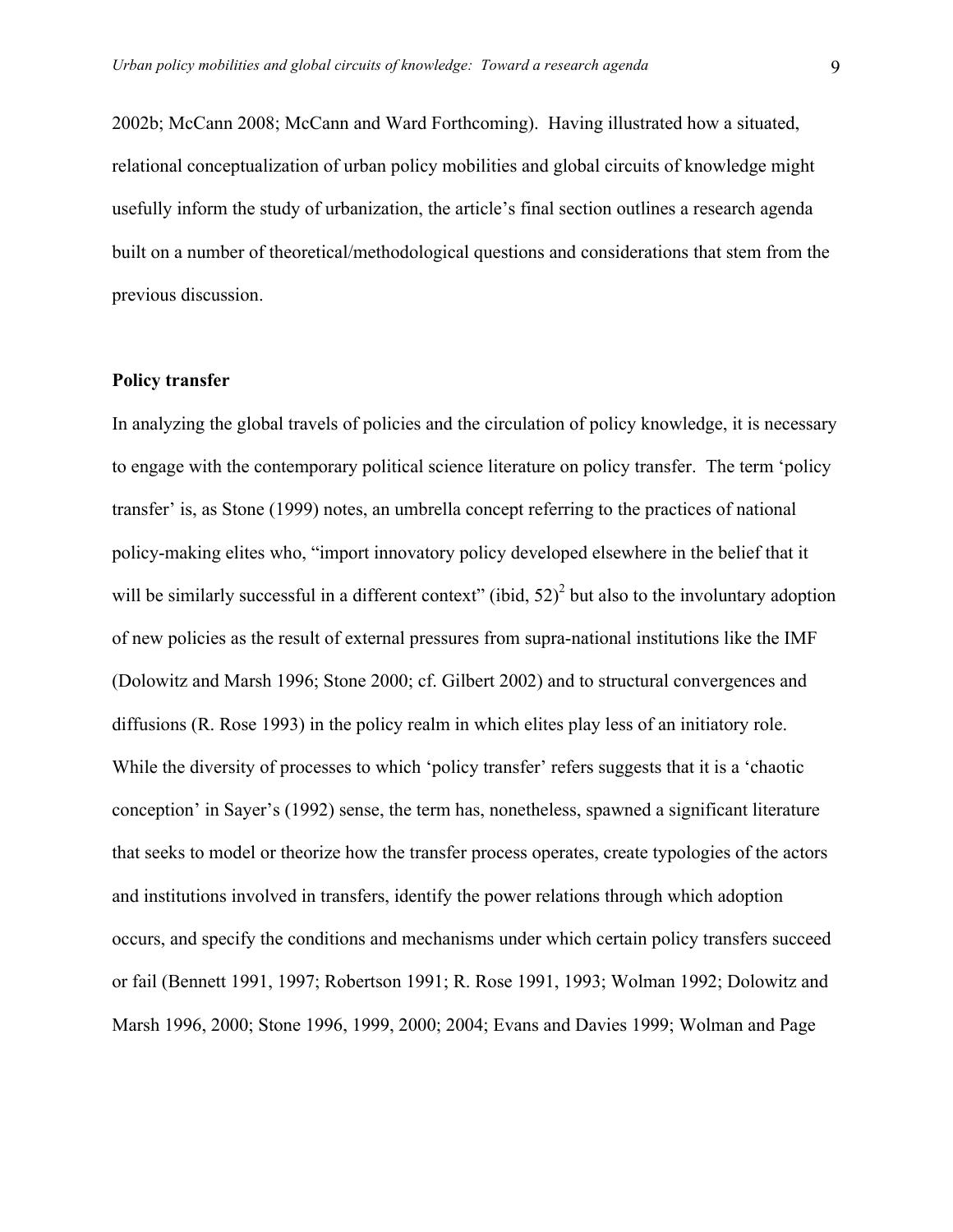2002b; McCann 2008; McCann and Ward Forthcoming). Having illustrated how a situated, relational conceptualization of urban policy mobilities and global circuits of knowledge might usefully inform the study of urbanization, the article's final section outlines a research agenda built on a number of theoretical/methodological questions and considerations that stem from the previous discussion.

**Policy transfer**

In analyzing the global travels of policies and the circulation of policy knowledge, it is necessary to engage with the contemporary political science literature on policy transfer. The term 'policy transfer' is, as Stone (1999) notes, an umbrella concept referring to the practices of national policy-making elites who, "import innovatory policy developed elsewhere in the belief that it will be similarly successful in a different context" (ibid, 52)[2] but also to the involuntary adoption of new policies as the result of external pressures from supra-national institutions like the IMF (Dolowitz and Marsh 1996; Stone 2000; cf. Gilbert 2002) and to structural convergences and diffusions (R. Rose 1993) in the policy realm in which elites play less of an initiatory role. While the diversity of processes to which 'policy transfer' refers suggests that it is a 'chaotic conception' in Sayer's (1992) sense, the term has, nonetheless, spawned a significant literature that seeks to model or theorize how the transfer process operates, create typologies of the actors and institutions involved in transfers, identify the power relations through which adoption occurs, and specify the conditions and mechanisms under which certain policy transfers succeed or fail (Bennett 1991, 1997; Robertson 1991; R. Rose 1991, 1993; Wolman 1992; Dolowitz and Marsh 1996, 2000; Stone 1996, 1999, 2000; 2004; Evans and Davies 1999; Wolman and Page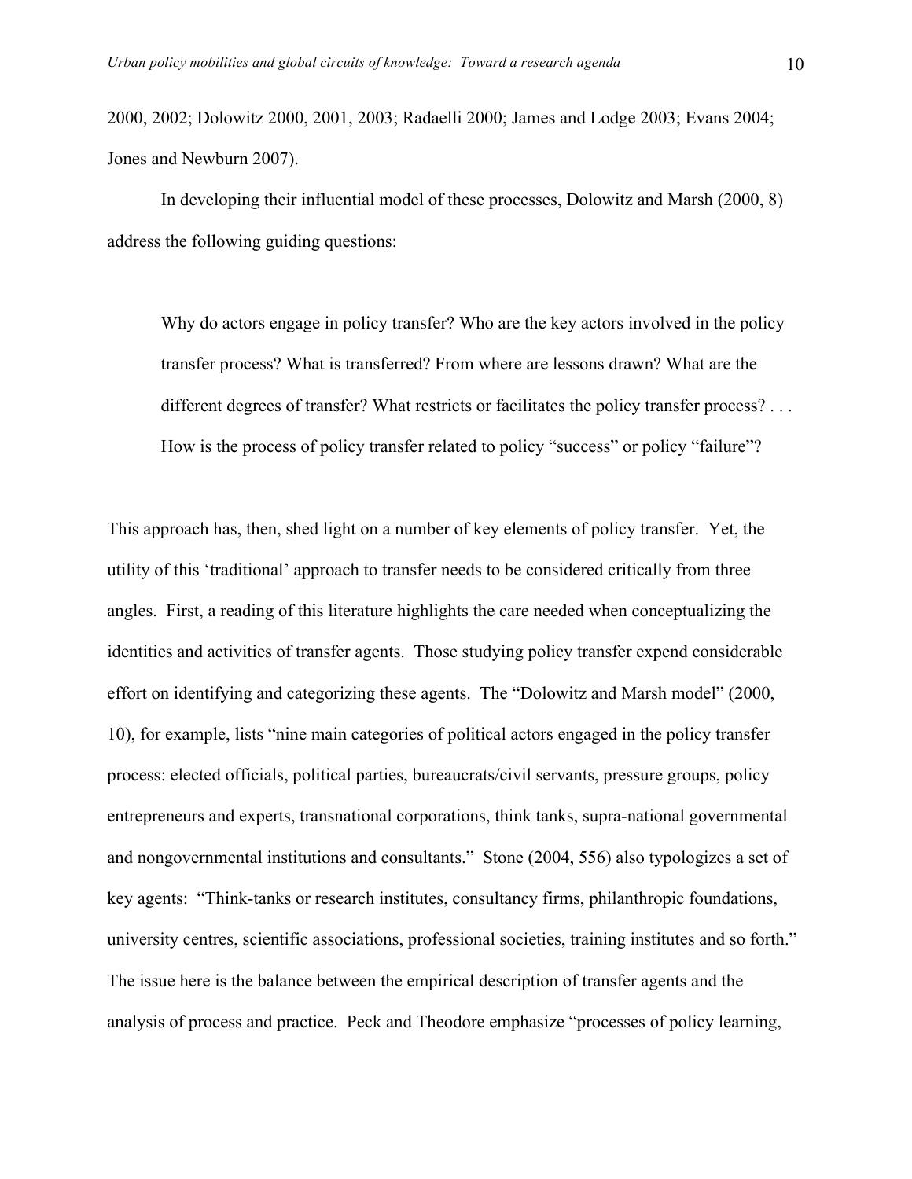2000, 2002; Dolowitz 2000, 2001, 2003; Radaelli 2000; James and Lodge 2003; Evans 2004; Jones and Newburn 2007).

In developing their influential model of these processes, Dolowitz and Marsh (2000, 8) address the following guiding questions:

> Why do actors engage in policy transfer? Who are the key actors involved in the policy transfer process? What is transferred? From where are lessons drawn? What are the different degrees of transfer? What restricts or facilitates the policy transfer process? . . . How is the process of policy transfer related to policy "success" or policy "failure"?

This approach has, then, shed light on a number of key elements of policy transfer. Yet, the utility of this 'traditional' approach to transfer needs to be considered critically from three angles. First, a reading of this literature highlights the care needed when conceptualizing the identities and activities of transfer agents. Those studying policy transfer expend considerable effort on identifying and categorizing these agents. The "Dolowitz and Marsh model" (2000, 10), for example, lists "nine main categories of political actors engaged in the policy transfer process: elected officials, political parties, bureaucrats/civil servants, pressure groups, policy entrepreneurs and experts, transnational corporations, think tanks, supra-national governmental and nongovernmental institutions and consultants." Stone (2004, 556) also typologizes a set of key agents: "Think-tanks or research institutes, consultancy firms, philanthropic foundations, university centres, scientific associations, professional societies, training institutes and so forth." The issue here is the balance between the empirical description of transfer agents and the analysis of process and practice. Peck and Theodore emphasize "processes of policy learning,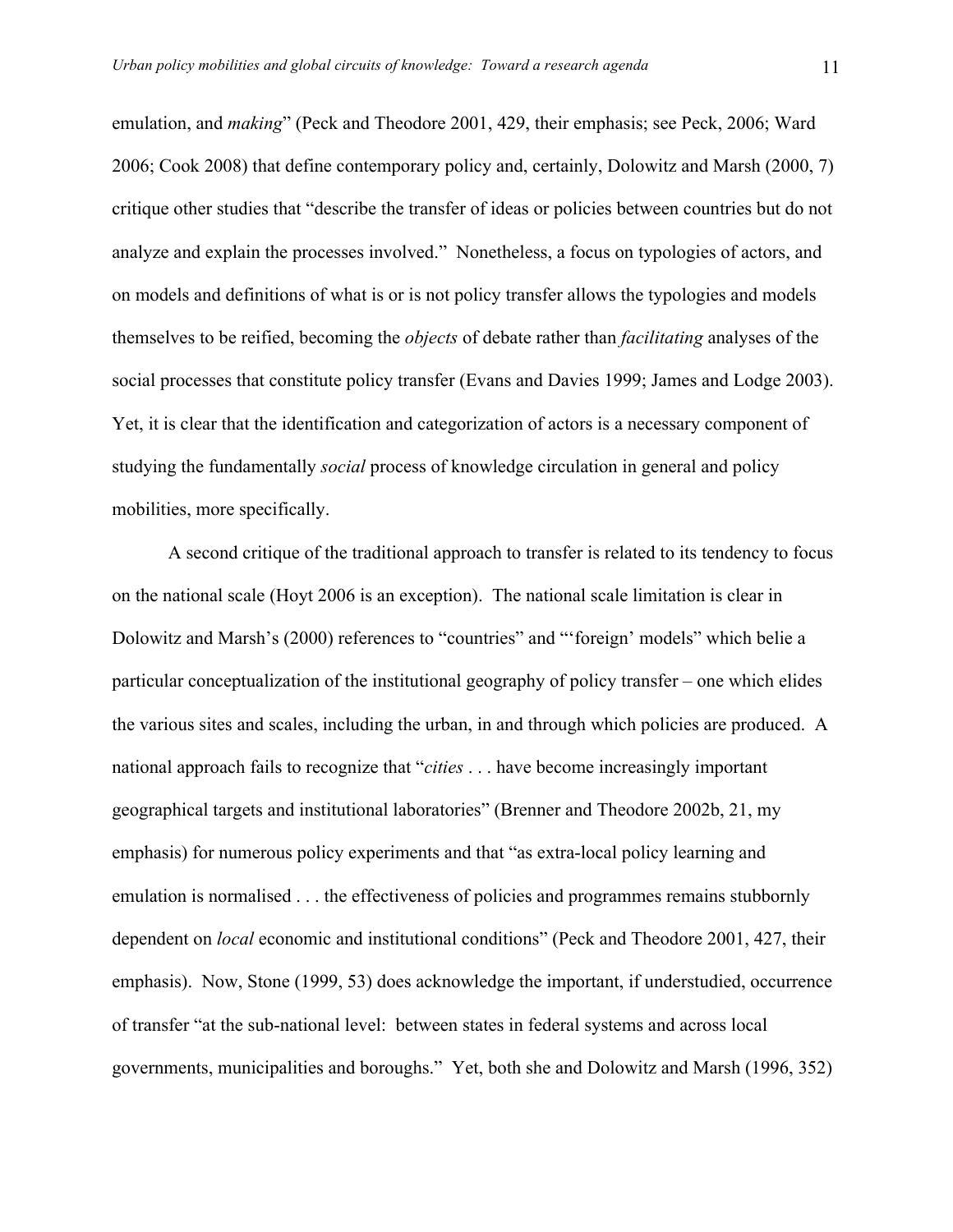emulation, and *making*" (Peck and Theodore 2001, 429, their emphasis; see Peck, 2006; Ward 2006; Cook 2008) that define contemporary policy and, certainly, Dolowitz and Marsh (2000, 7) critique other studies that "describe the transfer of ideas or policies between countries but do not analyze and explain the processes involved." Nonetheless, a focus on typologies of actors, and on models and definitions of what is or is not policy transfer allows the typologies and models themselves to be reified, becoming the *objects* of debate rather than *facilitating* analyses of the social processes that constitute policy transfer (Evans and Davies 1999; James and Lodge 2003). Yet, it is clear that the identification and categorization of actors is a necessary component of studying the fundamentally *social* process of knowledge circulation in general and policy mobilities, more specifically.

A second critique of the traditional approach to transfer is related to its tendency to focus on the national scale (Hoyt 2006 is an exception). The national scale limitation is clear in Dolowitz and Marsh's (2000) references to "countries" and "'foreign' models" which belie a particular conceptualization of the institutional geography of policy transfer – one which elides the various sites and scales, including the urban, in and through which policies are produced. A national approach fails to recognize that "*cities* . . . have become increasingly important geographical targets and institutional laboratories" (Brenner and Theodore 2002b, 21, my emphasis) for numerous policy experiments and that "as extra-local policy learning and emulation is normalised . . . the effectiveness of policies and programmes remains stubbornly dependent on *local* economic and institutional conditions" (Peck and Theodore 2001, 427, their emphasis). Now, Stone (1999, 53) does acknowledge the important, if understudied, occurrence of transfer "at the sub-national level: between states in federal systems and across local governments, municipalities and boroughs." Yet, both she and Dolowitz and Marsh (1996, 352)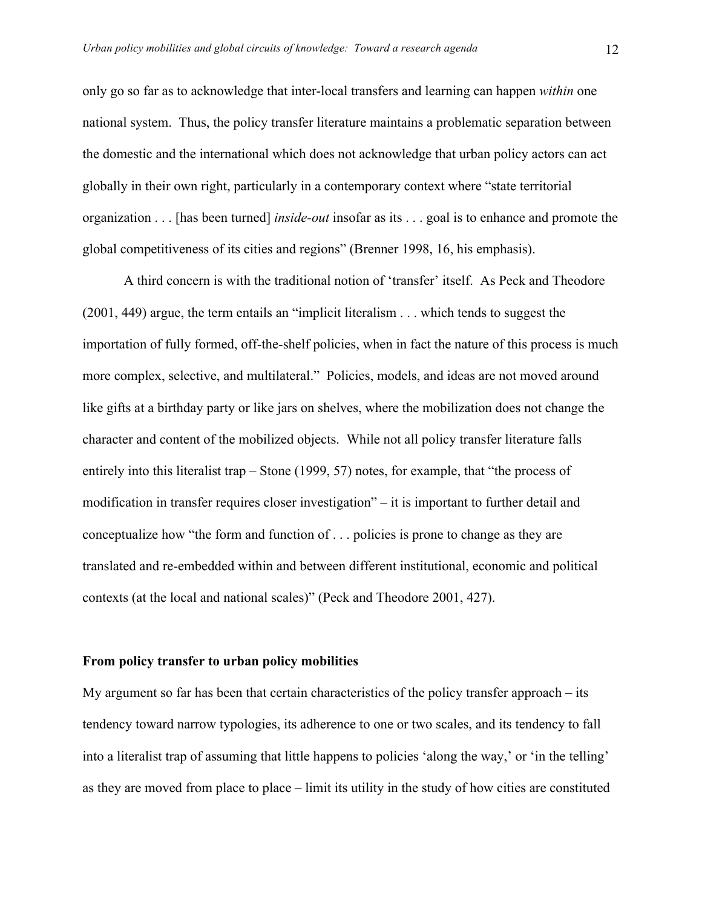only go so far as to acknowledge that inter-local transfers and learning can happen *within* one national system. Thus, the policy transfer literature maintains a problematic separation between the domestic and the international which does not acknowledge that urban policy actors can act globally in their own right, particularly in a contemporary context where "state territorial organization . . . [has been turned] *inside-out* insofar as its . . . goal is to enhance and promote the global competitiveness of its cities and regions" (Brenner 1998, 16, his emphasis).

A third concern is with the traditional notion of 'transfer' itself. As Peck and Theodore (2001, 449) argue, the term entails an "implicit literalism . . . which tends to suggest the importation of fully formed, off-the-shelf policies, when in fact the nature of this process is much more complex, selective, and multilateral." Policies, models, and ideas are not moved around like gifts at a birthday party or like jars on shelves, where the mobilization does not change the character and content of the mobilized objects. While not all policy transfer literature falls entirely into this literalist trap – Stone (1999, 57) notes, for example, that "the process of modification in transfer requires closer investigation" – it is important to further detail and conceptualize how "the form and function of . . . policies is prone to change as they are translated and re-embedded within and between different institutional, economic and political contexts (at the local and national scales)" (Peck and Theodore 2001, 427).

## From policy transfer to urban policy mobilities

My argument so far has been that certain characteristics of the policy transfer approach – its tendency toward narrow typologies, its adherence to one or two scales, and its tendency to fall into a literalist trap of assuming that little happens to policies 'along the way,' or 'in the telling' as they are moved from place to place – limit its utility in the study of how cities are constituted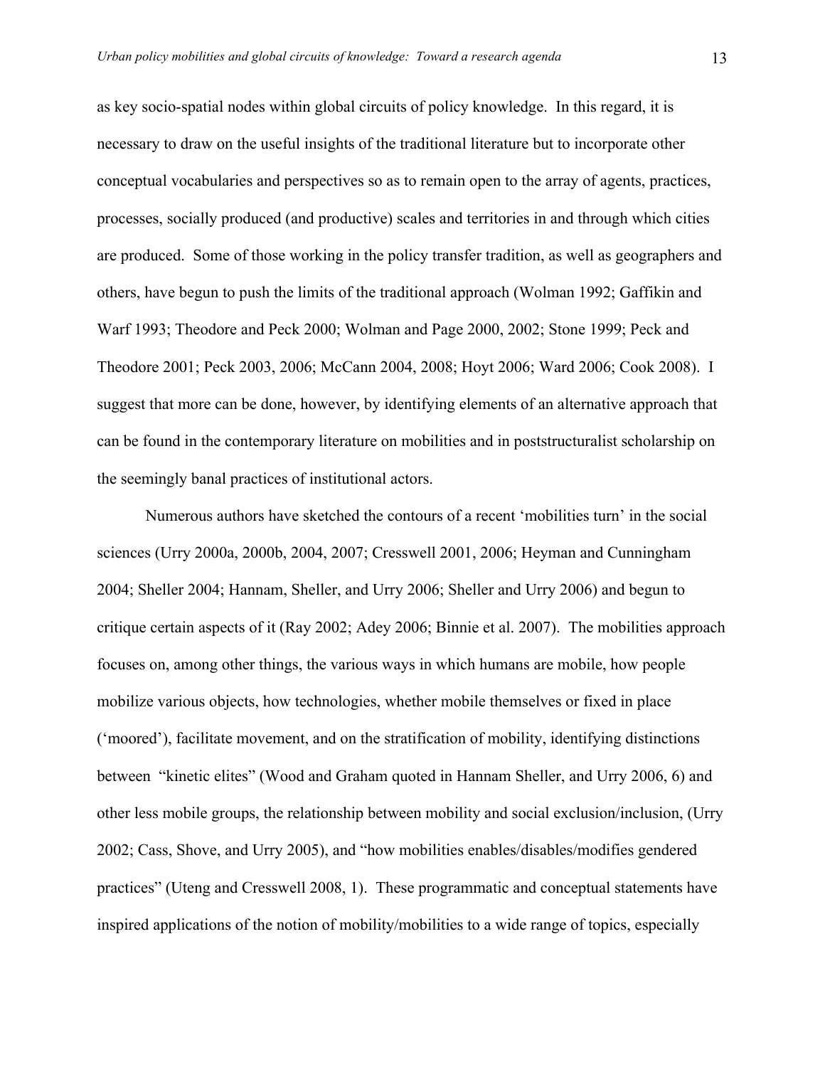as key socio-spatial nodes within global circuits of policy knowledge. In this regard, it is necessary to draw on the useful insights of the traditional literature but to incorporate other conceptual vocabularies and perspectives so as to remain open to the array of agents, practices, processes, socially produced (and productive) scales and territories in and through which cities are produced. Some of those working in the policy transfer tradition, as well as geographers and others, have begun to push the limits of the traditional approach (Wolman 1992; Gaffikin and Warf 1993; Theodore and Peck 2000; Wolman and Page 2000, 2002; Stone 1999; Peck and Theodore 2001; Peck 2003, 2006; McCann 2004, 2008; Hoyt 2006; Ward 2006; Cook 2008). I suggest that more can be done, however, by identifying elements of an alternative approach that can be found in the contemporary literature on mobilities and in poststructuralist scholarship on the seemingly banal practices of institutional actors.

Numerous authors have sketched the contours of a recent 'mobilities turn' in the social sciences (Urry 2000a, 2000b, 2004, 2007; Cresswell 2001, 2006; Heyman and Cunningham 2004; Sheller 2004; Hannam, Sheller, and Urry 2006; Sheller and Urry 2006) and begun to critique certain aspects of it (Ray 2002; Adey 2006; Binnie et al. 2007). The mobilities approach focuses on, among other things, the various ways in which humans are mobile, how people mobilize various objects, how technologies, whether mobile themselves or fixed in place ('moored'), facilitate movement, and on the stratification of mobility, identifying distinctions between "kinetic elites" (Wood and Graham quoted in Hannam Sheller, and Urry 2006, 6) and other less mobile groups, the relationship between mobility and social exclusion/inclusion, (Urry 2002; Cass, Shove, and Urry 2005), and "how mobilities enables/disables/modifies gendered practices" (Uteng and Cresswell 2008, 1). These programmatic and conceptual statements have inspired applications of the notion of mobility/mobilities to a wide range of topics, especially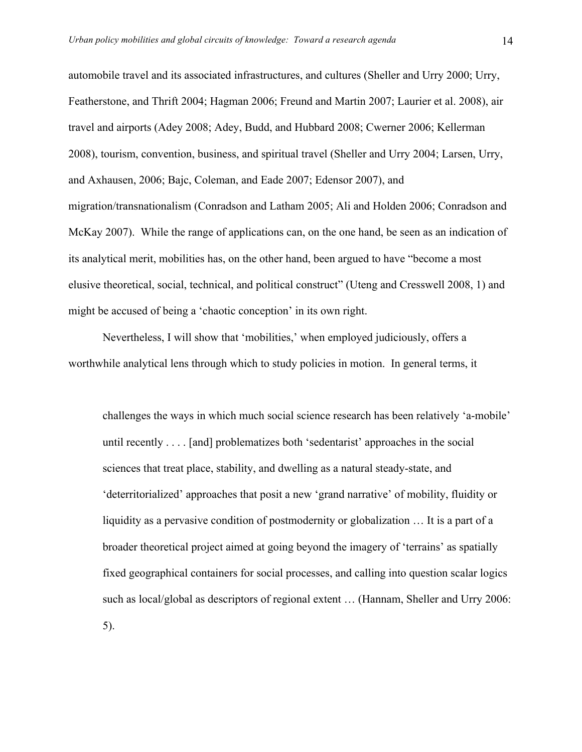automobile travel and its associated infrastructures, and cultures (Sheller and Urry 2000; Urry, Featherstone, and Thrift 2004; Hagman 2006; Freund and Martin 2007; Laurier et al. 2008), air travel and airports (Adey 2008; Adey, Budd, and Hubbard 2008; Cwerner 2006; Kellerman 2008), tourism, convention, business, and spiritual travel (Sheller and Urry 2004; Larsen, Urry, and Axhausen, 2006; Bajc, Coleman, and Eade 2007; Edensor 2007), and migration/transnationalism (Conradson and Latham 2005; Ali and Holden 2006; Conradson and McKay 2007). While the range of applications can, on the one hand, be seen as an indication of its analytical merit, mobilities has, on the other hand, been argued to have "become a most elusive theoretical, social, technical, and political construct" (Uteng and Cresswell 2008, 1) and might be accused of being a 'chaotic conception' in its own right.

Nevertheless, I will show that 'mobilities,' when employed judiciously, offers a worthwhile analytical lens through which to study policies in motion. In general terms, it

> challenges the ways in which much social science research has been relatively 'a-mobile' until recently . . . . [and] problematizes both 'sedentarist' approaches in the social sciences that treat place, stability, and dwelling as a natural steady-state, and 'deterritorialized' approaches that posit a new 'grand narrative' of mobility, fluidity or liquidity as a pervasive condition of postmodernity or globalization … It is a part of a broader theoretical project aimed at going beyond the imagery of 'terrains' as spatially fixed geographical containers for social processes, and calling into question scalar logics such as local/global as descriptors of regional extent … (Hannam, Sheller and Urry 2006: 5).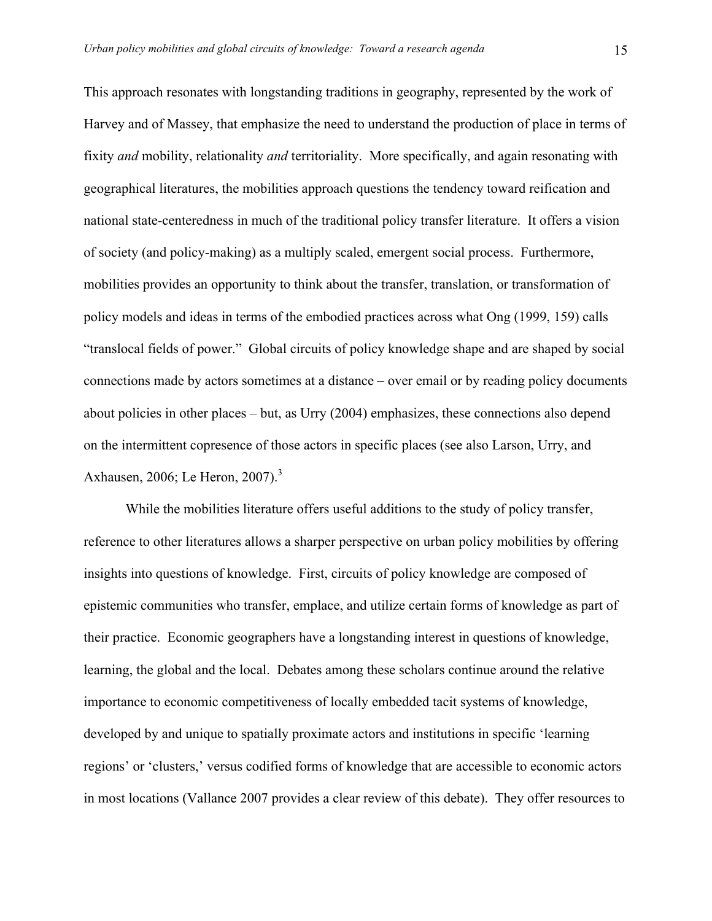This approach resonates with longstanding traditions in geography, represented by the work of Harvey and of Massey, that emphasize the need to understand the production of place in terms of fixity *and* mobility, relationality *and* territoriality. More specifically, and again resonating with geographical literatures, the mobilities approach questions the tendency toward reification and national state-centeredness in much of the traditional policy transfer literature. It offers a vision of society (and policy-making) as a multiply scaled, emergent social process. Furthermore, mobilities provides an opportunity to think about the transfer, translation, or transformation of policy models and ideas in terms of the embodied practices across what Ong (1999, 159) calls "translocal fields of power." Global circuits of policy knowledge shape and are shaped by social connections made by actors sometimes at a distance – over email or by reading policy documents about policies in other places – but, as Urry (2004) emphasizes, these connections also depend on the intermittent copresence of those actors in specific places (see also Larson, Urry, and Axhausen, 2006; Le Heron, 2007).[3]

While the mobilities literature offers useful additions to the study of policy transfer, reference to other literatures allows a sharper perspective on urban policy mobilities by offering insights into questions of knowledge. First, circuits of policy knowledge are composed of epistemic communities who transfer, emplace, and utilize certain forms of knowledge as part of their practice. Economic geographers have a longstanding interest in questions of knowledge, learning, the global and the local. Debates among these scholars continue around the relative importance to economic competitiveness of locally embedded tacit systems of knowledge, developed by and unique to spatially proximate actors and institutions in specific 'learning regions' or 'clusters,' versus codified forms of knowledge that are accessible to economic actors in most locations (Vallance 2007 provides a clear review of this debate). They offer resources to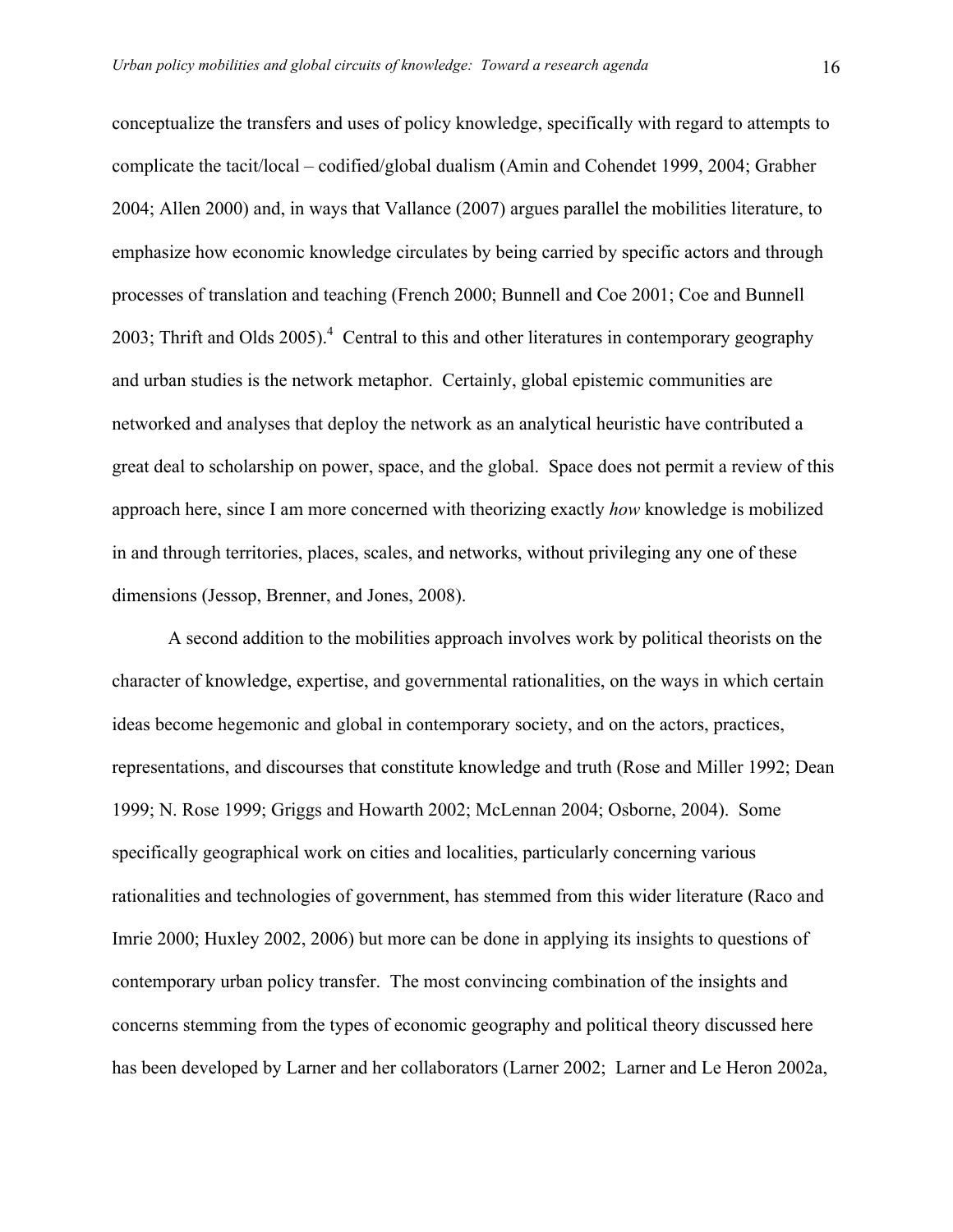conceptualize the transfers and uses of policy knowledge, specifically with regard to attempts to complicate the tacit/local – codified/global dualism (Amin and Cohendet 1999, 2004; Grabher 2004; Allen 2000) and, in ways that Vallance (2007) argues parallel the mobilities literature, to emphasize how economic knowledge circulates by being carried by specific actors and through processes of translation and teaching (French 2000; Bunnell and Coe 2001; Coe and Bunnell 2003; Thrift and Olds 2005).[4] Central to this and other literatures in contemporary geography and urban studies is the network metaphor. Certainly, global epistemic communities are networked and analyses that deploy the network as an analytical heuristic have contributed a great deal to scholarship on power, space, and the global. Space does not permit a review of this approach here, since I am more concerned with theorizing exactly *how* knowledge is mobilized in and through territories, places, scales, and networks, without privileging any one of these dimensions (Jessop, Brenner, and Jones, 2008).

A second addition to the mobilities approach involves work by political theorists on the character of knowledge, expertise, and governmental rationalities, on the ways in which certain ideas become hegemonic and global in contemporary society, and on the actors, practices, representations, and discourses that constitute knowledge and truth (Rose and Miller 1992; Dean 1999; N. Rose 1999; Griggs and Howarth 2002; McLennan 2004; Osborne, 2004). Some specifically geographical work on cities and localities, particularly concerning various rationalities and technologies of government, has stemmed from this wider literature (Raco and Imrie 2000; Huxley 2002, 2006) but more can be done in applying its insights to questions of contemporary urban policy transfer. The most convincing combination of the insights and concerns stemming from the types of economic geography and political theory discussed here has been developed by Larner and her collaborators (Larner 2002; Larner and Le Heron 2002a,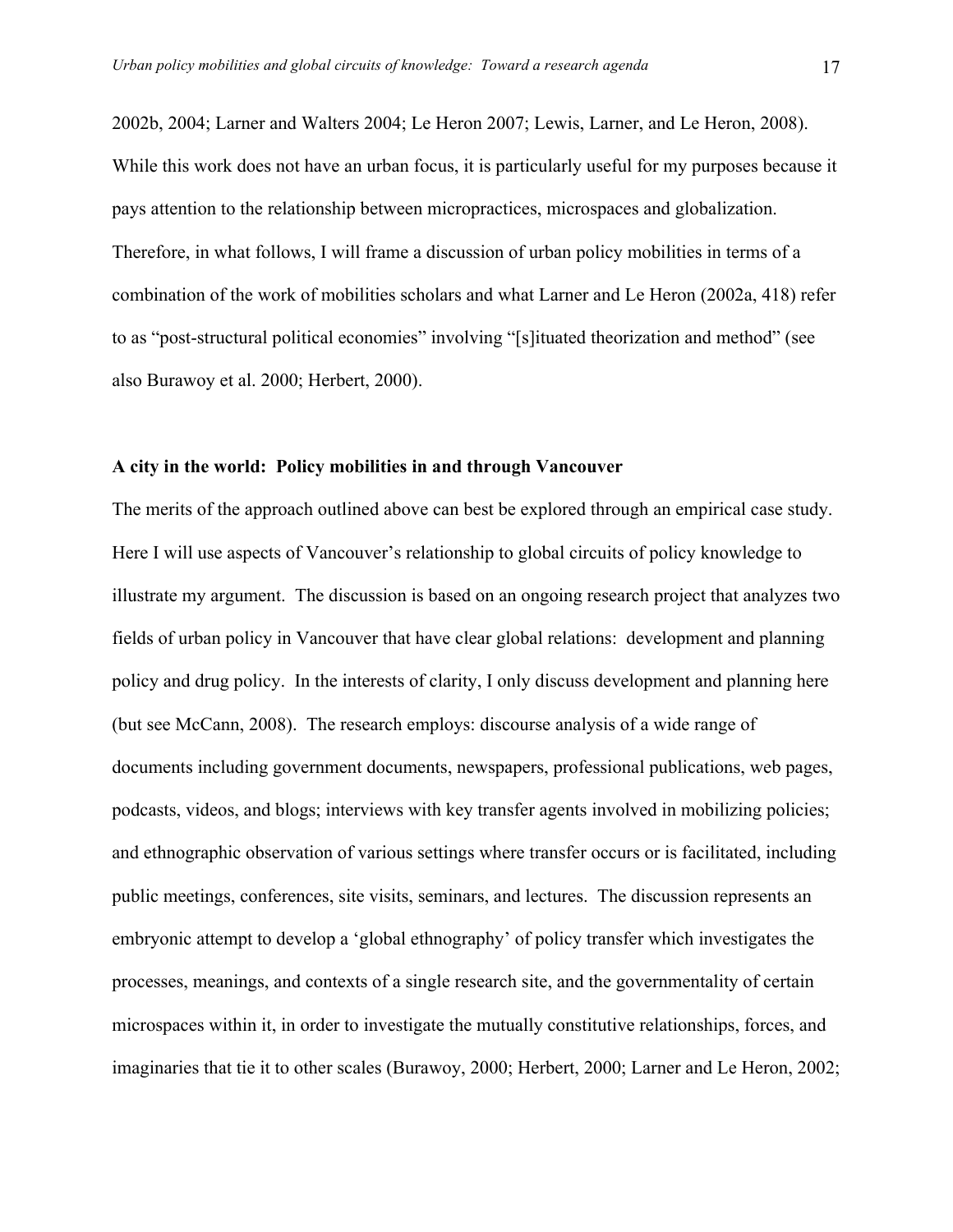2002b, 2004; Larner and Walters 2004; Le Heron 2007; Lewis, Larner, and Le Heron, 2008). While this work does not have an urban focus, it is particularly useful for my purposes because it pays attention to the relationship between micropractices, microspaces and globalization. Therefore, in what follows, I will frame a discussion of urban policy mobilities in terms of a combination of the work of mobilities scholars and what Larner and Le Heron (2002a, 418) refer to as "post-structural political economies" involving "[s]ituated theorization and method" (see also Burawoy et al. 2000; Herbert, 2000).

## A city in the world: Policy mobilities in and through Vancouver

The merits of the approach outlined above can best be explored through an empirical case study. Here I will use aspects of Vancouver's relationship to global circuits of policy knowledge to illustrate my argument. The discussion is based on an ongoing research project that analyzes two fields of urban policy in Vancouver that have clear global relations: development and planning policy and drug policy. In the interests of clarity, I only discuss development and planning here (but see McCann, 2008). The research employs: discourse analysis of a wide range of documents including government documents, newspapers, professional publications, web pages, podcasts, videos, and blogs; interviews with key transfer agents involved in mobilizing policies; and ethnographic observation of various settings where transfer occurs or is facilitated, including public meetings, conferences, site visits, seminars, and lectures. The discussion represents an embryonic attempt to develop a 'global ethnography' of policy transfer which investigates the processes, meanings, and contexts of a single research site, and the governmentality of certain microspaces within it, in order to investigate the mutually constitutive relationships, forces, and imaginaries that tie it to other scales (Burawoy, 2000; Herbert, 2000; Larner and Le Heron, 2002;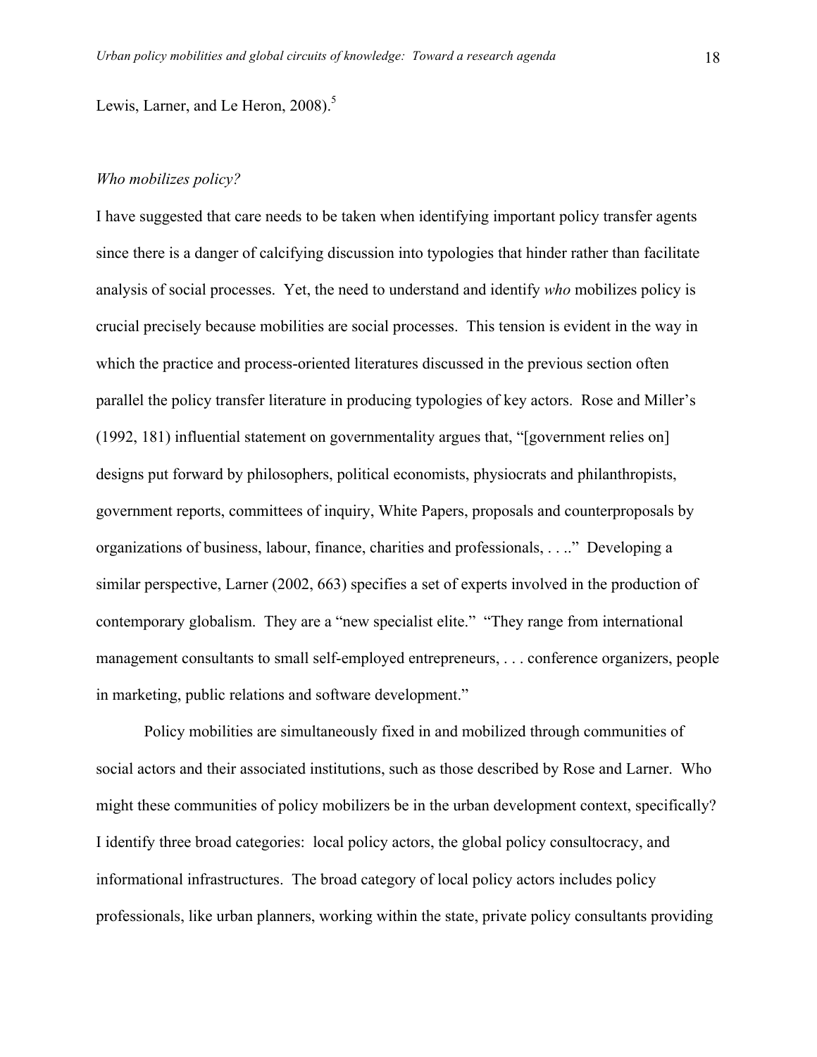Lewis, Larner, and Le Heron, 2008).[5]

*Who mobilizes policy?*

I have suggested that care needs to be taken when identifying important policy transfer agents since there is a danger of calcifying discussion into typologies that hinder rather than facilitate analysis of social processes. Yet, the need to understand and identify *who* mobilizes policy is crucial precisely because mobilities are social processes. This tension is evident in the way in which the practice and process-oriented literatures discussed in the previous section often parallel the policy transfer literature in producing typologies of key actors. Rose and Miller's (1992, 181) influential statement on governmentality argues that, "[government relies on] designs put forward by philosophers, political economists, physiocrats and philanthropists, government reports, committees of inquiry, White Papers, proposals and counterproposals by organizations of business, labour, finance, charities and professionals, . . .." Developing a similar perspective, Larner (2002, 663) specifies a set of experts involved in the production of contemporary globalism. They are a "new specialist elite." "They range from international management consultants to small self-employed entrepreneurs, . . . conference organizers, people in marketing, public relations and software development."

Policy mobilities are simultaneously fixed in and mobilized through communities of social actors and their associated institutions, such as those described by Rose and Larner. Who might these communities of policy mobilizers be in the urban development context, specifically? I identify three broad categories: local policy actors, the global policy consultocracy, and informational infrastructures. The broad category of local policy actors includes policy professionals, like urban planners, working within the state, private policy consultants providing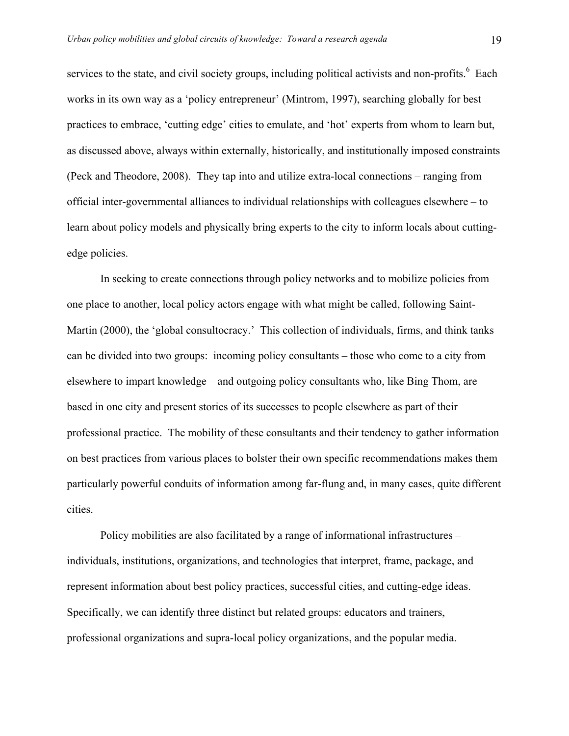services to the state, and civil society groups, including political activists and non-profits.[6] Each works in its own way as a 'policy entrepreneur' (Mintrom, 1997), searching globally for best practices to embrace, 'cutting edge' cities to emulate, and 'hot' experts from whom to learn but, as discussed above, always within externally, historically, and institutionally imposed constraints (Peck and Theodore, 2008). They tap into and utilize extra-local connections – ranging from official inter-governmental alliances to individual relationships with colleagues elsewhere – to learn about policy models and physically bring experts to the city to inform locals about cutting-edge policies.

In seeking to create connections through policy networks and to mobilize policies from one place to another, local policy actors engage with what might be called, following Saint-Martin (2000), the 'global consultocracy.' This collection of individuals, firms, and think tanks can be divided into two groups: incoming policy consultants – those who come to a city from elsewhere to impart knowledge – and outgoing policy consultants who, like Bing Thom, are based in one city and present stories of its successes to people elsewhere as part of their professional practice. The mobility of these consultants and their tendency to gather information on best practices from various places to bolster their own specific recommendations makes them particularly powerful conduits of information among far-flung and, in many cases, quite different cities.

Policy mobilities are also facilitated by a range of informational infrastructures – individuals, institutions, organizations, and technologies that interpret, frame, package, and represent information about best policy practices, successful cities, and cutting-edge ideas. Specifically, we can identify three distinct but related groups: educators and trainers, professional organizations and supra-local policy organizations, and the popular media.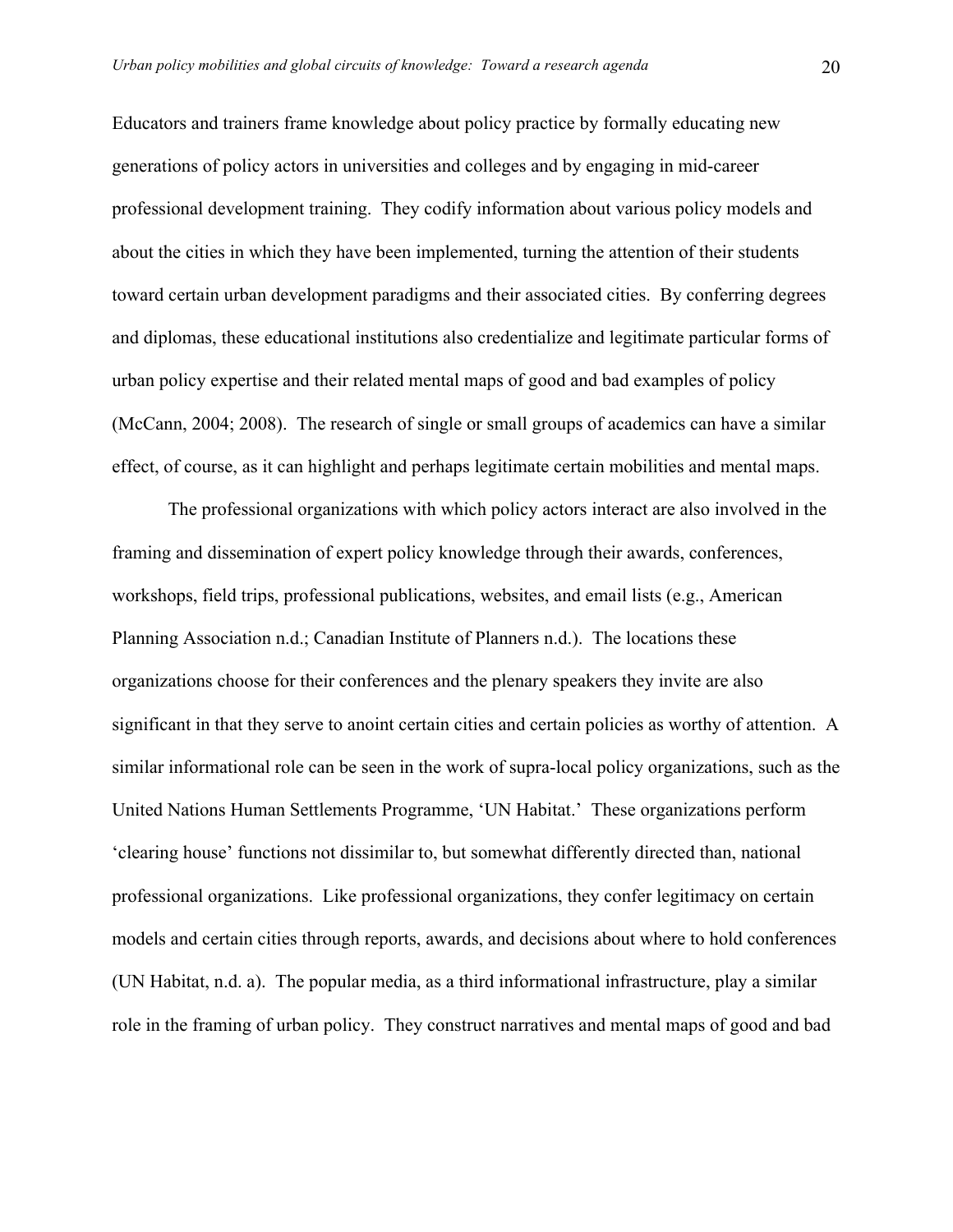Educators and trainers frame knowledge about policy practice by formally educating new generations of policy actors in universities and colleges and by engaging in mid-career professional development training. They codify information about various policy models and about the cities in which they have been implemented, turning the attention of their students toward certain urban development paradigms and their associated cities. By conferring degrees and diplomas, these educational institutions also credentialize and legitimate particular forms of urban policy expertise and their related mental maps of good and bad examples of policy (McCann, 2004; 2008). The research of single or small groups of academics can have a similar effect, of course, as it can highlight and perhaps legitimate certain mobilities and mental maps.

The professional organizations with which policy actors interact are also involved in the framing and dissemination of expert policy knowledge through their awards, conferences, workshops, field trips, professional publications, websites, and email lists (e.g., American Planning Association n.d.; Canadian Institute of Planners n.d.). The locations these organizations choose for their conferences and the plenary speakers they invite are also significant in that they serve to anoint certain cities and certain policies as worthy of attention. A similar informational role can be seen in the work of supra-local policy organizations, such as the United Nations Human Settlements Programme, 'UN Habitat.' These organizations perform 'clearing house' functions not dissimilar to, but somewhat differently directed than, national professional organizations. Like professional organizations, they confer legitimacy on certain models and certain cities through reports, awards, and decisions about where to hold conferences (UN Habitat, n.d. a). The popular media, as a third informational infrastructure, play a similar role in the framing of urban policy. They construct narratives and mental maps of good and bad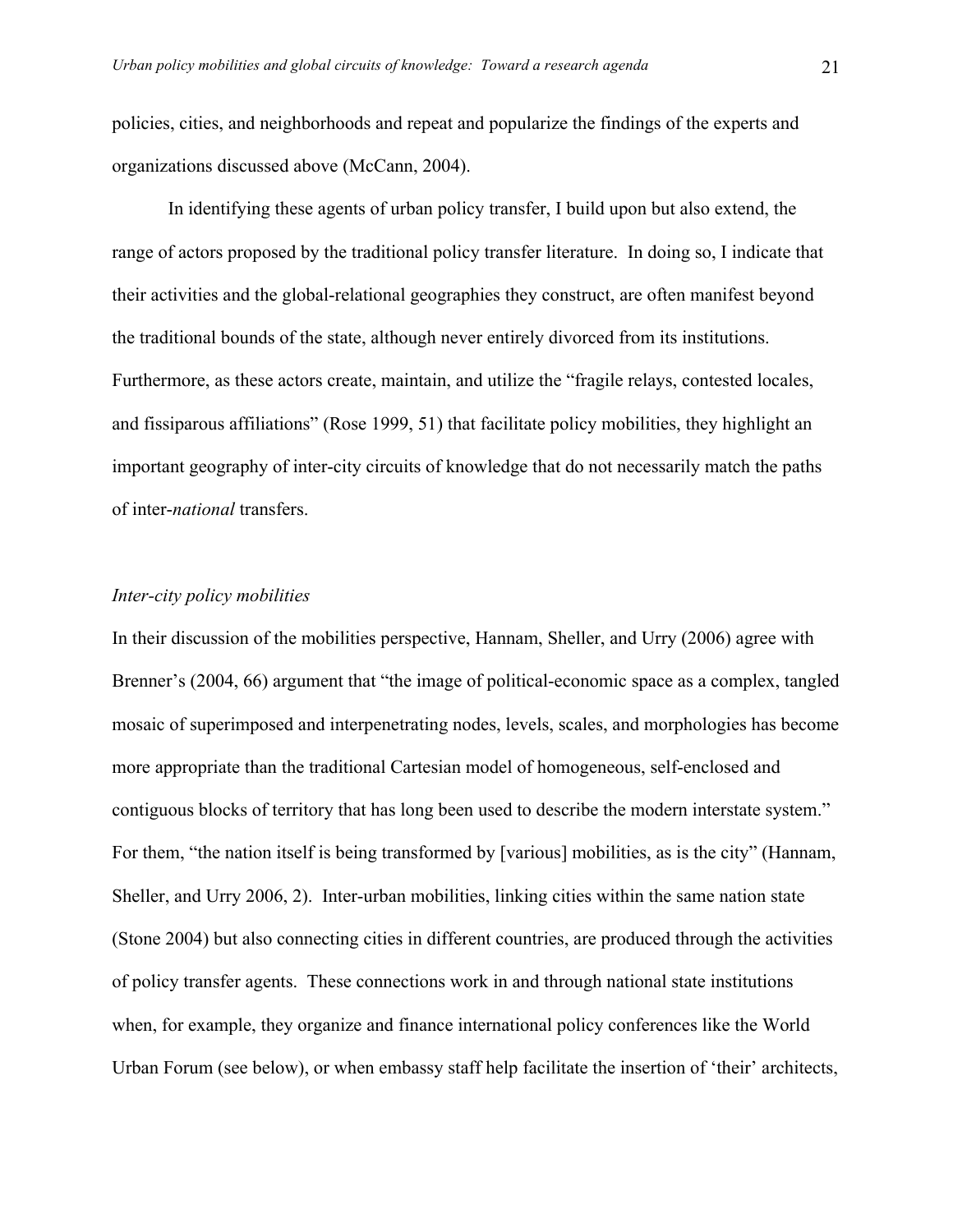policies, cities, and neighborhoods and repeat and popularize the findings of the experts and organizations discussed above (McCann, 2004).

In identifying these agents of urban policy transfer, I build upon but also extend, the range of actors proposed by the traditional policy transfer literature. In doing so, I indicate that their activities and the global-relational geographies they construct, are often manifest beyond the traditional bounds of the state, although never entirely divorced from its institutions. Furthermore, as these actors create, maintain, and utilize the "fragile relays, contested locales, and fissiparous affiliations" (Rose 1999, 51) that facilitate policy mobilities, they highlight an important geography of inter-city circuits of knowledge that do not necessarily match the paths of inter-*national* transfers.

### *Inter-city policy mobilities*

In their discussion of the mobilities perspective, Hannam, Sheller, and Urry (2006) agree with Brenner's (2004, 66) argument that "the image of political-economic space as a complex, tangled mosaic of superimposed and interpenetrating nodes, levels, scales, and morphologies has become more appropriate than the traditional Cartesian model of homogeneous, self-enclosed and contiguous blocks of territory that has long been used to describe the modern interstate system." For them, "the nation itself is being transformed by [various] mobilities, as is the city" (Hannam, Sheller, and Urry 2006, 2). Inter-urban mobilities, linking cities within the same nation state (Stone 2004) but also connecting cities in different countries, are produced through the activities of policy transfer agents. These connections work in and through national state institutions when, for example, they organize and finance international policy conferences like the World Urban Forum (see below), or when embassy staff help facilitate the insertion of 'their' architects,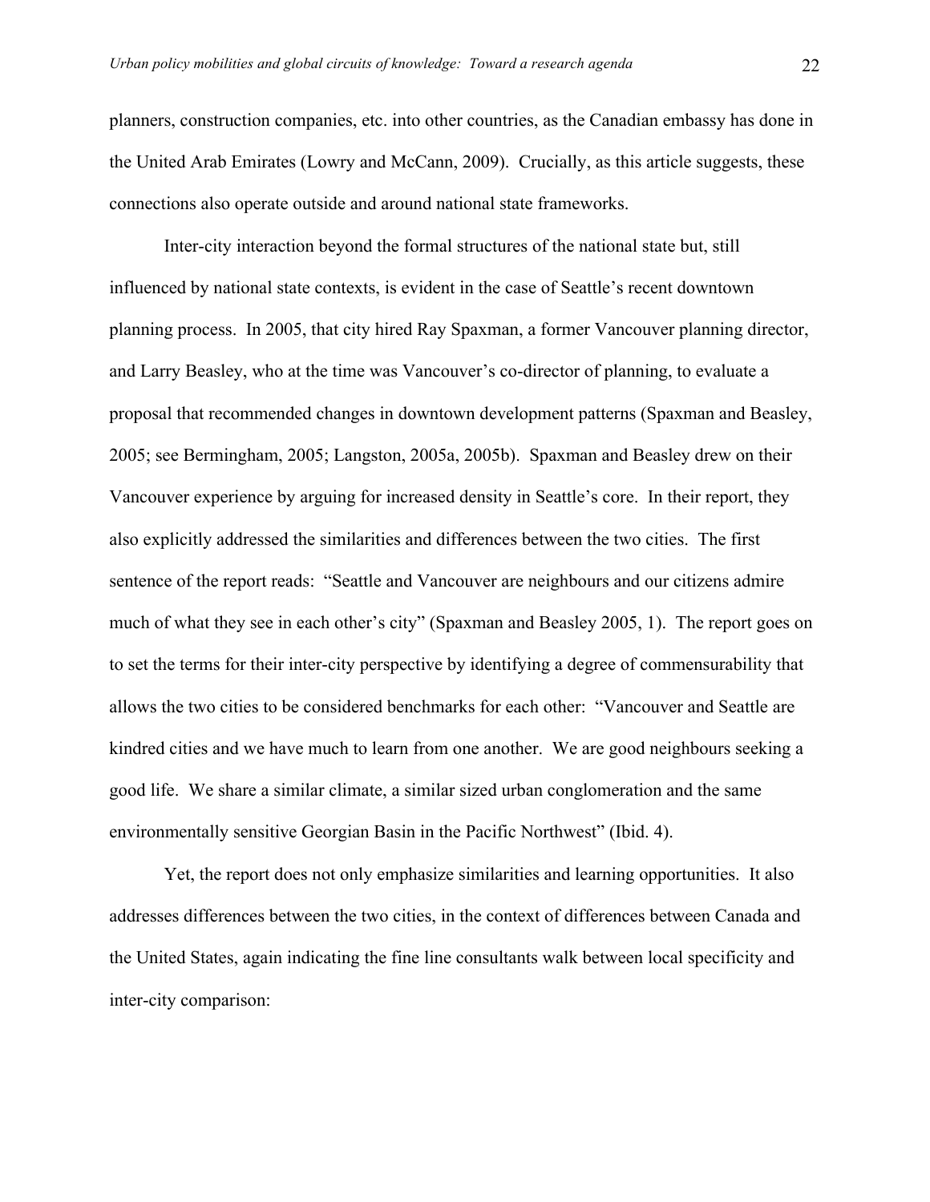planners, construction companies, etc. into other countries, as the Canadian embassy has done in the United Arab Emirates (Lowry and McCann, 2009). Crucially, as this article suggests, these connections also operate outside and around national state frameworks.

Inter-city interaction beyond the formal structures of the national state but, still influenced by national state contexts, is evident in the case of Seattle's recent downtown planning process. In 2005, that city hired Ray Spaxman, a former Vancouver planning director, and Larry Beasley, who at the time was Vancouver's co-director of planning, to evaluate a proposal that recommended changes in downtown development patterns (Spaxman and Beasley, 2005; see Bermingham, 2005; Langston, 2005a, 2005b). Spaxman and Beasley drew on their Vancouver experience by arguing for increased density in Seattle's core. In their report, they also explicitly addressed the similarities and differences between the two cities. The first sentence of the report reads: "Seattle and Vancouver are neighbours and our citizens admire much of what they see in each other's city" (Spaxman and Beasley 2005, 1). The report goes on to set the terms for their inter-city perspective by identifying a degree of commensurability that allows the two cities to be considered benchmarks for each other: "Vancouver and Seattle are kindred cities and we have much to learn from one another. We are good neighbours seeking a good life. We share a similar climate, a similar sized urban conglomeration and the same environmentally sensitive Georgian Basin in the Pacific Northwest" (Ibid. 4).

Yet, the report does not only emphasize similarities and learning opportunities. It also addresses differences between the two cities, in the context of differences between Canada and the United States, again indicating the fine line consultants walk between local specificity and inter-city comparison: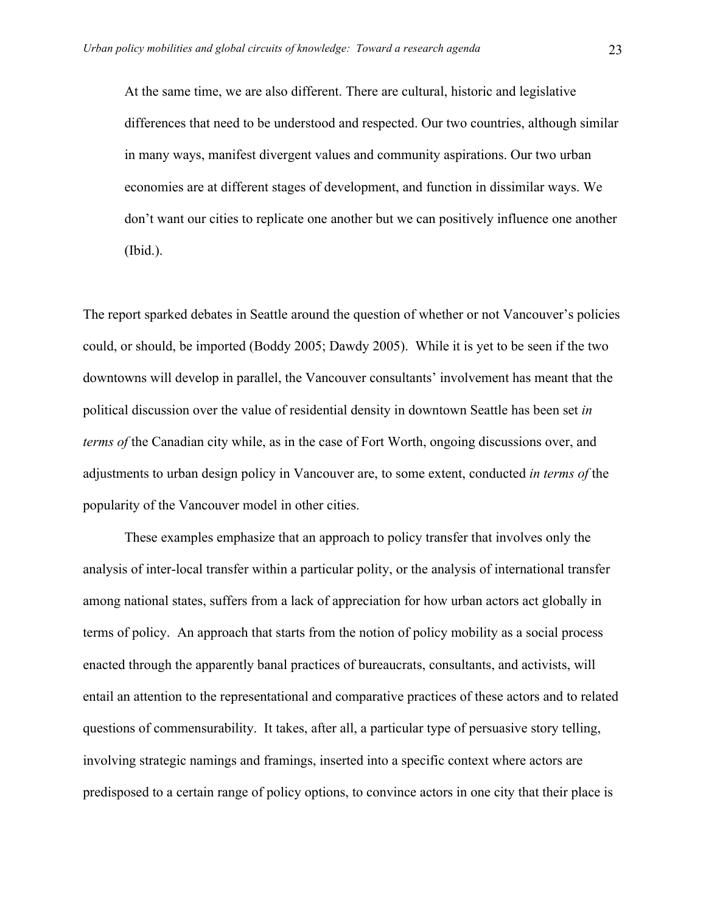> At the same time, we are also different. There are cultural, historic and legislative differences that need to be understood and respected. Our two countries, although similar in many ways, manifest divergent values and community aspirations. Our two urban economies are at different stages of development, and function in dissimilar ways. We don't want our cities to replicate one another but we can positively influence one another (Ibid.).

The report sparked debates in Seattle around the question of whether or not Vancouver's policies could, or should, be imported (Boddy 2005; Dawdy 2005). While it is yet to be seen if the two downtowns will develop in parallel, the Vancouver consultants' involvement has meant that the political discussion over the value of residential density in downtown Seattle has been set *in terms of* the Canadian city while, as in the case of Fort Worth, ongoing discussions over, and adjustments to urban design policy in Vancouver are, to some extent, conducted *in terms of* the popularity of the Vancouver model in other cities.

These examples emphasize that an approach to policy transfer that involves only the analysis of inter-local transfer within a particular polity, or the analysis of international transfer among national states, suffers from a lack of appreciation for how urban actors act globally in terms of policy. An approach that starts from the notion of policy mobility as a social process enacted through the apparently banal practices of bureaucrats, consultants, and activists, will entail an attention to the representational and comparative practices of these actors and to related questions of commensurability. It takes, after all, a particular type of persuasive story telling, involving strategic namings and framings, inserted into a specific context where actors are predisposed to a certain range of policy options, to convince actors in one city that their place is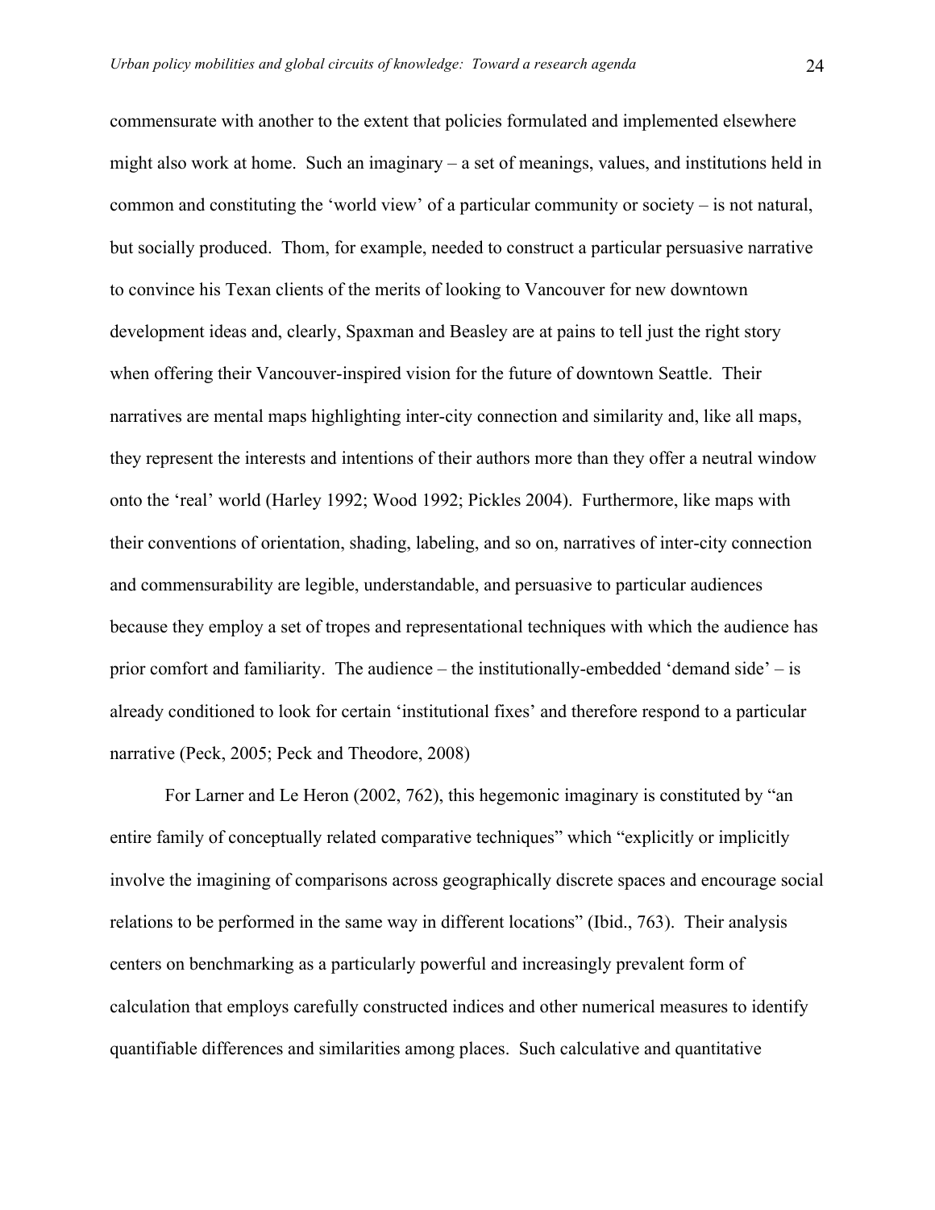commensurate with another to the extent that policies formulated and implemented elsewhere might also work at home. Such an imaginary – a set of meanings, values, and institutions held in common and constituting the 'world view' of a particular community or society – is not natural, but socially produced. Thom, for example, needed to construct a particular persuasive narrative to convince his Texan clients of the merits of looking to Vancouver for new downtown development ideas and, clearly, Spaxman and Beasley are at pains to tell just the right story when offering their Vancouver-inspired vision for the future of downtown Seattle. Their narratives are mental maps highlighting inter-city connection and similarity and, like all maps, they represent the interests and intentions of their authors more than they offer a neutral window onto the 'real' world (Harley 1992; Wood 1992; Pickles 2004). Furthermore, like maps with their conventions of orientation, shading, labeling, and so on, narratives of inter-city connection and commensurability are legible, understandable, and persuasive to particular audiences because they employ a set of tropes and representational techniques with which the audience has prior comfort and familiarity. The audience – the institutionally-embedded 'demand side' – is already conditioned to look for certain 'institutional fixes' and therefore respond to a particular narrative (Peck, 2005; Peck and Theodore, 2008)

For Larner and Le Heron (2002, 762), this hegemonic imaginary is constituted by "an entire family of conceptually related comparative techniques" which "explicitly or implicitly involve the imagining of comparisons across geographically discrete spaces and encourage social relations to be performed in the same way in different locations" (Ibid., 763). Their analysis centers on benchmarking as a particularly powerful and increasingly prevalent form of calculation that employs carefully constructed indices and other numerical measures to identify quantifiable differences and similarities among places. Such calculative and quantitative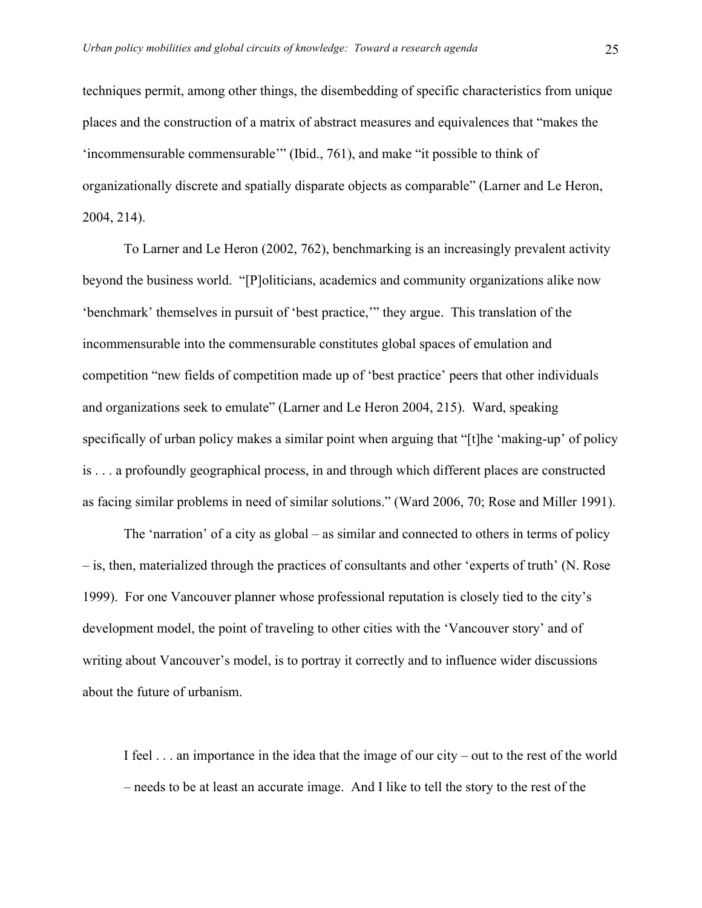techniques permit, among other things, the disembedding of specific characteristics from unique places and the construction of a matrix of abstract measures and equivalences that "makes the 'incommensurable commensurable'" (Ibid., 761), and make "it possible to think of organizationally discrete and spatially disparate objects as comparable" (Larner and Le Heron, 2004, 214).

To Larner and Le Heron (2002, 762), benchmarking is an increasingly prevalent activity beyond the business world. "[P]oliticians, academics and community organizations alike now 'benchmark' themselves in pursuit of 'best practice,'" they argue. This translation of the incommensurable into the commensurable constitutes global spaces of emulation and competition "new fields of competition made up of 'best practice' peers that other individuals and organizations seek to emulate" (Larner and Le Heron 2004, 215). Ward, speaking specifically of urban policy makes a similar point when arguing that "[t]he 'making-up' of policy is . . . a profoundly geographical process, in and through which different places are constructed as facing similar problems in need of similar solutions." (Ward 2006, 70; Rose and Miller 1991).

The 'narration' of a city as global – as similar and connected to others in terms of policy – is, then, materialized through the practices of consultants and other 'experts of truth' (N. Rose 1999). For one Vancouver planner whose professional reputation is closely tied to the city's development model, the point of traveling to other cities with the 'Vancouver story' and of writing about Vancouver's model, is to portray it correctly and to influence wider discussions about the future of urbanism.

> I feel . . . an importance in the idea that the image of our city – out to the rest of the world – needs to be at least an accurate image. And I like to tell the story to the rest of the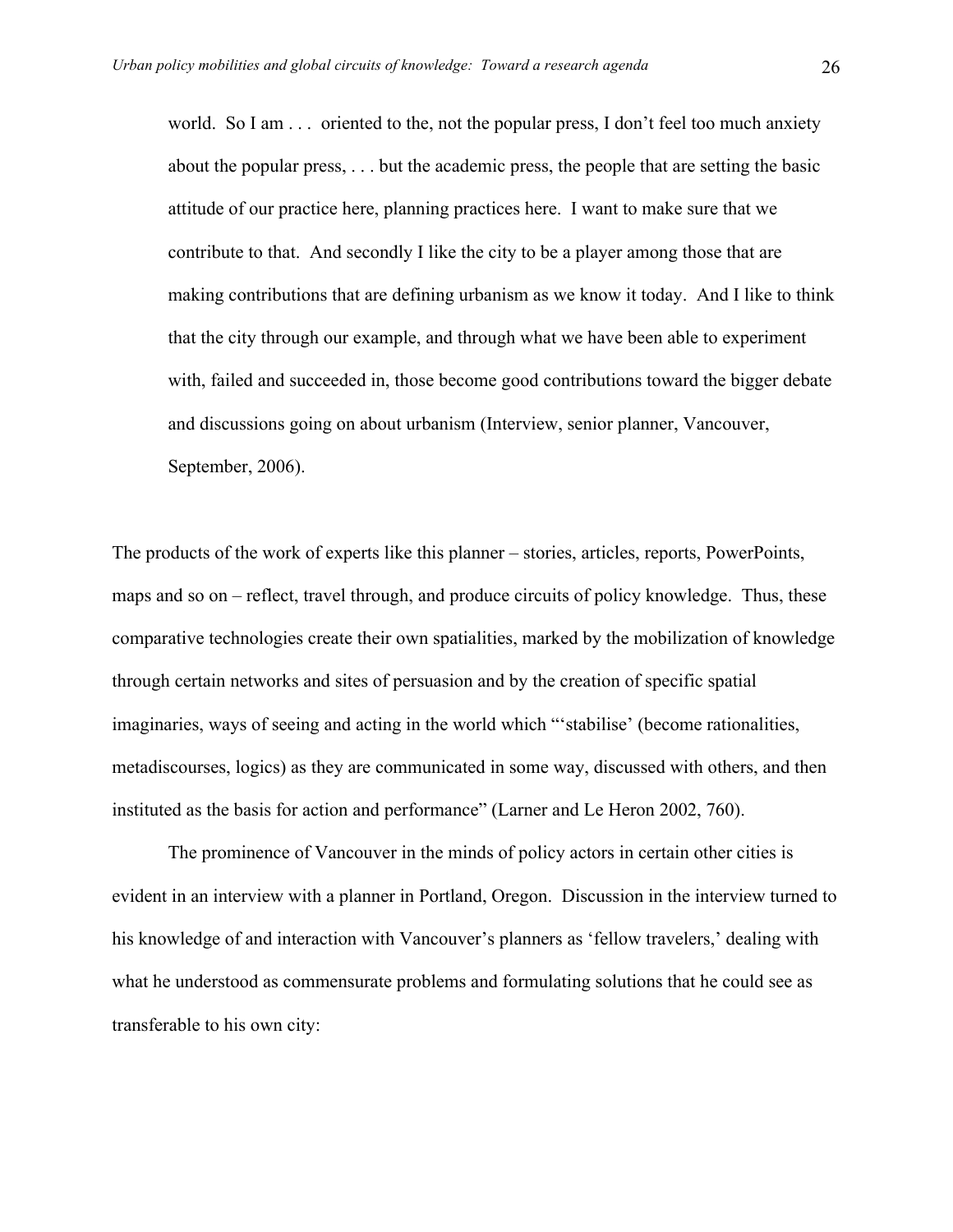> world. So I am . . . oriented to the, not the popular press, I don't feel too much anxiety about the popular press, . . . but the academic press, the people that are setting the basic attitude of our practice here, planning practices here. I want to make sure that we contribute to that. And secondly I like the city to be a player among those that are making contributions that are defining urbanism as we know it today. And I like to think that the city through our example, and through what we have been able to experiment with, failed and succeeded in, those become good contributions toward the bigger debate and discussions going on about urbanism (Interview, senior planner, Vancouver, September, 2006).

The products of the work of experts like this planner – stories, articles, reports, PowerPoints, maps and so on – reflect, travel through, and produce circuits of policy knowledge. Thus, these comparative technologies create their own spatialities, marked by the mobilization of knowledge through certain networks and sites of persuasion and by the creation of specific spatial imaginaries, ways of seeing and acting in the world which "'stabilise' (become rationalities, metadiscourses, logics) as they are communicated in some way, discussed with others, and then instituted as the basis for action and performance" (Larner and Le Heron 2002, 760).

The prominence of Vancouver in the minds of policy actors in certain other cities is evident in an interview with a planner in Portland, Oregon. Discussion in the interview turned to his knowledge of and interaction with Vancouver's planners as 'fellow travelers,' dealing with what he understood as commensurate problems and formulating solutions that he could see as transferable to his own city: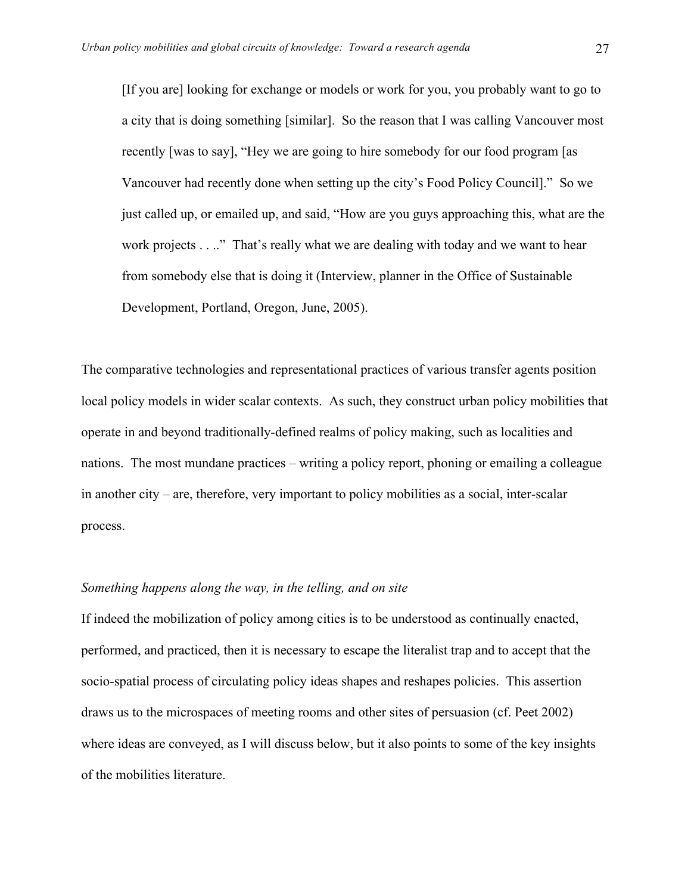> [If you are] looking for exchange or models or work for you, you probably want to go to a city that is doing something [similar]. So the reason that I was calling Vancouver most recently [was to say], "Hey we are going to hire somebody for our food program [as Vancouver had recently done when setting up the city's Food Policy Council]." So we just called up, or emailed up, and said, "How are you guys approaching this, what are the work projects . . .." That's really what we are dealing with today and we want to hear from somebody else that is doing it (Interview, planner in the Office of Sustainable Development, Portland, Oregon, June, 2005).

The comparative technologies and representational practices of various transfer agents position local policy models in wider scalar contexts. As such, they construct urban policy mobilities that operate in and beyond traditionally-defined realms of policy making, such as localities and nations. The most mundane practices – writing a policy report, phoning or emailing a colleague in another city – are, therefore, very important to policy mobilities as a social, inter-scalar process.

*Something happens along the way, in the telling, and on site*

If indeed the mobilization of policy among cities is to be understood as continually enacted, performed, and practiced, then it is necessary to escape the literalist trap and to accept that the socio-spatial process of circulating policy ideas shapes and reshapes policies. This assertion draws us to the microspaces of meeting rooms and other sites of persuasion (cf. Peet 2002) where ideas are conveyed, as I will discuss below, but it also points to some of the key insights of the mobilities literature.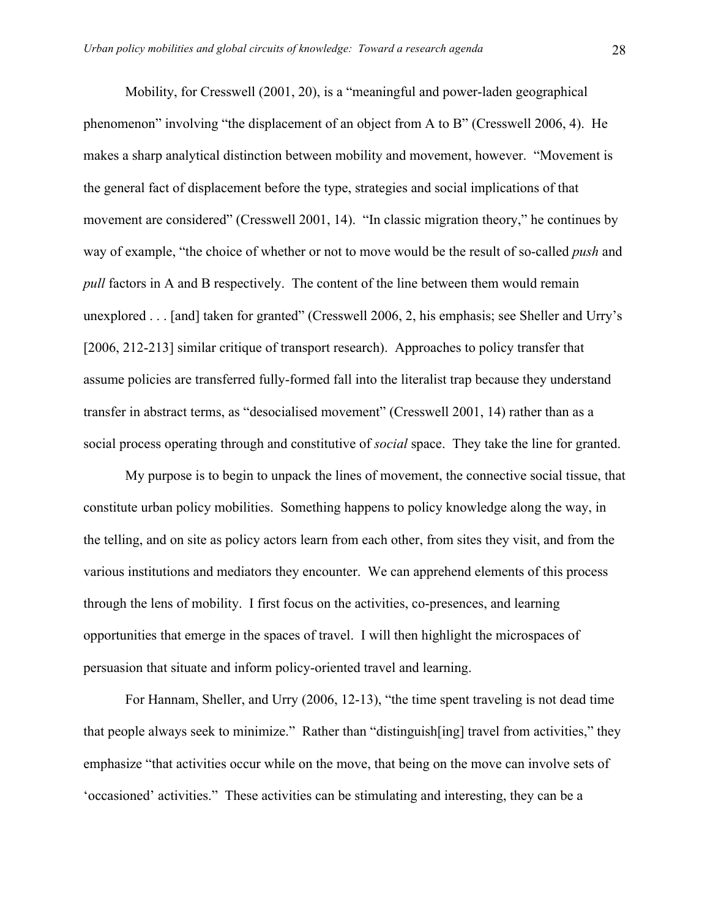Mobility, for Cresswell (2001, 20), is a "meaningful and power-laden geographical phenomenon" involving "the displacement of an object from A to B" (Cresswell 2006, 4). He makes a sharp analytical distinction between mobility and movement, however. "Movement is the general fact of displacement before the type, strategies and social implications of that movement are considered" (Cresswell 2001, 14). "In classic migration theory," he continues by way of example, "the choice of whether or not to move would be the result of so-called *push* and *pull* factors in A and B respectively. The content of the line between them would remain unexplored . . . [and] taken for granted" (Cresswell 2006, 2, his emphasis; see Sheller and Urry's [2006, 212-213] similar critique of transport research). Approaches to policy transfer that assume policies are transferred fully-formed fall into the literalist trap because they understand transfer in abstract terms, as "desocialised movement" (Cresswell 2001, 14) rather than as a social process operating through and constitutive of *social* space. They take the line for granted.

My purpose is to begin to unpack the lines of movement, the connective social tissue, that constitute urban policy mobilities. Something happens to policy knowledge along the way, in the telling, and on site as policy actors learn from each other, from sites they visit, and from the various institutions and mediators they encounter. We can apprehend elements of this process through the lens of mobility. I first focus on the activities, co-presences, and learning opportunities that emerge in the spaces of travel. I will then highlight the microspaces of persuasion that situate and inform policy-oriented travel and learning.

For Hannam, Sheller, and Urry (2006, 12-13), "the time spent traveling is not dead time that people always seek to minimize." Rather than "distinguish[ing] travel from activities," they emphasize "that activities occur while on the move, that being on the move can involve sets of 'occasioned' activities." These activities can be stimulating and interesting, they can be a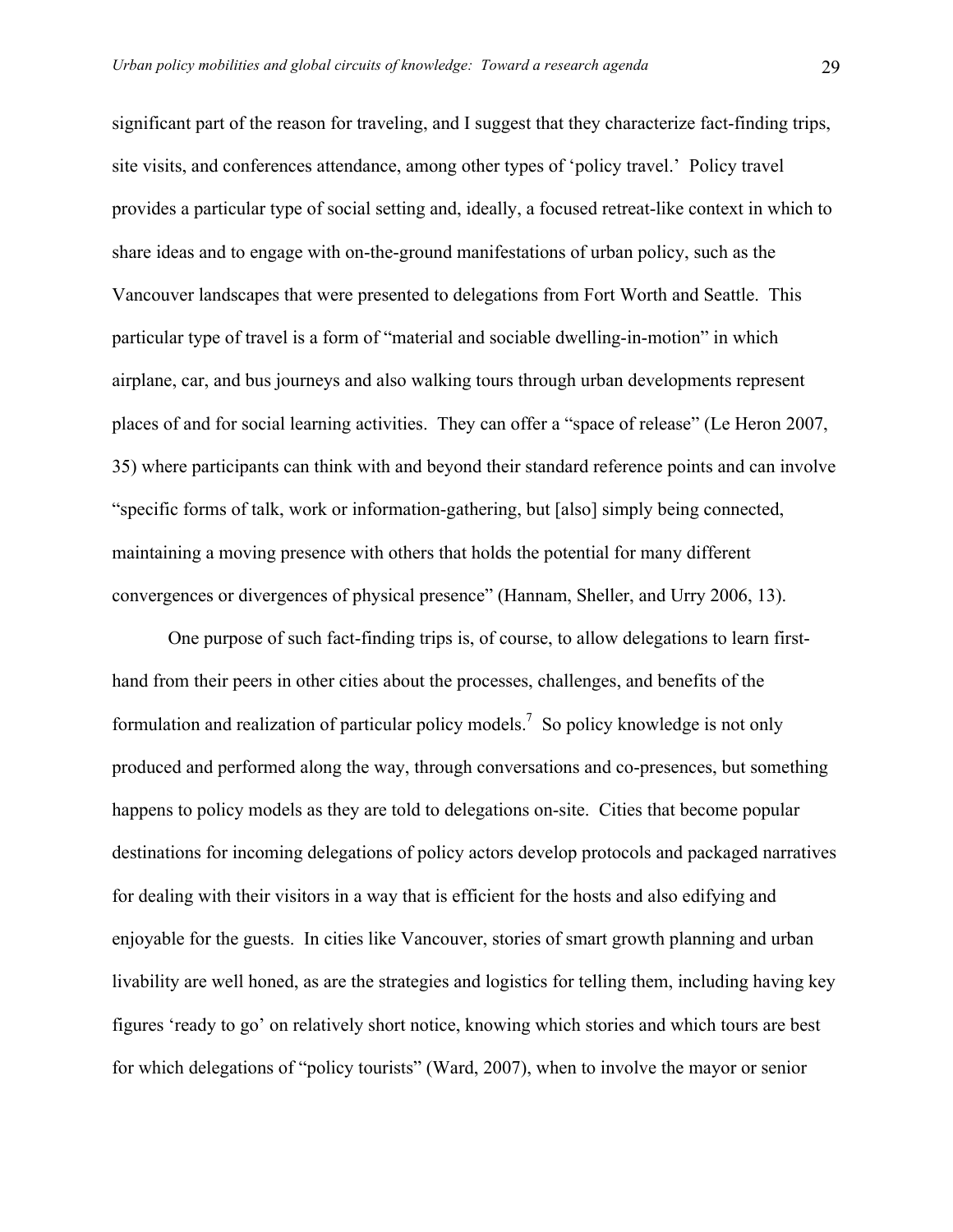significant part of the reason for traveling, and I suggest that they characterize fact-finding trips, site visits, and conferences attendance, among other types of 'policy travel.' Policy travel provides a particular type of social setting and, ideally, a focused retreat-like context in which to share ideas and to engage with on-the-ground manifestations of urban policy, such as the Vancouver landscapes that were presented to delegations from Fort Worth and Seattle. This particular type of travel is a form of "material and sociable dwelling-in-motion" in which airplane, car, and bus journeys and also walking tours through urban developments represent places of and for social learning activities. They can offer a "space of release" (Le Heron 2007, 35) where participants can think with and beyond their standard reference points and can involve "specific forms of talk, work or information-gathering, but [also] simply being connected, maintaining a moving presence with others that holds the potential for many different convergences or divergences of physical presence" (Hannam, Sheller, and Urry 2006, 13).

One purpose of such fact-finding trips is, of course, to allow delegations to learn first-hand from their peers in other cities about the processes, challenges, and benefits of the formulation and realization of particular policy models.[7] So policy knowledge is not only produced and performed along the way, through conversations and co-presences, but something happens to policy models as they are told to delegations on-site. Cities that become popular destinations for incoming delegations of policy actors develop protocols and packaged narratives for dealing with their visitors in a way that is efficient for the hosts and also edifying and enjoyable for the guests. In cities like Vancouver, stories of smart growth planning and urban livability are well honed, as are the strategies and logistics for telling them, including having key figures 'ready to go' on relatively short notice, knowing which stories and which tours are best for which delegations of "policy tourists" (Ward, 2007), when to involve the mayor or senior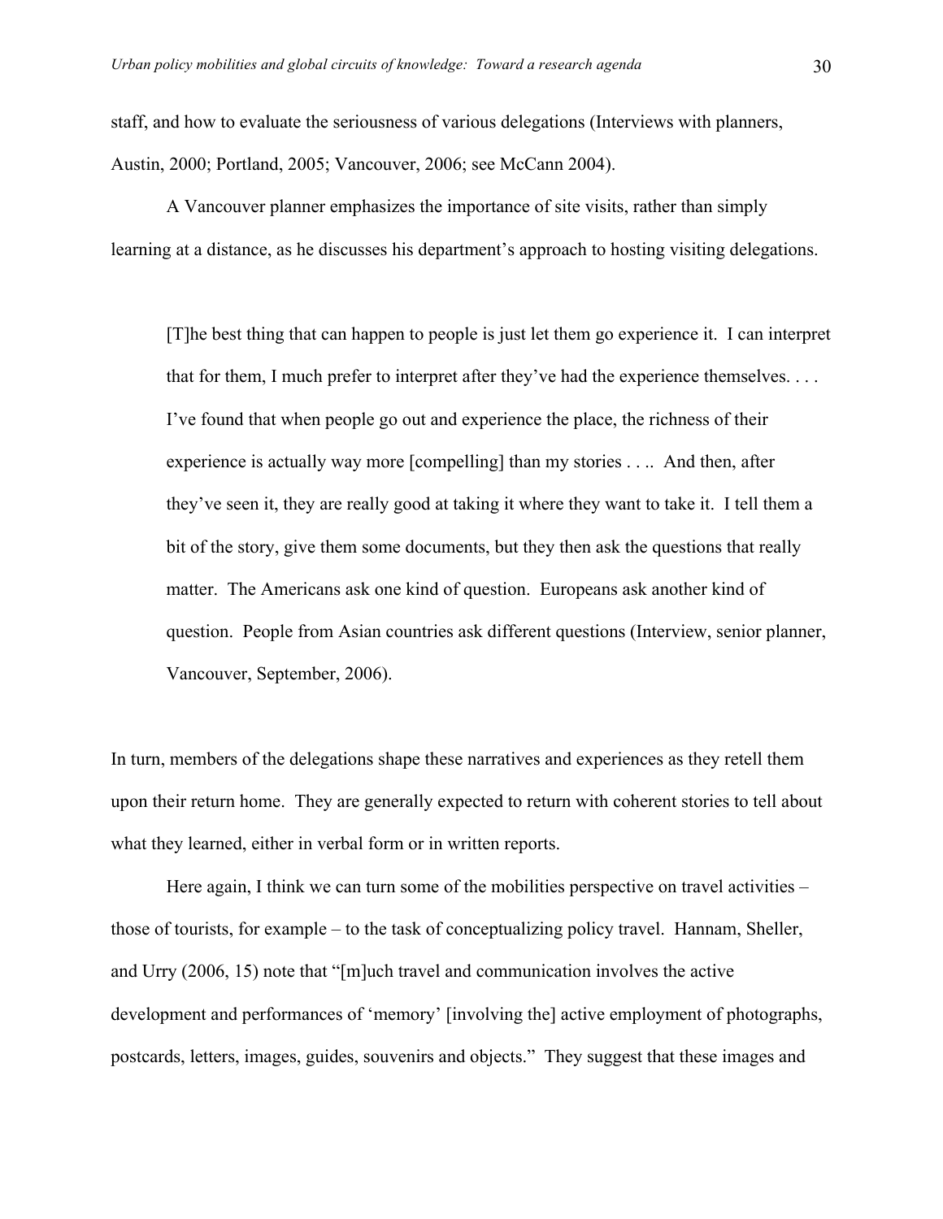staff, and how to evaluate the seriousness of various delegations (Interviews with planners, Austin, 2000; Portland, 2005; Vancouver, 2006; see McCann 2004).

A Vancouver planner emphasizes the importance of site visits, rather than simply learning at a distance, as he discusses his department's approach to hosting visiting delegations.

> [T]he best thing that can happen to people is just let them go experience it. I can interpret that for them, I much prefer to interpret after they've had the experience themselves. . . . I've found that when people go out and experience the place, the richness of their experience is actually way more [compelling] than my stories . . .. And then, after they've seen it, they are really good at taking it where they want to take it. I tell them a bit of the story, give them some documents, but they then ask the questions that really matter. The Americans ask one kind of question. Europeans ask another kind of question. People from Asian countries ask different questions (Interview, senior planner, Vancouver, September, 2006).

In turn, members of the delegations shape these narratives and experiences as they retell them upon their return home. They are generally expected to return with coherent stories to tell about what they learned, either in verbal form or in written reports.

Here again, I think we can turn some of the mobilities perspective on travel activities – those of tourists, for example – to the task of conceptualizing policy travel. Hannam, Sheller, and Urry (2006, 15) note that "[m]uch travel and communication involves the active development and performances of 'memory' [involving the] active employment of photographs, postcards, letters, images, guides, souvenirs and objects." They suggest that these images and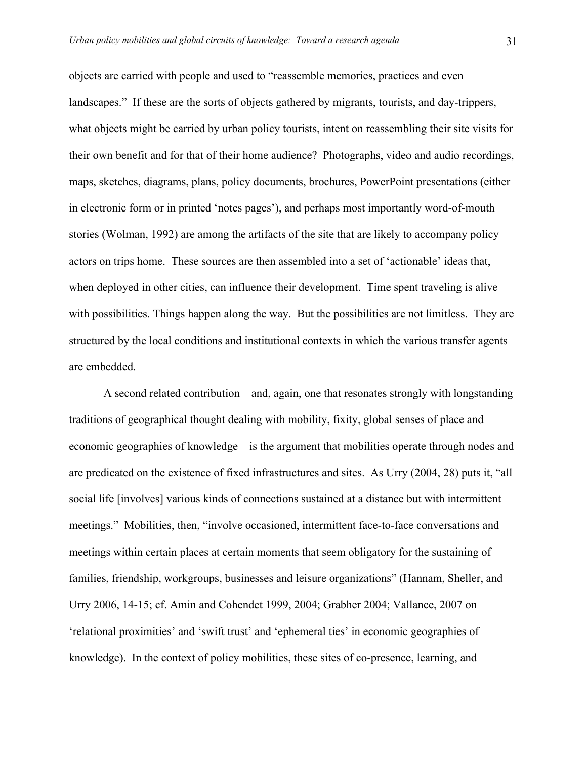objects are carried with people and used to "reassemble memories, practices and even landscapes." If these are the sorts of objects gathered by migrants, tourists, and day-trippers, what objects might be carried by urban policy tourists, intent on reassembling their site visits for their own benefit and for that of their home audience? Photographs, video and audio recordings, maps, sketches, diagrams, plans, policy documents, brochures, PowerPoint presentations (either in electronic form or in printed 'notes pages'), and perhaps most importantly word-of-mouth stories (Wolman, 1992) are among the artifacts of the site that are likely to accompany policy actors on trips home. These sources are then assembled into a set of 'actionable' ideas that, when deployed in other cities, can influence their development. Time spent traveling is alive with possibilities. Things happen along the way. But the possibilities are not limitless. They are structured by the local conditions and institutional contexts in which the various transfer agents are embedded.

A second related contribution – and, again, one that resonates strongly with longstanding traditions of geographical thought dealing with mobility, fixity, global senses of place and economic geographies of knowledge – is the argument that mobilities operate through nodes and are predicated on the existence of fixed infrastructures and sites. As Urry (2004, 28) puts it, "all social life [involves] various kinds of connections sustained at a distance but with intermittent meetings." Mobilities, then, "involve occasioned, intermittent face-to-face conversations and meetings within certain places at certain moments that seem obligatory for the sustaining of families, friendship, workgroups, businesses and leisure organizations" (Hannam, Sheller, and Urry 2006, 14-15; cf. Amin and Cohendet 1999, 2004; Grabher 2004; Vallance, 2007 on 'relational proximities' and 'swift trust' and 'ephemeral ties' in economic geographies of knowledge). In the context of policy mobilities, these sites of co-presence, learning, and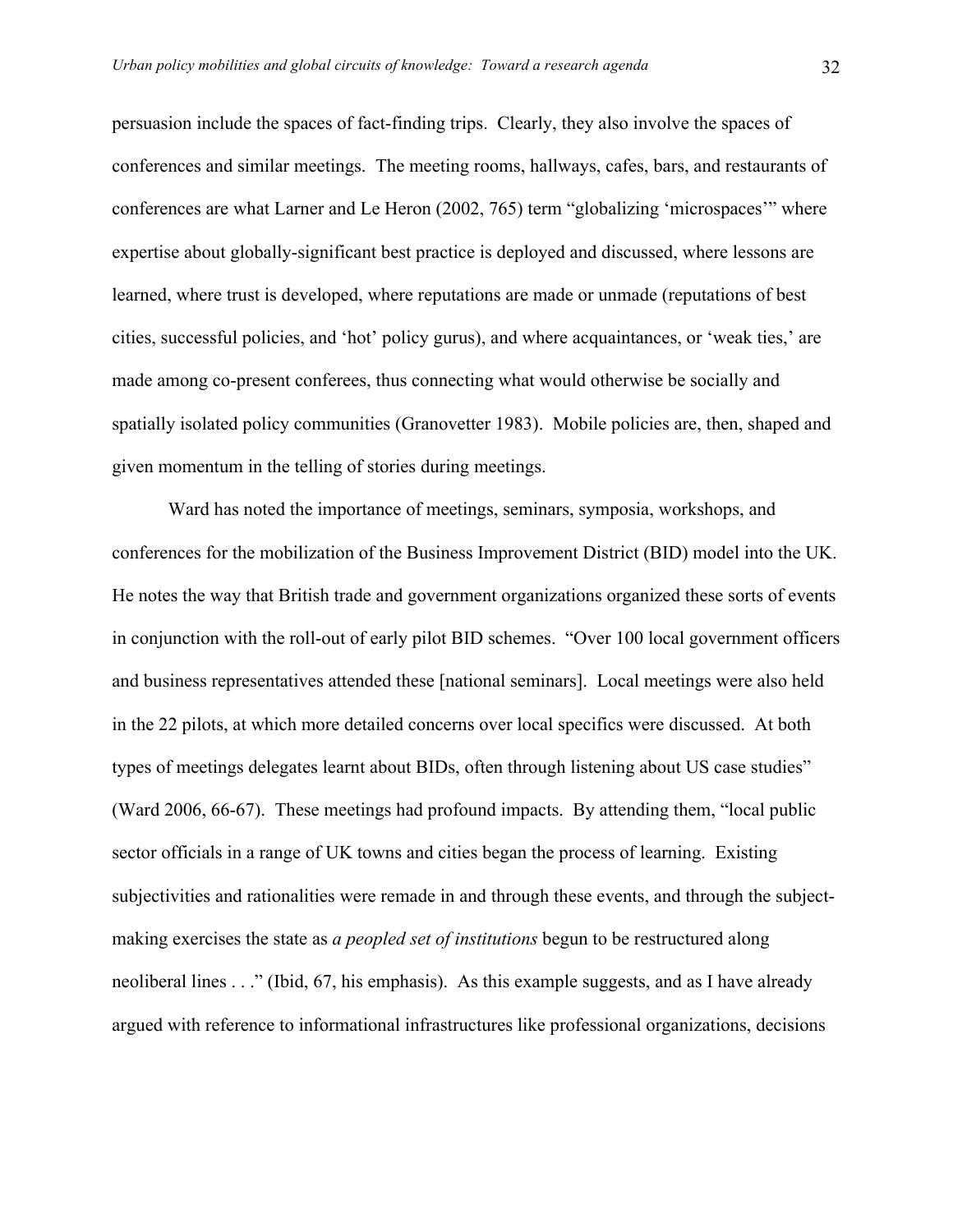persuasion include the spaces of fact-finding trips. Clearly, they also involve the spaces of conferences and similar meetings. The meeting rooms, hallways, cafes, bars, and restaurants of conferences are what Larner and Le Heron (2002, 765) term "globalizing 'microspaces'" where expertise about globally-significant best practice is deployed and discussed, where lessons are learned, where trust is developed, where reputations are made or unmade (reputations of best cities, successful policies, and 'hot' policy gurus), and where acquaintances, or 'weak ties,' are made among co-present conferees, thus connecting what would otherwise be socially and spatially isolated policy communities (Granovetter 1983). Mobile policies are, then, shaped and given momentum in the telling of stories during meetings.

Ward has noted the importance of meetings, seminars, symposia, workshops, and conferences for the mobilization of the Business Improvement District (BID) model into the UK. He notes the way that British trade and government organizations organized these sorts of events in conjunction with the roll-out of early pilot BID schemes. "Over 100 local government officers and business representatives attended these [national seminars]. Local meetings were also held in the 22 pilots, at which more detailed concerns over local specifics were discussed. At both types of meetings delegates learnt about BIDs, often through listening about US case studies" (Ward 2006, 66-67). These meetings had profound impacts. By attending them, "local public sector officials in a range of UK towns and cities began the process of learning. Existing subjectivities and rationalities were remade in and through these events, and through the subject-making exercises the state as *a peopled set of institutions* begun to be restructured along neoliberal lines . . ." (Ibid, 67, his emphasis). As this example suggests, and as I have already argued with reference to informational infrastructures like professional organizations, decisions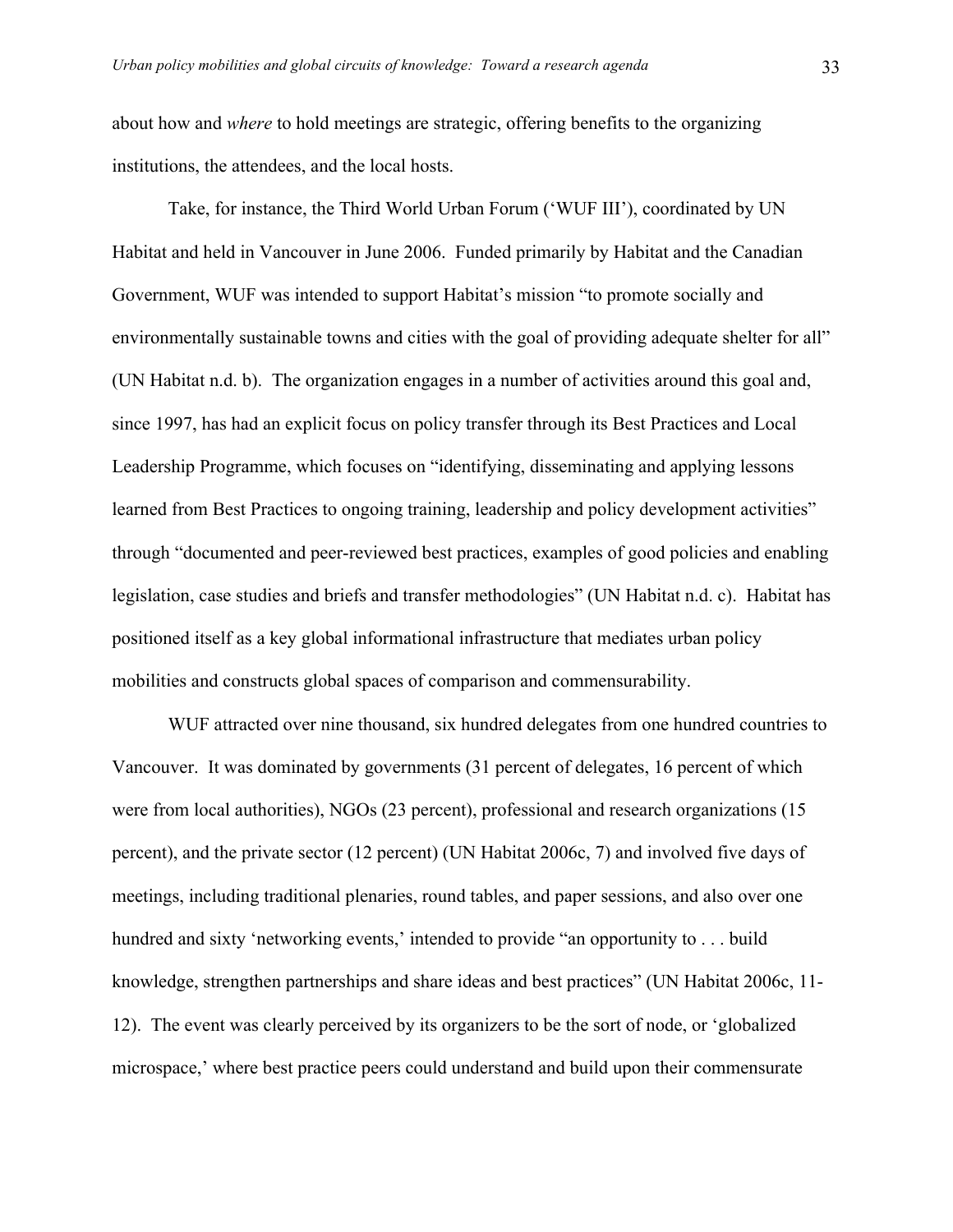about how and *where* to hold meetings are strategic, offering benefits to the organizing institutions, the attendees, and the local hosts.

Take, for instance, the Third World Urban Forum ('WUF III'), coordinated by UN Habitat and held in Vancouver in June 2006. Funded primarily by Habitat and the Canadian Government, WUF was intended to support Habitat's mission "to promote socially and environmentally sustainable towns and cities with the goal of providing adequate shelter for all" (UN Habitat n.d. b). The organization engages in a number of activities around this goal and, since 1997, has had an explicit focus on policy transfer through its Best Practices and Local Leadership Programme, which focuses on "identifying, disseminating and applying lessons learned from Best Practices to ongoing training, leadership and policy development activities" through "documented and peer-reviewed best practices, examples of good policies and enabling legislation, case studies and briefs and transfer methodologies" (UN Habitat n.d. c). Habitat has positioned itself as a key global informational infrastructure that mediates urban policy mobilities and constructs global spaces of comparison and commensurability.

WUF attracted over nine thousand, six hundred delegates from one hundred countries to Vancouver. It was dominated by governments (31 percent of delegates, 16 percent of which were from local authorities), NGOs (23 percent), professional and research organizations (15 percent), and the private sector (12 percent) (UN Habitat 2006c, 7) and involved five days of meetings, including traditional plenaries, round tables, and paper sessions, and also over one hundred and sixty 'networking events,' intended to provide "an opportunity to . . . build knowledge, strengthen partnerships and share ideas and best practices" (UN Habitat 2006c, 11-12). The event was clearly perceived by its organizers to be the sort of node, or 'globalized microspace,' where best practice peers could understand and build upon their commensurate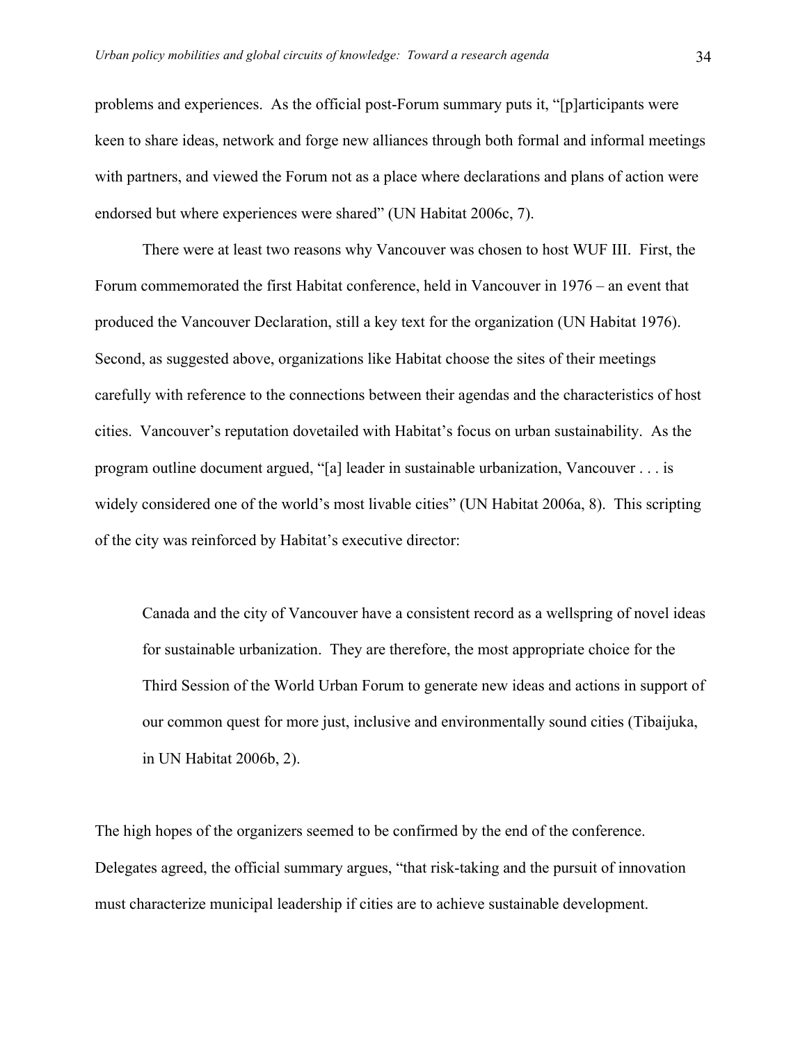problems and experiences. As the official post-Forum summary puts it, "[p]articipants were keen to share ideas, network and forge new alliances through both formal and informal meetings with partners, and viewed the Forum not as a place where declarations and plans of action were endorsed but where experiences were shared" (UN Habitat 2006c, 7).

There were at least two reasons why Vancouver was chosen to host WUF III. First, the Forum commemorated the first Habitat conference, held in Vancouver in 1976 – an event that produced the Vancouver Declaration, still a key text for the organization (UN Habitat 1976). Second, as suggested above, organizations like Habitat choose the sites of their meetings carefully with reference to the connections between their agendas and the characteristics of host cities. Vancouver's reputation dovetailed with Habitat's focus on urban sustainability. As the program outline document argued, "[a] leader in sustainable urbanization, Vancouver . . . is widely considered one of the world's most livable cities" (UN Habitat 2006a, 8). This scripting of the city was reinforced by Habitat's executive director:

> Canada and the city of Vancouver have a consistent record as a wellspring of novel ideas for sustainable urbanization. They are therefore, the most appropriate choice for the Third Session of the World Urban Forum to generate new ideas and actions in support of our common quest for more just, inclusive and environmentally sound cities (Tibaijuka, in UN Habitat 2006b, 2).

The high hopes of the organizers seemed to be confirmed by the end of the conference. Delegates agreed, the official summary argues, "that risk-taking and the pursuit of innovation must characterize municipal leadership if cities are to achieve sustainable development.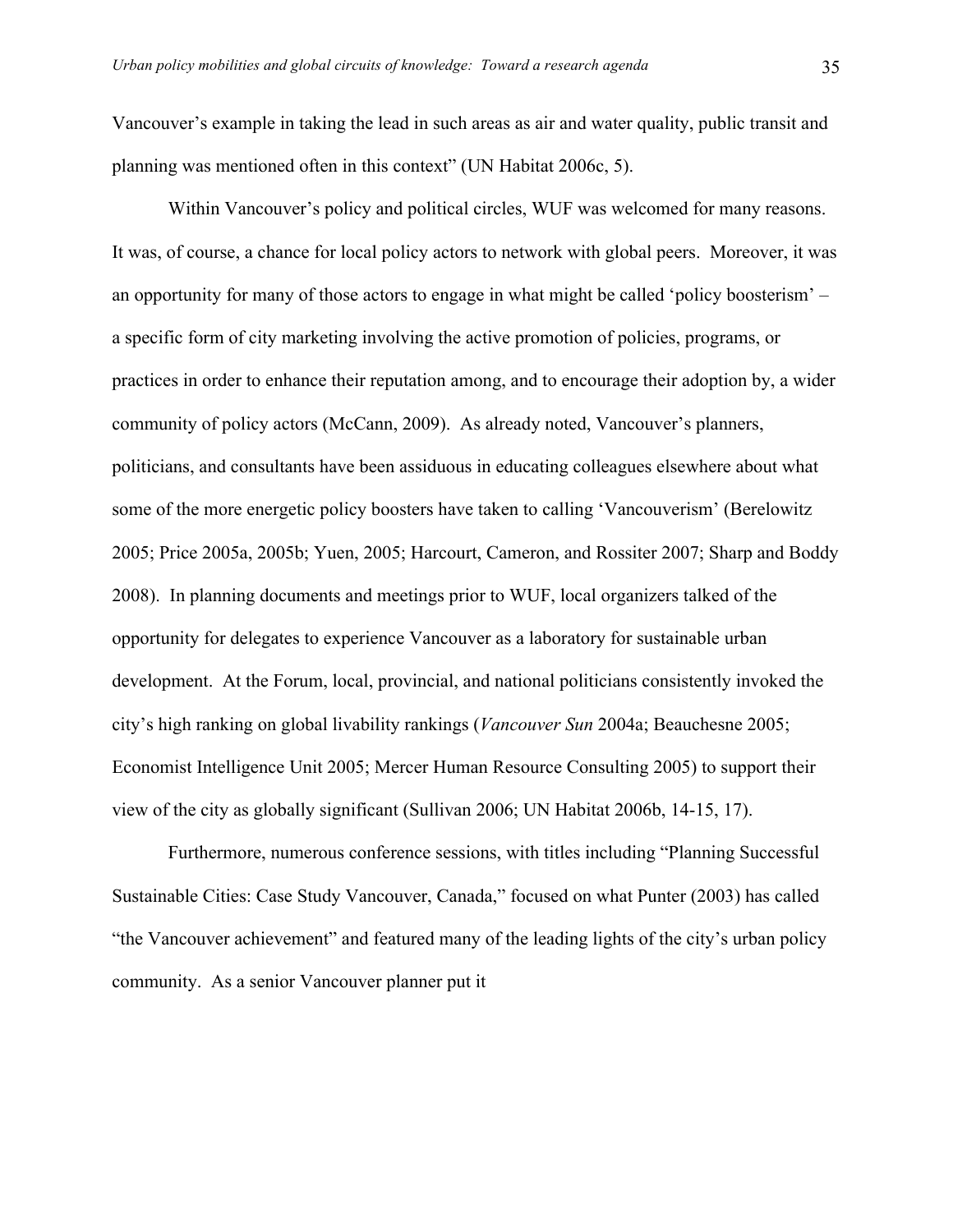Vancouver's example in taking the lead in such areas as air and water quality, public transit and planning was mentioned often in this context" (UN Habitat 2006c, 5).

Within Vancouver's policy and political circles, WUF was welcomed for many reasons. It was, of course, a chance for local policy actors to network with global peers. Moreover, it was an opportunity for many of those actors to engage in what might be called 'policy boosterism' – a specific form of city marketing involving the active promotion of policies, programs, or practices in order to enhance their reputation among, and to encourage their adoption by, a wider community of policy actors (McCann, 2009). As already noted, Vancouver's planners, politicians, and consultants have been assiduous in educating colleagues elsewhere about what some of the more energetic policy boosters have taken to calling 'Vancouverism' (Berelowitz 2005; Price 2005a, 2005b; Yuen, 2005; Harcourt, Cameron, and Rossiter 2007; Sharp and Boddy 2008). In planning documents and meetings prior to WUF, local organizers talked of the opportunity for delegates to experience Vancouver as a laboratory for sustainable urban development. At the Forum, local, provincial, and national politicians consistently invoked the city's high ranking on global livability rankings (*Vancouver Sun* 2004a; Beauchesne 2005; Economist Intelligence Unit 2005; Mercer Human Resource Consulting 2005) to support their view of the city as globally significant (Sullivan 2006; UN Habitat 2006b, 14-15, 17).

Furthermore, numerous conference sessions, with titles including "Planning Successful Sustainable Cities: Case Study Vancouver, Canada," focused on what Punter (2003) has called "the Vancouver achievement" and featured many of the leading lights of the city's urban policy community. As a senior Vancouver planner put it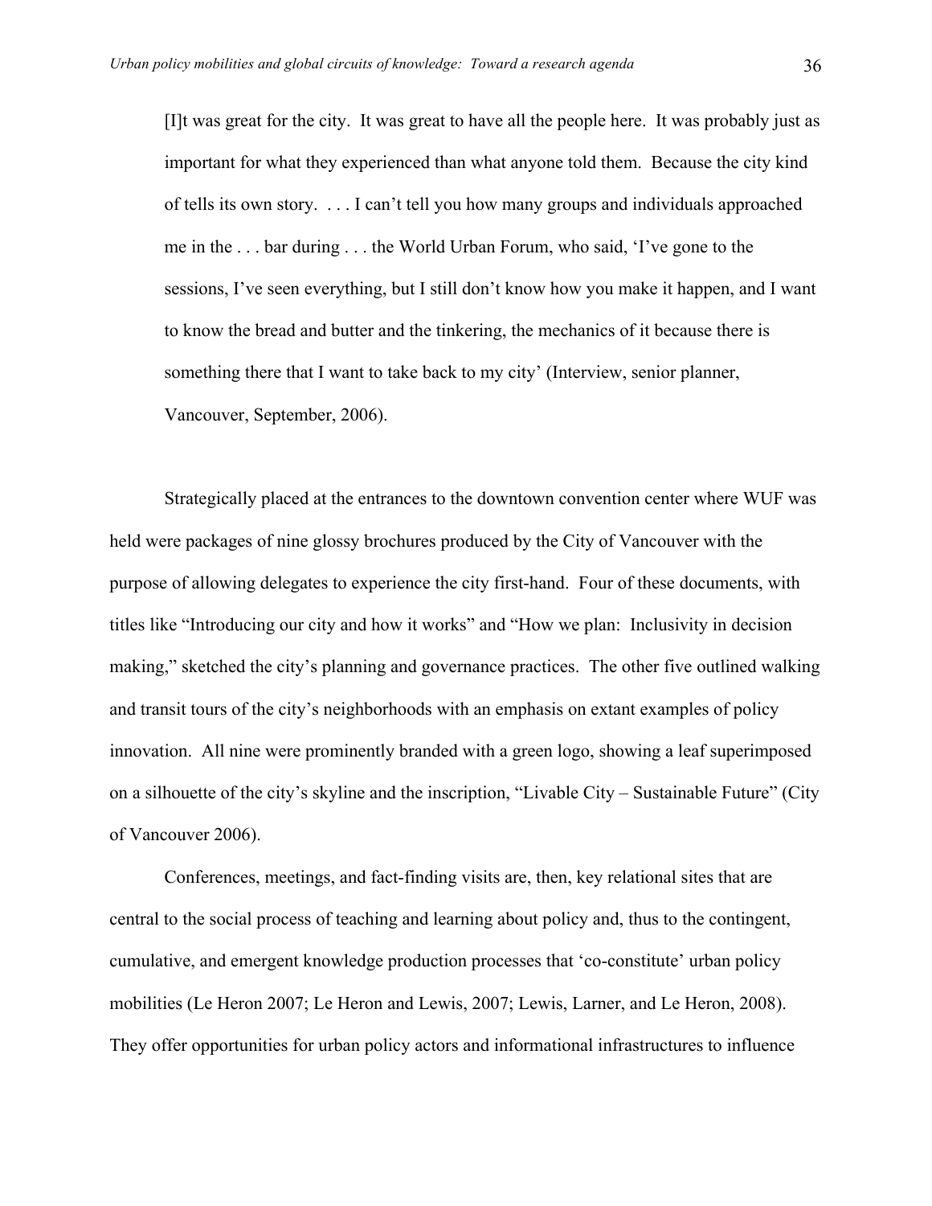> [I]t was great for the city. It was great to have all the people here. It was probably just as important for what they experienced than what anyone told them. Because the city kind of tells its own story. . . . I can't tell you how many groups and individuals approached me in the . . . bar during . . . the World Urban Forum, who said, 'I've gone to the sessions, I've seen everything, but I still don't know how you make it happen, and I want to know the bread and butter and the tinkering, the mechanics of it because there is something there that I want to take back to my city' (Interview, senior planner, Vancouver, September, 2006).

Strategically placed at the entrances to the downtown convention center where WUF was held were packages of nine glossy brochures produced by the City of Vancouver with the purpose of allowing delegates to experience the city first-hand. Four of these documents, with titles like "Introducing our city and how it works" and "How we plan: Inclusivity in decision making," sketched the city's planning and governance practices. The other five outlined walking and transit tours of the city's neighborhoods with an emphasis on extant examples of policy innovation. All nine were prominently branded with a green logo, showing a leaf superimposed on a silhouette of the city's skyline and the inscription, "Livable City – Sustainable Future" (City of Vancouver 2006).

Conferences, meetings, and fact-finding visits are, then, key relational sites that are central to the social process of teaching and learning about policy and, thus to the contingent, cumulative, and emergent knowledge production processes that 'co-constitute' urban policy mobilities (Le Heron 2007; Le Heron and Lewis, 2007; Lewis, Larner, and Le Heron, 2008). They offer opportunities for urban policy actors and informational infrastructures to influence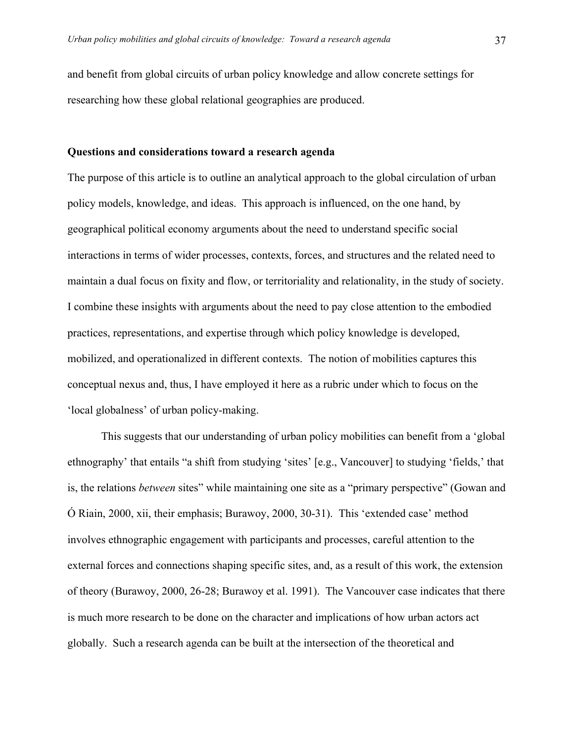and benefit from global circuits of urban policy knowledge and allow concrete settings for researching how these global relational geographies are produced.

**Questions and considerations toward a research agenda**

The purpose of this article is to outline an analytical approach to the global circulation of urban policy models, knowledge, and ideas. This approach is influenced, on the one hand, by geographical political economy arguments about the need to understand specific social interactions in terms of wider processes, contexts, forces, and structures and the related need to maintain a dual focus on fixity and flow, or territoriality and relationality, in the study of society. I combine these insights with arguments about the need to pay close attention to the embodied practices, representations, and expertise through which policy knowledge is developed, mobilized, and operationalized in different contexts. The notion of mobilities captures this conceptual nexus and, thus, I have employed it here as a rubric under which to focus on the 'local globalness' of urban policy-making.

This suggests that our understanding of urban policy mobilities can benefit from a 'global ethnography' that entails "a shift from studying 'sites' [e.g., Vancouver] to studying 'fields,' that is, the relations *between* sites" while maintaining one site as a "primary perspective" (Gowan and Ó Riain, 2000, xii, their emphasis; Burawoy, 2000, 30-31). This 'extended case' method involves ethnographic engagement with participants and processes, careful attention to the external forces and connections shaping specific sites, and, as a result of this work, the extension of theory (Burawoy, 2000, 26-28; Burawoy et al. 1991). The Vancouver case indicates that there is much more research to be done on the character and implications of how urban actors act globally. Such a research agenda can be built at the intersection of the theoretical and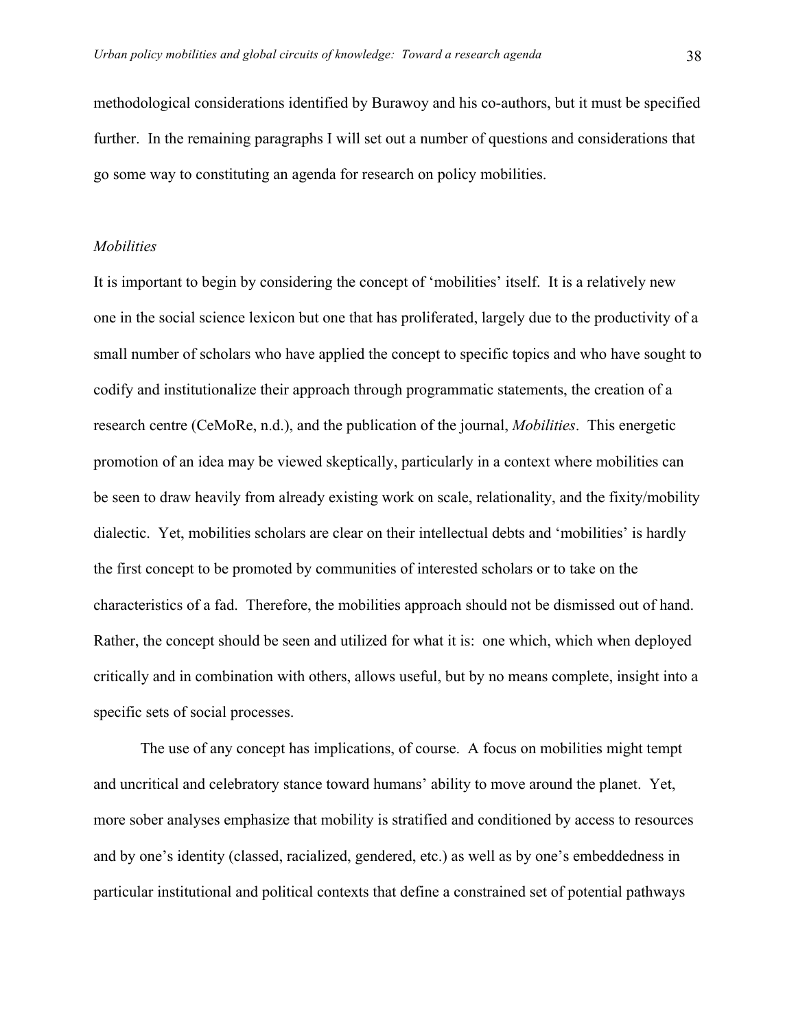methodological considerations identified by Burawoy and his co-authors, but it must be specified further. In the remaining paragraphs I will set out a number of questions and considerations that go some way to constituting an agenda for research on policy mobilities.

*Mobilities*

It is important to begin by considering the concept of 'mobilities' itself. It is a relatively new one in the social science lexicon but one that has proliferated, largely due to the productivity of a small number of scholars who have applied the concept to specific topics and who have sought to codify and institutionalize their approach through programmatic statements, the creation of a research centre (CeMoRe, n.d.), and the publication of the journal, *Mobilities*. This energetic promotion of an idea may be viewed skeptically, particularly in a context where mobilities can be seen to draw heavily from already existing work on scale, relationality, and the fixity/mobility dialectic. Yet, mobilities scholars are clear on their intellectual debts and 'mobilities' is hardly the first concept to be promoted by communities of interested scholars or to take on the characteristics of a fad. Therefore, the mobilities approach should not be dismissed out of hand. Rather, the concept should be seen and utilized for what it is: one which, which when deployed critically and in combination with others, allows useful, but by no means complete, insight into a specific sets of social processes.

The use of any concept has implications, of course. A focus on mobilities might tempt and uncritical and celebratory stance toward humans' ability to move around the planet. Yet, more sober analyses emphasize that mobility is stratified and conditioned by access to resources and by one's identity (classed, racialized, gendered, etc.) as well as by one's embeddedness in particular institutional and political contexts that define a constrained set of potential pathways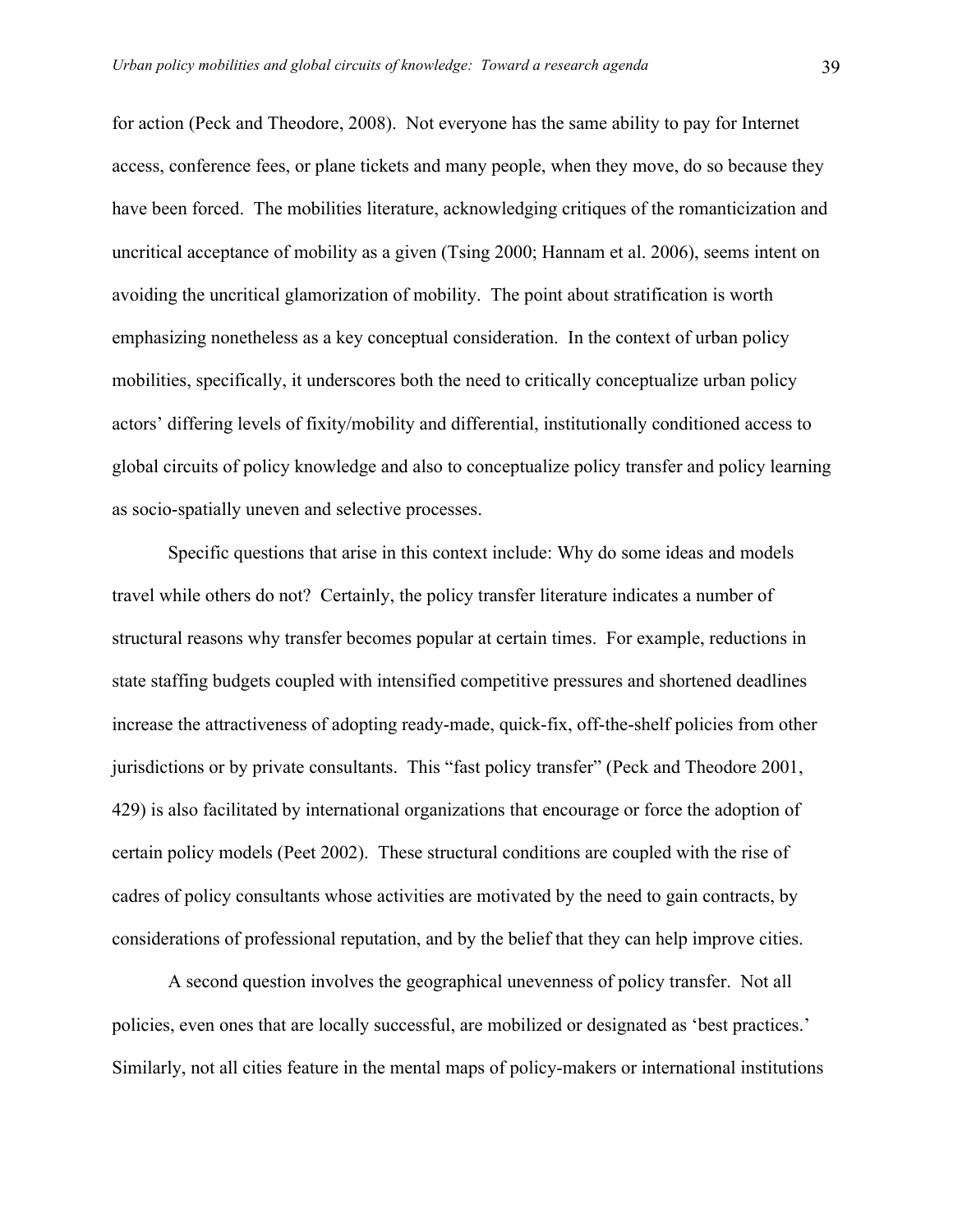for action (Peck and Theodore, 2008). Not everyone has the same ability to pay for Internet access, conference fees, or plane tickets and many people, when they move, do so because they have been forced. The mobilities literature, acknowledging critiques of the romanticization and uncritical acceptance of mobility as a given (Tsing 2000; Hannam et al. 2006), seems intent on avoiding the uncritical glamorization of mobility. The point about stratification is worth emphasizing nonetheless as a key conceptual consideration. In the context of urban policy mobilities, specifically, it underscores both the need to critically conceptualize urban policy actors' differing levels of fixity/mobility and differential, institutionally conditioned access to global circuits of policy knowledge and also to conceptualize policy transfer and policy learning as socio-spatially uneven and selective processes.

Specific questions that arise in this context include: Why do some ideas and models travel while others do not? Certainly, the policy transfer literature indicates a number of structural reasons why transfer becomes popular at certain times. For example, reductions in state staffing budgets coupled with intensified competitive pressures and shortened deadlines increase the attractiveness of adopting ready-made, quick-fix, off-the-shelf policies from other jurisdictions or by private consultants. This "fast policy transfer" (Peck and Theodore 2001, 429) is also facilitated by international organizations that encourage or force the adoption of certain policy models (Peet 2002). These structural conditions are coupled with the rise of cadres of policy consultants whose activities are motivated by the need to gain contracts, by considerations of professional reputation, and by the belief that they can help improve cities.

A second question involves the geographical unevenness of policy transfer. Not all policies, even ones that are locally successful, are mobilized or designated as 'best practices.' Similarly, not all cities feature in the mental maps of policy-makers or international institutions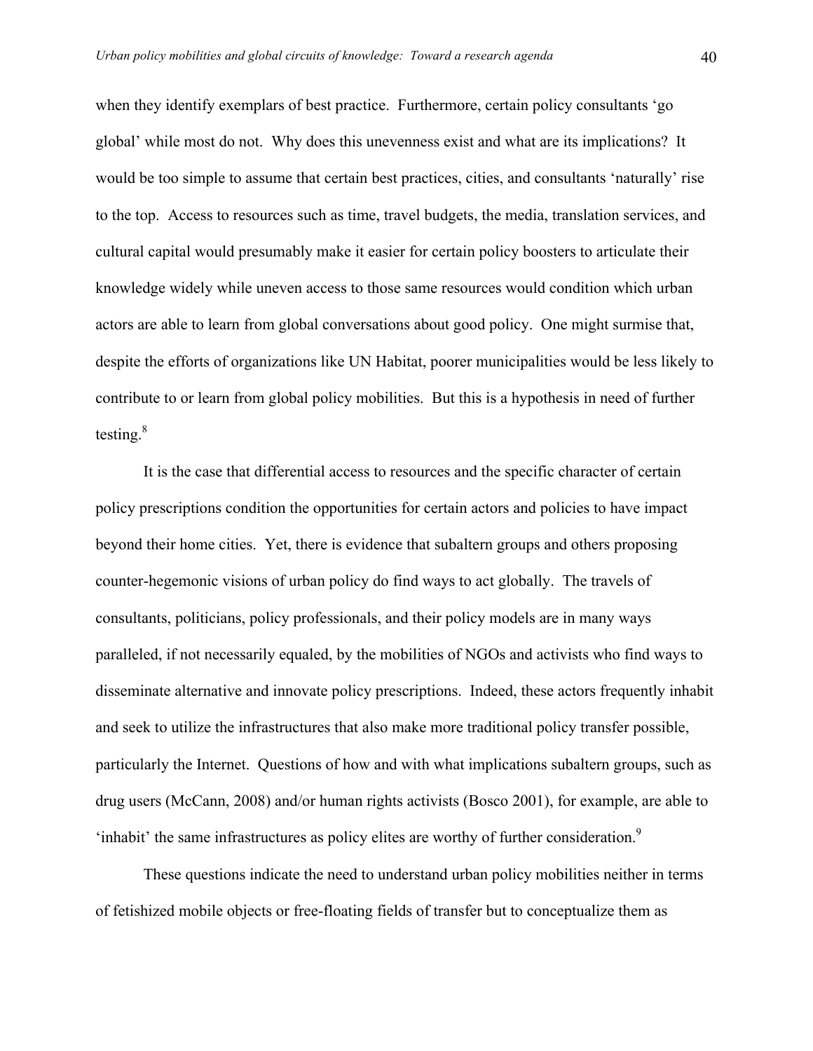when they identify exemplars of best practice. Furthermore, certain policy consultants 'go global' while most do not. Why does this unevenness exist and what are its implications? It would be too simple to assume that certain best practices, cities, and consultants 'naturally' rise to the top. Access to resources such as time, travel budgets, the media, translation services, and cultural capital would presumably make it easier for certain policy boosters to articulate their knowledge widely while uneven access to those same resources would condition which urban actors are able to learn from global conversations about good policy. One might surmise that, despite the efforts of organizations like UN Habitat, poorer municipalities would be less likely to contribute to or learn from global policy mobilities. But this is a hypothesis in need of further testing.[8]

It is the case that differential access to resources and the specific character of certain policy prescriptions condition the opportunities for certain actors and policies to have impact beyond their home cities. Yet, there is evidence that subaltern groups and others proposing counter-hegemonic visions of urban policy do find ways to act globally. The travels of consultants, politicians, policy professionals, and their policy models are in many ways paralleled, if not necessarily equaled, by the mobilities of NGOs and activists who find ways to disseminate alternative and innovate policy prescriptions. Indeed, these actors frequently inhabit and seek to utilize the infrastructures that also make more traditional policy transfer possible, particularly the Internet. Questions of how and with what implications subaltern groups, such as drug users (McCann, 2008) and/or human rights activists (Bosco 2001), for example, are able to 'inhabit' the same infrastructures as policy elites are worthy of further consideration.[9]

These questions indicate the need to understand urban policy mobilities neither in terms of fetishized mobile objects or free-floating fields of transfer but to conceptualize them as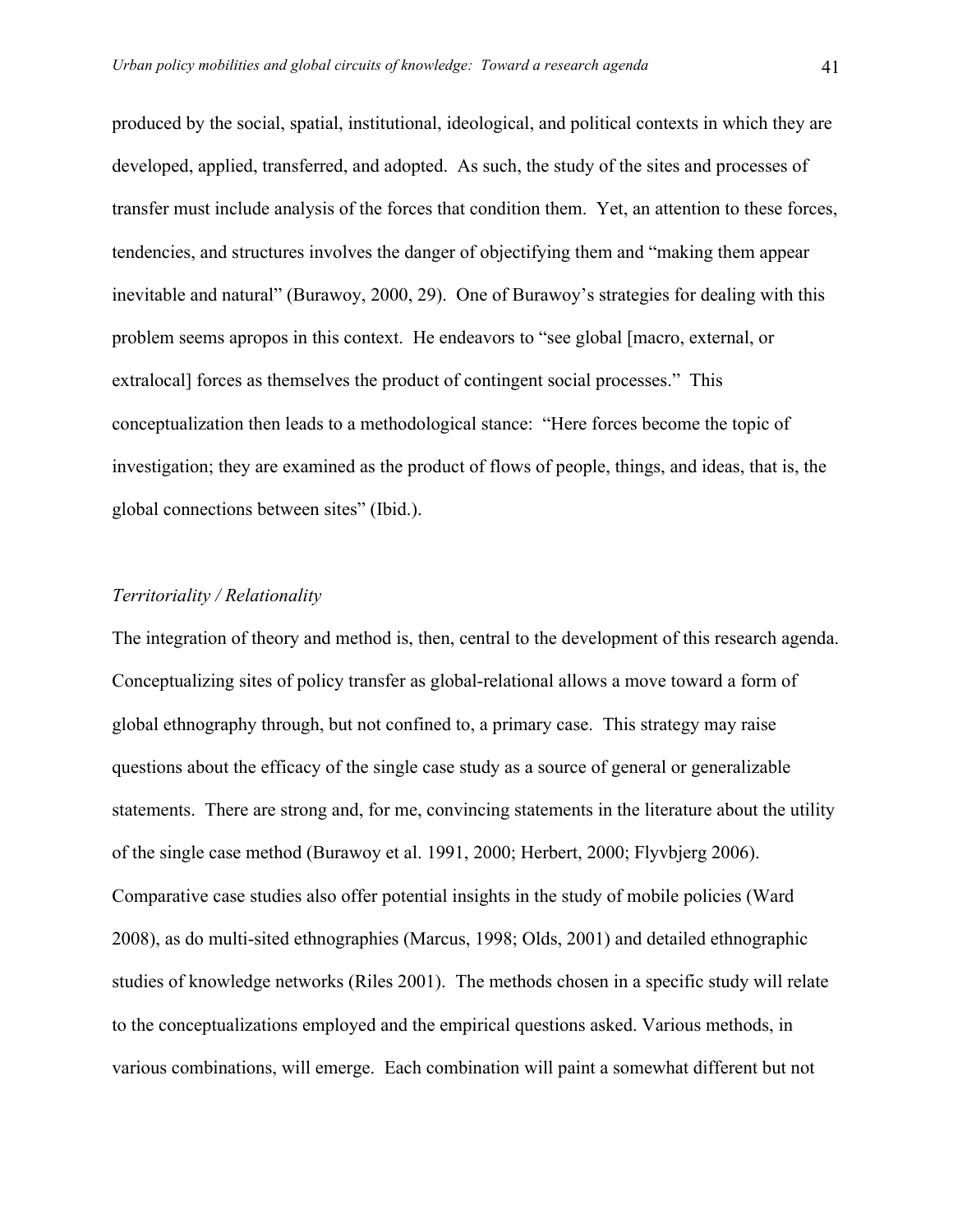produced by the social, spatial, institutional, ideological, and political contexts in which they are developed, applied, transferred, and adopted. As such, the study of the sites and processes of transfer must include analysis of the forces that condition them. Yet, an attention to these forces, tendencies, and structures involves the danger of objectifying them and "making them appear inevitable and natural" (Burawoy, 2000, 29). One of Burawoy's strategies for dealing with this problem seems apropos in this context. He endeavors to "see global [macro, external, or extralocal] forces as themselves the product of contingent social processes." This conceptualization then leads to a methodological stance: "Here forces become the topic of investigation; they are examined as the product of flows of people, things, and ideas, that is, the global connections between sites" (Ibid.).

### *Territoriality / Relationality*

The integration of theory and method is, then, central to the development of this research agenda. Conceptualizing sites of policy transfer as global-relational allows a move toward a form of global ethnography through, but not confined to, a primary case. This strategy may raise questions about the efficacy of the single case study as a source of general or generalizable statements. There are strong and, for me, convincing statements in the literature about the utility of the single case method (Burawoy et al. 1991, 2000; Herbert, 2000; Flyvbjerg 2006). Comparative case studies also offer potential insights in the study of mobile policies (Ward 2008), as do multi-sited ethnographies (Marcus, 1998; Olds, 2001) and detailed ethnographic studies of knowledge networks (Riles 2001). The methods chosen in a specific study will relate to the conceptualizations employed and the empirical questions asked. Various methods, in various combinations, will emerge. Each combination will paint a somewhat different but not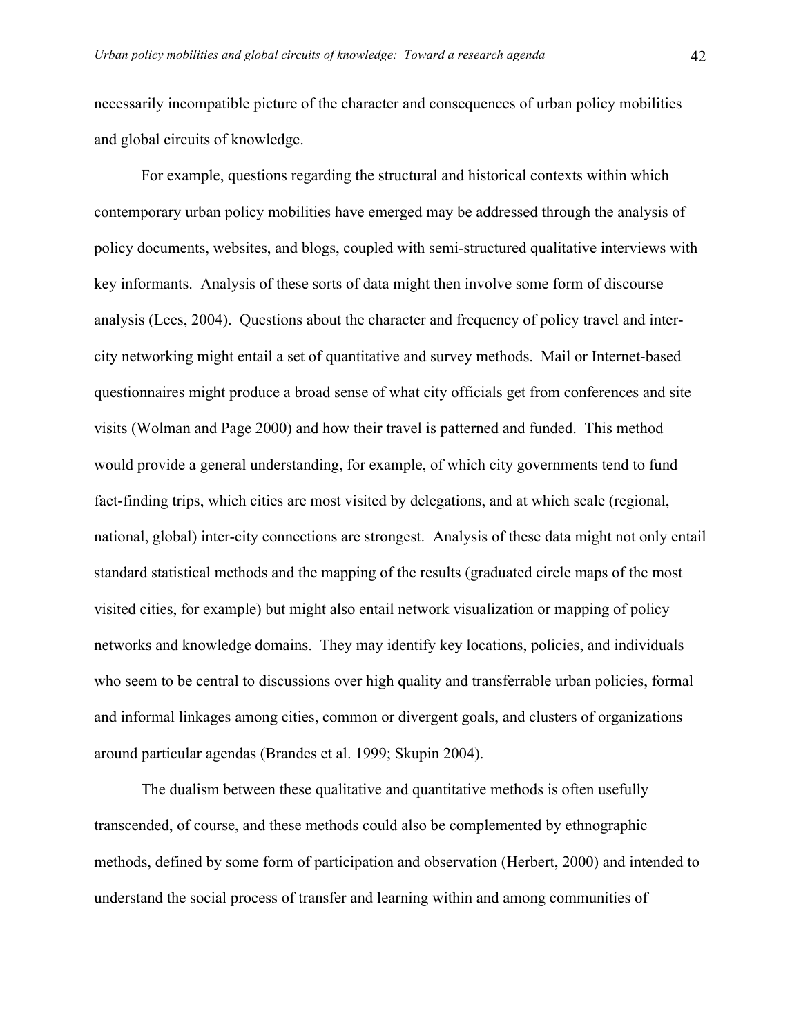necessarily incompatible picture of the character and consequences of urban policy mobilities and global circuits of knowledge.

For example, questions regarding the structural and historical contexts within which contemporary urban policy mobilities have emerged may be addressed through the analysis of policy documents, websites, and blogs, coupled with semi-structured qualitative interviews with key informants. Analysis of these sorts of data might then involve some form of discourse analysis (Lees, 2004). Questions about the character and frequency of policy travel and inter-city networking might entail a set of quantitative and survey methods. Mail or Internet-based questionnaires might produce a broad sense of what city officials get from conferences and site visits (Wolman and Page 2000) and how their travel is patterned and funded. This method would provide a general understanding, for example, of which city governments tend to fund fact-finding trips, which cities are most visited by delegations, and at which scale (regional, national, global) inter-city connections are strongest. Analysis of these data might not only entail standard statistical methods and the mapping of the results (graduated circle maps of the most visited cities, for example) but might also entail network visualization or mapping of policy networks and knowledge domains. They may identify key locations, policies, and individuals who seem to be central to discussions over high quality and transferrable urban policies, formal and informal linkages among cities, common or divergent goals, and clusters of organizations around particular agendas (Brandes et al. 1999; Skupin 2004).

The dualism between these qualitative and quantitative methods is often usefully transcended, of course, and these methods could also be complemented by ethnographic methods, defined by some form of participation and observation (Herbert, 2000) and intended to understand the social process of transfer and learning within and among communities of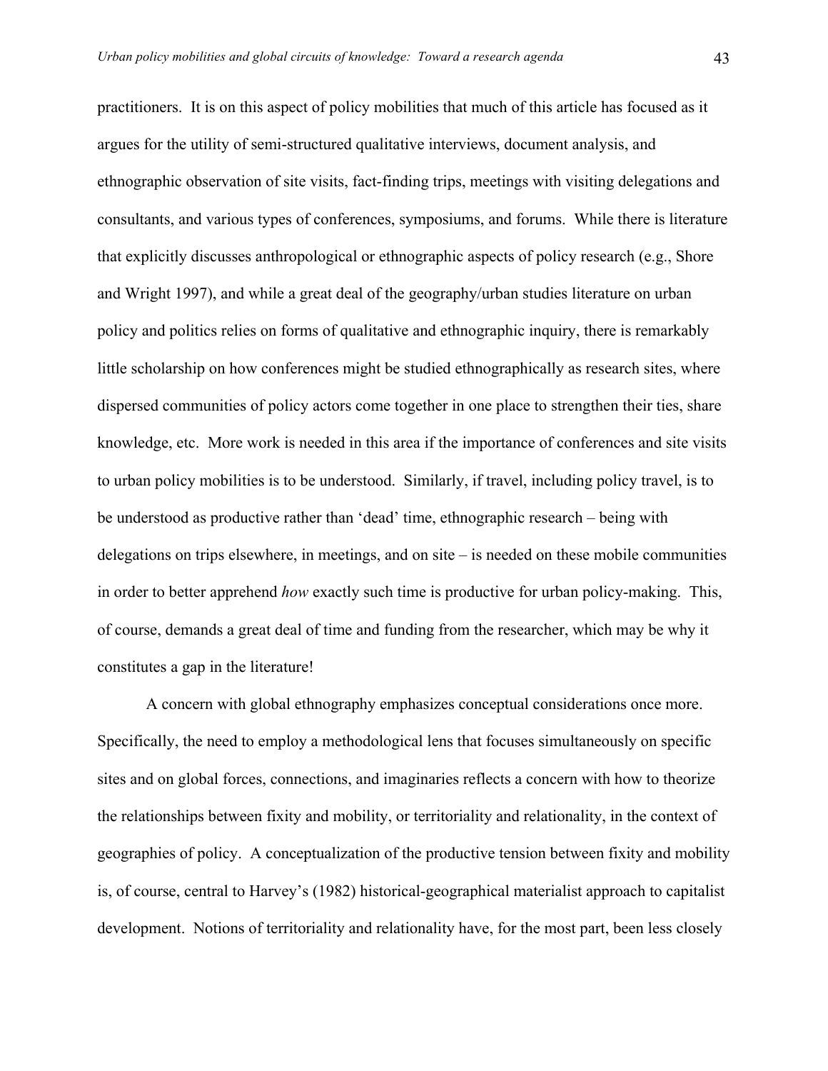practitioners. It is on this aspect of policy mobilities that much of this article has focused as it argues for the utility of semi-structured qualitative interviews, document analysis, and ethnographic observation of site visits, fact-finding trips, meetings with visiting delegations and consultants, and various types of conferences, symposiums, and forums. While there is literature that explicitly discusses anthropological or ethnographic aspects of policy research (e.g., Shore and Wright 1997), and while a great deal of the geography/urban studies literature on urban policy and politics relies on forms of qualitative and ethnographic inquiry, there is remarkably little scholarship on how conferences might be studied ethnographically as research sites, where dispersed communities of policy actors come together in one place to strengthen their ties, share knowledge, etc. More work is needed in this area if the importance of conferences and site visits to urban policy mobilities is to be understood. Similarly, if travel, including policy travel, is to be understood as productive rather than 'dead' time, ethnographic research – being with delegations on trips elsewhere, in meetings, and on site – is needed on these mobile communities in order to better apprehend *how* exactly such time is productive for urban policy-making. This, of course, demands a great deal of time and funding from the researcher, which may be why it constitutes a gap in the literature!

A concern with global ethnography emphasizes conceptual considerations once more. Specifically, the need to employ a methodological lens that focuses simultaneously on specific sites and on global forces, connections, and imaginaries reflects a concern with how to theorize the relationships between fixity and mobility, or territoriality and relationality, in the context of geographies of policy. A conceptualization of the productive tension between fixity and mobility is, of course, central to Harvey's (1982) historical-geographical materialist approach to capitalist development. Notions of territoriality and relationality have, for the most part, been less closely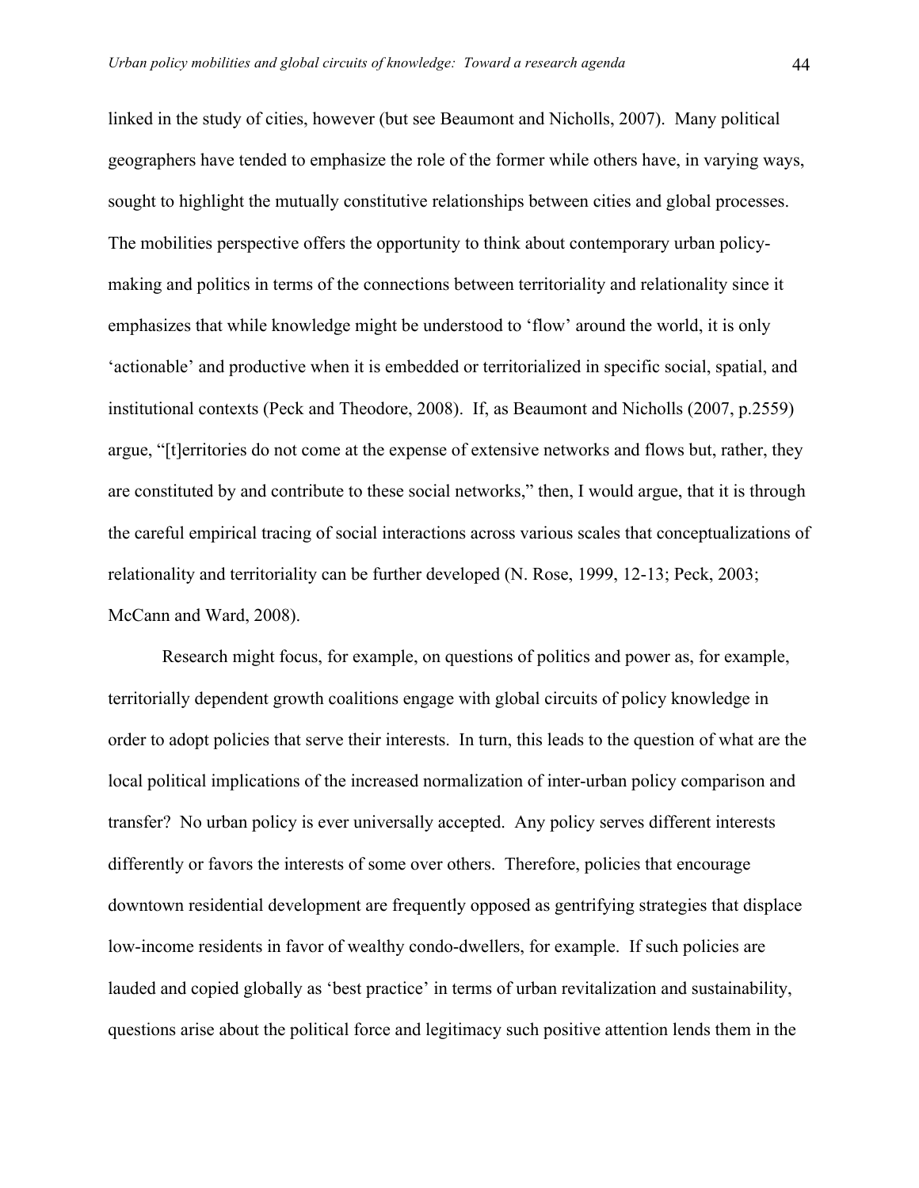linked in the study of cities, however (but see Beaumont and Nicholls, 2007). Many political geographers have tended to emphasize the role of the former while others have, in varying ways, sought to highlight the mutually constitutive relationships between cities and global processes. The mobilities perspective offers the opportunity to think about contemporary urban policy-making and politics in terms of the connections between territoriality and relationality since it emphasizes that while knowledge might be understood to 'flow' around the world, it is only 'actionable' and productive when it is embedded or territorialized in specific social, spatial, and institutional contexts (Peck and Theodore, 2008). If, as Beaumont and Nicholls (2007, p.2559) argue, "[t]erritories do not come at the expense of extensive networks and flows but, rather, they are constituted by and contribute to these social networks," then, I would argue, that it is through the careful empirical tracing of social interactions across various scales that conceptualizations of relationality and territoriality can be further developed (N. Rose, 1999, 12-13; Peck, 2003; McCann and Ward, 2008).

Research might focus, for example, on questions of politics and power as, for example, territorially dependent growth coalitions engage with global circuits of policy knowledge in order to adopt policies that serve their interests. In turn, this leads to the question of what are the local political implications of the increased normalization of inter-urban policy comparison and transfer? No urban policy is ever universally accepted. Any policy serves different interests differently or favors the interests of some over others. Therefore, policies that encourage downtown residential development are frequently opposed as gentrifying strategies that displace low-income residents in favor of wealthy condo-dwellers, for example. If such policies are lauded and copied globally as 'best practice' in terms of urban revitalization and sustainability, questions arise about the political force and legitimacy such positive attention lends them in the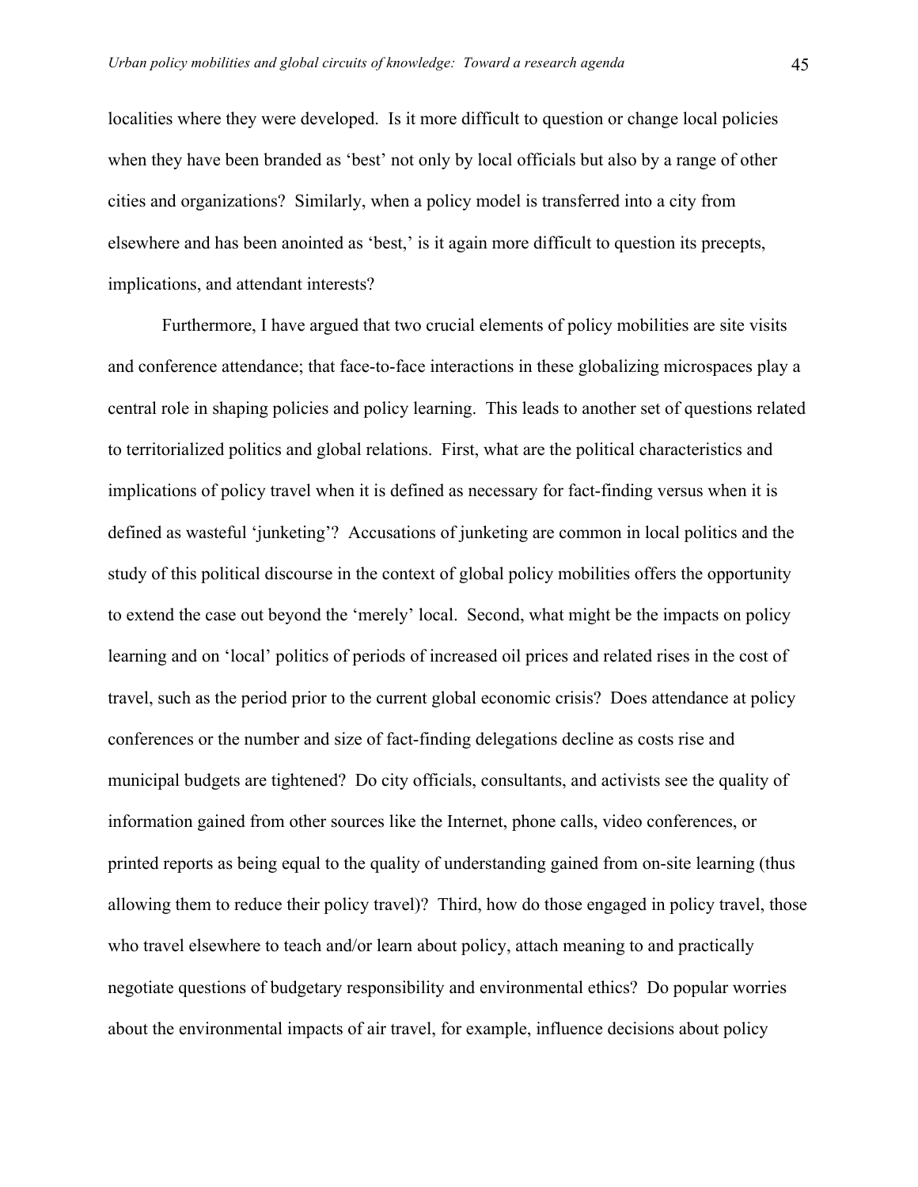localities where they were developed. Is it more difficult to question or change local policies when they have been branded as 'best' not only by local officials but also by a range of other cities and organizations? Similarly, when a policy model is transferred into a city from elsewhere and has been anointed as 'best,' is it again more difficult to question its precepts, implications, and attendant interests?

Furthermore, I have argued that two crucial elements of policy mobilities are site visits and conference attendance; that face-to-face interactions in these globalizing microspaces play a central role in shaping policies and policy learning. This leads to another set of questions related to territorialized politics and global relations. First, what are the political characteristics and implications of policy travel when it is defined as necessary for fact-finding versus when it is defined as wasteful 'junketing'? Accusations of junketing are common in local politics and the study of this political discourse in the context of global policy mobilities offers the opportunity to extend the case out beyond the 'merely' local. Second, what might be the impacts on policy learning and on 'local' politics of periods of increased oil prices and related rises in the cost of travel, such as the period prior to the current global economic crisis? Does attendance at policy conferences or the number and size of fact-finding delegations decline as costs rise and municipal budgets are tightened? Do city officials, consultants, and activists see the quality of information gained from other sources like the Internet, phone calls, video conferences, or printed reports as being equal to the quality of understanding gained from on-site learning (thus allowing them to reduce their policy travel)? Third, how do those engaged in policy travel, those who travel elsewhere to teach and/or learn about policy, attach meaning to and practically negotiate questions of budgetary responsibility and environmental ethics? Do popular worries about the environmental impacts of air travel, for example, influence decisions about policy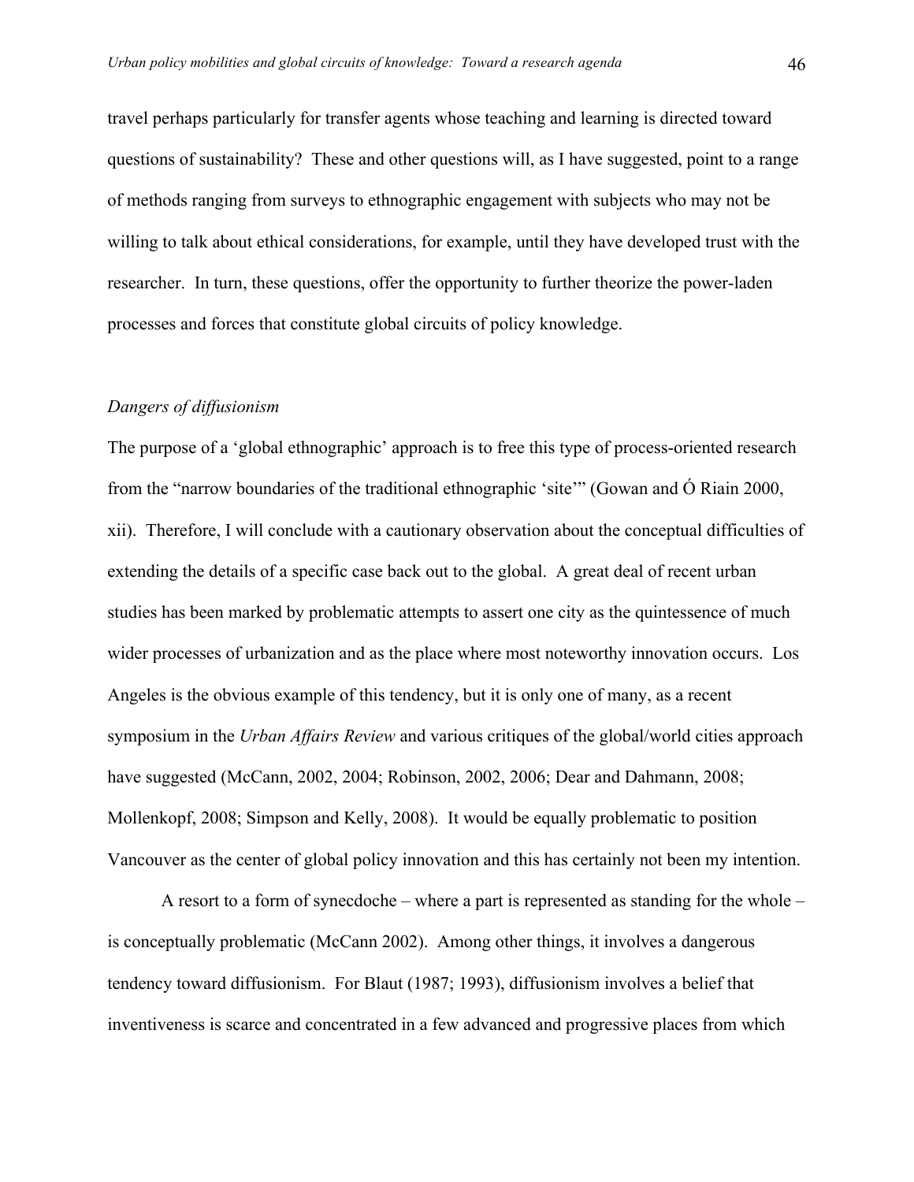travel perhaps particularly for transfer agents whose teaching and learning is directed toward questions of sustainability? These and other questions will, as I have suggested, point to a range of methods ranging from surveys to ethnographic engagement with subjects who may not be willing to talk about ethical considerations, for example, until they have developed trust with the researcher. In turn, these questions, offer the opportunity to further theorize the power-laden processes and forces that constitute global circuits of policy knowledge.

*Dangers of diffusionism*

The purpose of a 'global ethnographic' approach is to free this type of process-oriented research from the "narrow boundaries of the traditional ethnographic 'site'" (Gowan and Ó Riain 2000, xii). Therefore, I will conclude with a cautionary observation about the conceptual difficulties of extending the details of a specific case back out to the global. A great deal of recent urban studies has been marked by problematic attempts to assert one city as the quintessence of much wider processes of urbanization and as the place where most noteworthy innovation occurs. Los Angeles is the obvious example of this tendency, but it is only one of many, as a recent symposium in the *Urban Affairs Review* and various critiques of the global/world cities approach have suggested (McCann, 2002, 2004; Robinson, 2002, 2006; Dear and Dahmann, 2008; Mollenkopf, 2008; Simpson and Kelly, 2008). It would be equally problematic to position Vancouver as the center of global policy innovation and this has certainly not been my intention.

A resort to a form of synecdoche – where a part is represented as standing for the whole – is conceptually problematic (McCann 2002). Among other things, it involves a dangerous tendency toward diffusionism. For Blaut (1987; 1993), diffusionism involves a belief that inventiveness is scarce and concentrated in a few advanced and progressive places from which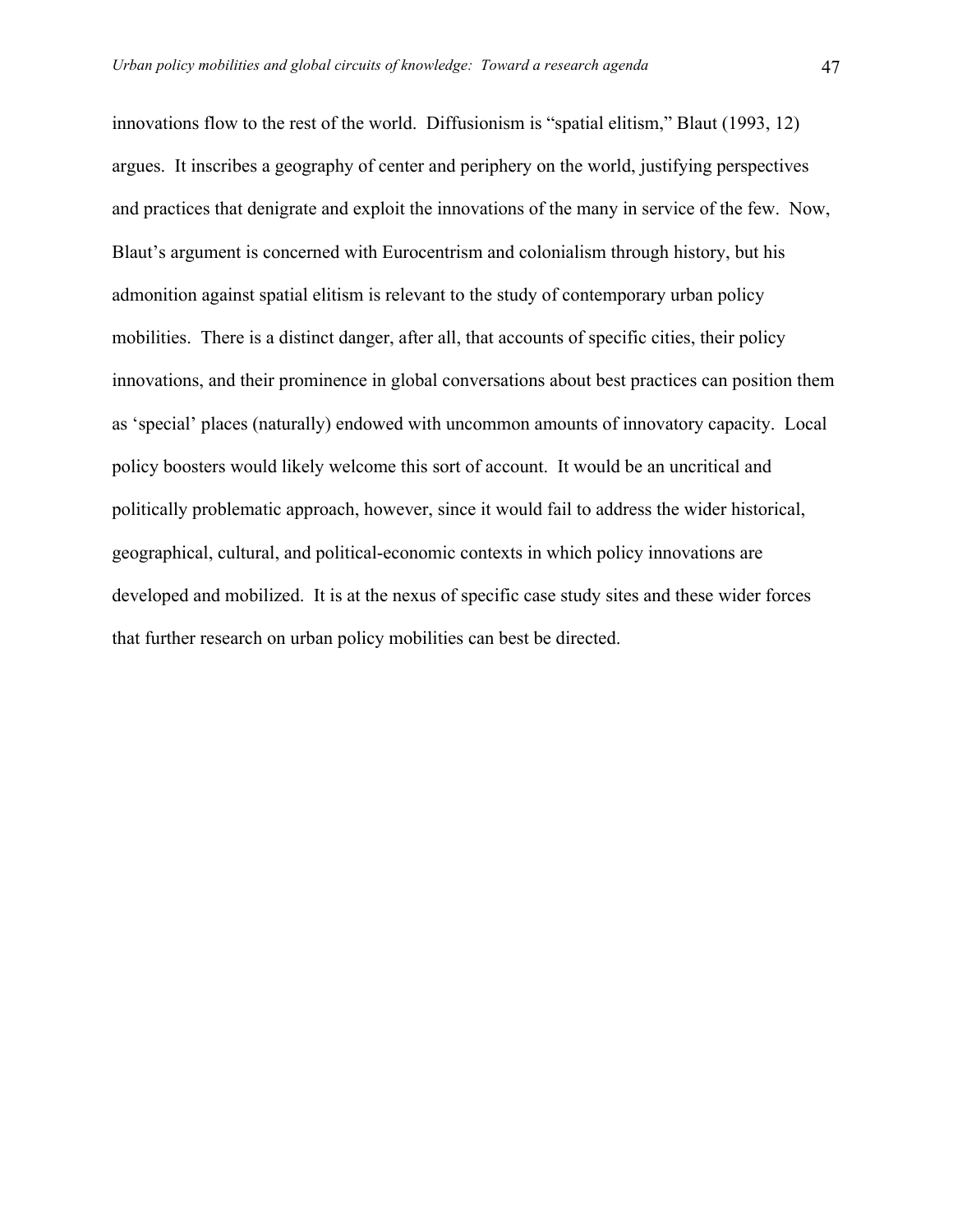innovations flow to the rest of the world. Diffusionism is "spatial elitism," Blaut (1993, 12) argues. It inscribes a geography of center and periphery on the world, justifying perspectives and practices that denigrate and exploit the innovations of the many in service of the few. Now, Blaut's argument is concerned with Eurocentrism and colonialism through history, but his admonition against spatial elitism is relevant to the study of contemporary urban policy mobilities. There is a distinct danger, after all, that accounts of specific cities, their policy innovations, and their prominence in global conversations about best practices can position them as 'special' places (naturally) endowed with uncommon amounts of innovatory capacity. Local policy boosters would likely welcome this sort of account. It would be an uncritical and politically problematic approach, however, since it would fail to address the wider historical, geographical, cultural, and political-economic contexts in which policy innovations are developed and mobilized. It is at the nexus of specific case study sites and these wider forces that further research on urban policy mobilities can best be directed.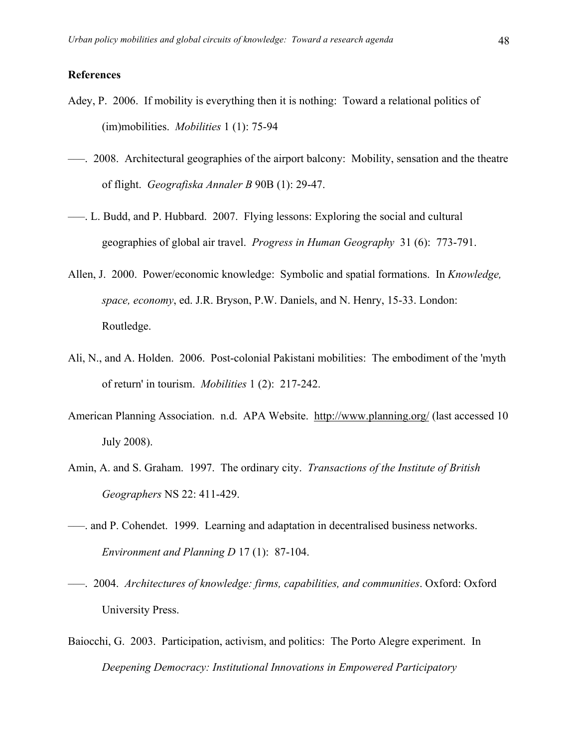**References**

Adey, P. 2006. If mobility is everything then it is nothing: Toward a relational politics of (im)mobilities. *Mobilities* 1 (1): 75-94

–––. 2008. Architectural geographies of the airport balcony: Mobility, sensation and the theatre of flight. *Geografiska Annaler B* 90B (1): 29-47.

–––. L. Budd, and P. Hubbard. 2007. Flying lessons: Exploring the social and cultural geographies of global air travel. *Progress in Human Geography* 31 (6): 773-791.

Allen, J. 2000. Power/economic knowledge: Symbolic and spatial formations. In *Knowledge, space, economy*, ed. J.R. Bryson, P.W. Daniels, and N. Henry, 15-33. London: Routledge.

Ali, N., and A. Holden. 2006. Post-colonial Pakistani mobilities: The embodiment of the 'myth of return' in tourism. *Mobilities* 1 (2): 217-242.

American Planning Association. n.d. APA Website. http://www.planning.org/ (last accessed 10 July 2008).

Amin, A. and S. Graham. 1997. The ordinary city. *Transactions of the Institute of British Geographers* NS 22: 411-429.

–––. and P. Cohendet. 1999. Learning and adaptation in decentralised business networks. *Environment and Planning D* 17 (1): 87-104.

–––. 2004. *Architectures of knowledge: firms, capabilities, and communities*. Oxford: Oxford University Press.

Baiocchi, G. 2003. Participation, activism, and politics: The Porto Alegre experiment. In *Deepening Democracy: Institutional Innovations in Empowered Participatory*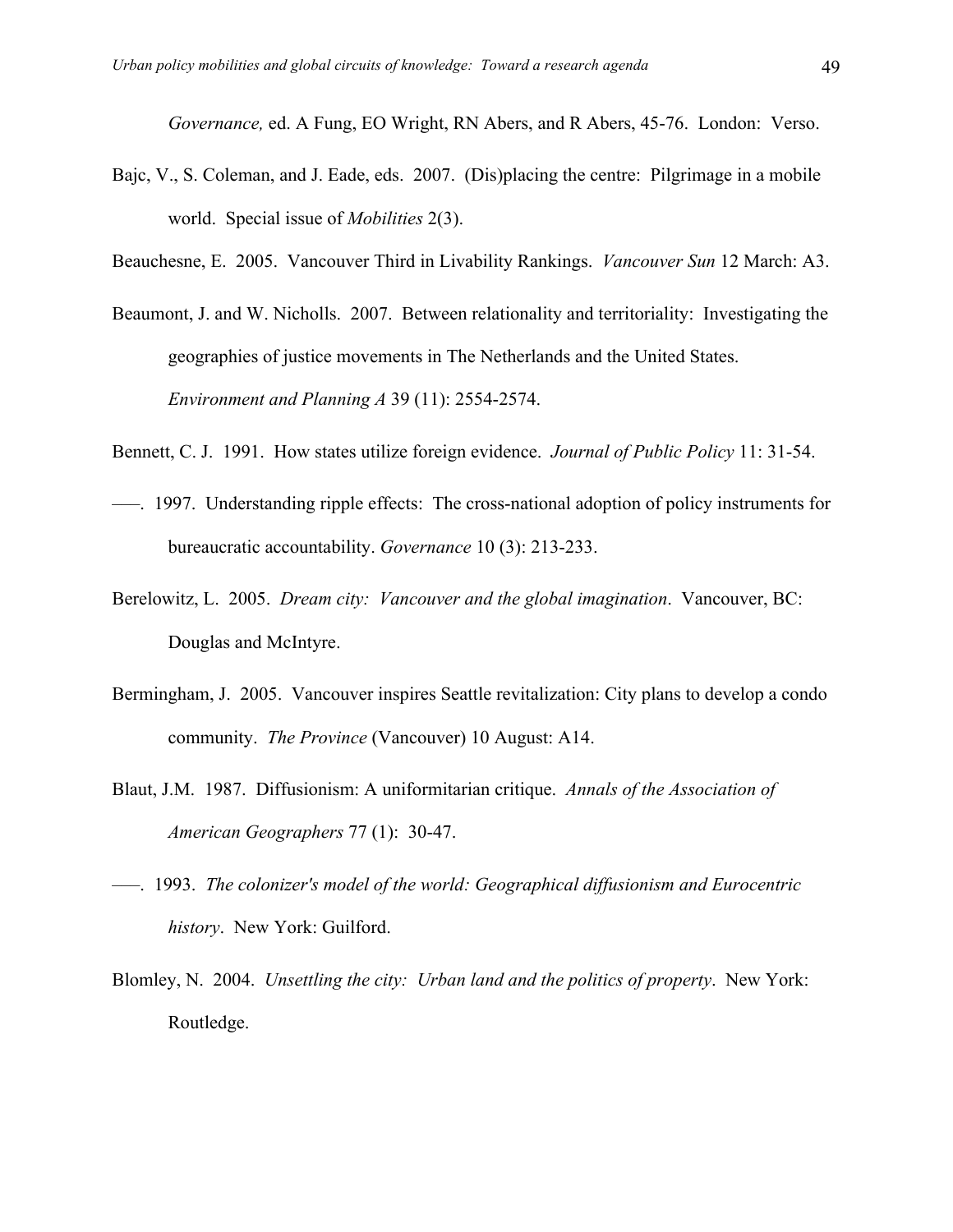*Governance,* ed. A Fung, EO Wright, RN Abers, and R Abers, 45-76. London: Verso.

Bajc, V., S. Coleman, and J. Eade, eds. 2007. (Dis)placing the centre: Pilgrimage in a mobile world. Special issue of *Mobilities* 2(3).

Beauchesne, E. 2005. Vancouver Third in Livability Rankings. *Vancouver Sun* 12 March: A3.

Beaumont, J. and W. Nicholls. 2007. Between relationality and territoriality: Investigating the geographies of justice movements in The Netherlands and the United States. *Environment and Planning A* 39 (11): 2554-2574.

Bennett, C. J. 1991. How states utilize foreign evidence. *Journal of Public Policy* 11: 31-54.

–––. 1997. Understanding ripple effects: The cross-national adoption of policy instruments for bureaucratic accountability. *Governance* 10 (3): 213-233.

Berelowitz, L. 2005. *Dream city: Vancouver and the global imagination*. Vancouver, BC: Douglas and McIntyre.

Bermingham, J. 2005. Vancouver inspires Seattle revitalization: City plans to develop a condo community. *The Province* (Vancouver) 10 August: A14.

Blaut, J.M. 1987. Diffusionism: A uniformitarian critique. *Annals of the Association of American Geographers* 77 (1): 30-47.

–––. 1993. *The colonizer's model of the world: Geographical diffusionism and Eurocentric history*. New York: Guilford.

Blomley, N. 2004. *Unsettling the city: Urban land and the politics of property*. New York: Routledge.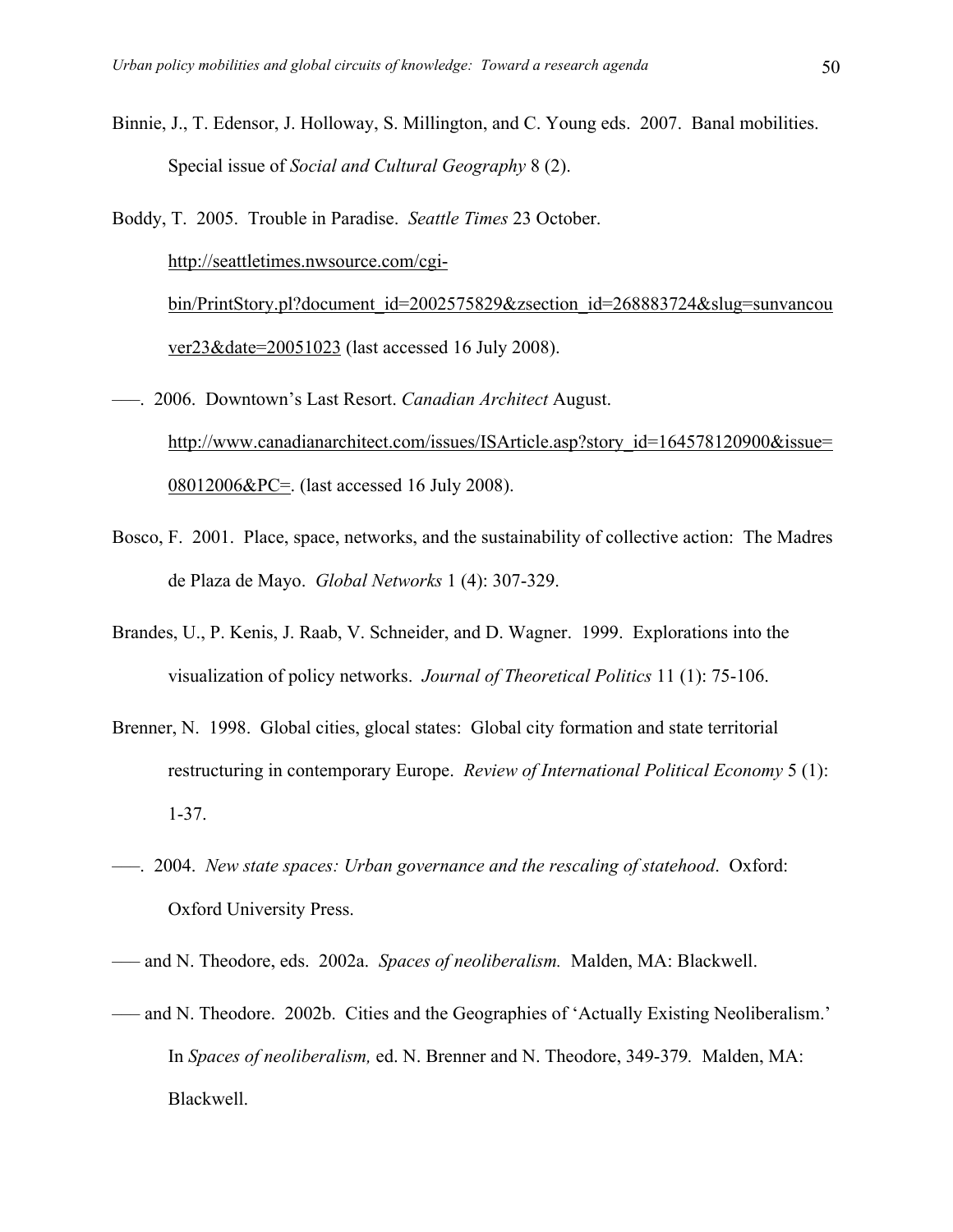Binnie, J., T. Edensor, J. Holloway, S. Millington, and C. Young eds. 2007. Banal mobilities. Special issue of *Social and Cultural Geography* 8 (2).

Boddy, T. 2005. Trouble in Paradise. *Seattle Times* 23 October. http://seattletimes.nwsource.com/cgi-bin/PrintStory.pl?document_id=2002575829&zsection_id=268883724&slug=sunvancouver23&date=20051023 (last accessed 16 July 2008).

–––. 2006. Downtown's Last Resort. *Canadian Architect* August. http://www.canadianarchitect.com/issues/ISArticle.asp?story_id=164578120900&issue=08012006&PC=. (last accessed 16 July 2008).

Bosco, F. 2001. Place, space, networks, and the sustainability of collective action: The Madres de Plaza de Mayo. *Global Networks* 1 (4): 307-329.

Brandes, U., P. Kenis, J. Raab, V. Schneider, and D. Wagner. 1999. Explorations into the visualization of policy networks. *Journal of Theoretical Politics* 11 (1): 75-106.

Brenner, N. 1998. Global cities, glocal states: Global city formation and state territorial restructuring in contemporary Europe. *Review of International Political Economy* 5 (1): 1-37.

–––. 2004. *New state spaces: Urban governance and the rescaling of statehood*. Oxford: Oxford University Press.

––– and N. Theodore, eds. 2002a. *Spaces of neoliberalism.* Malden, MA: Blackwell.

––– and N. Theodore. 2002b. Cities and the Geographies of 'Actually Existing Neoliberalism.' In *Spaces of neoliberalism,* ed. N. Brenner and N. Theodore, 349-379. Malden, MA: Blackwell.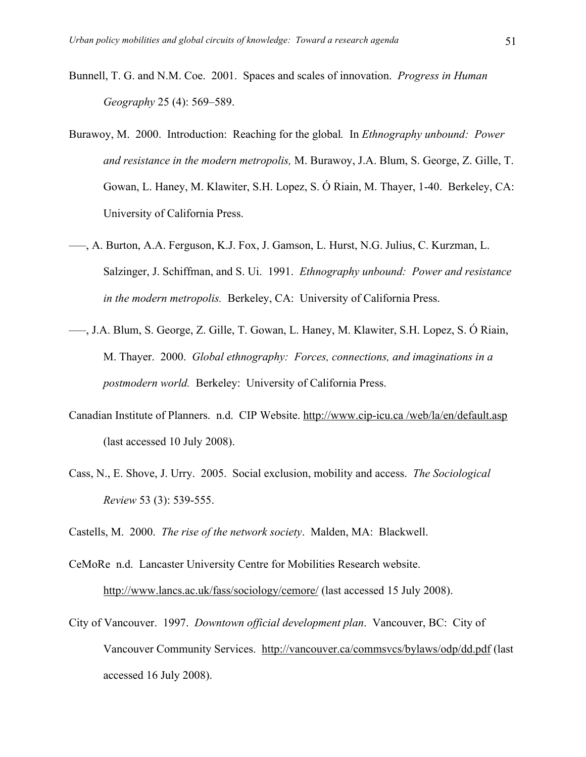Bunnell, T. G. and N.M. Coe. 2001. Spaces and scales of innovation. *Progress in Human Geography* 25 (4): 569–589.

Burawoy, M. 2000. Introduction: Reaching for the global. In *Ethnography unbound: Power and resistance in the modern metropolis,* M. Burawoy, J.A. Blum, S. George, Z. Gille, T. Gowan, L. Haney, M. Klawiter, S.H. Lopez, S. Ó Riain, M. Thayer, 1-40. Berkeley, CA: University of California Press.

–––, A. Burton, A.A. Ferguson, K.J. Fox, J. Gamson, L. Hurst, N.G. Julius, C. Kurzman, L. Salzinger, J. Schiffman, and S. Ui. 1991. *Ethnography unbound: Power and resistance in the modern metropolis.* Berkeley, CA: University of California Press.

–––, J.A. Blum, S. George, Z. Gille, T. Gowan, L. Haney, M. Klawiter, S.H. Lopez, S. Ó Riain, M. Thayer. 2000. *Global ethnography: Forces, connections, and imaginations in a postmodern world.* Berkeley: University of California Press.

Canadian Institute of Planners. n.d. CIP Website. http://www.cip-icu.ca /web/la/en/default.asp (last accessed 10 July 2008).

Cass, N., E. Shove, J. Urry. 2005. Social exclusion, mobility and access. *The Sociological Review* 53 (3): 539-555.

Castells, M. 2000. *The rise of the network society*. Malden, MA: Blackwell.

CeMoRe n.d. Lancaster University Centre for Mobilities Research website. http://www.lancs.ac.uk/fass/sociology/cemore/ (last accessed 15 July 2008).

City of Vancouver. 1997. *Downtown official development plan*. Vancouver, BC: City of Vancouver Community Services. http://vancouver.ca/commsvcs/bylaws/odp/dd.pdf (last accessed 16 July 2008).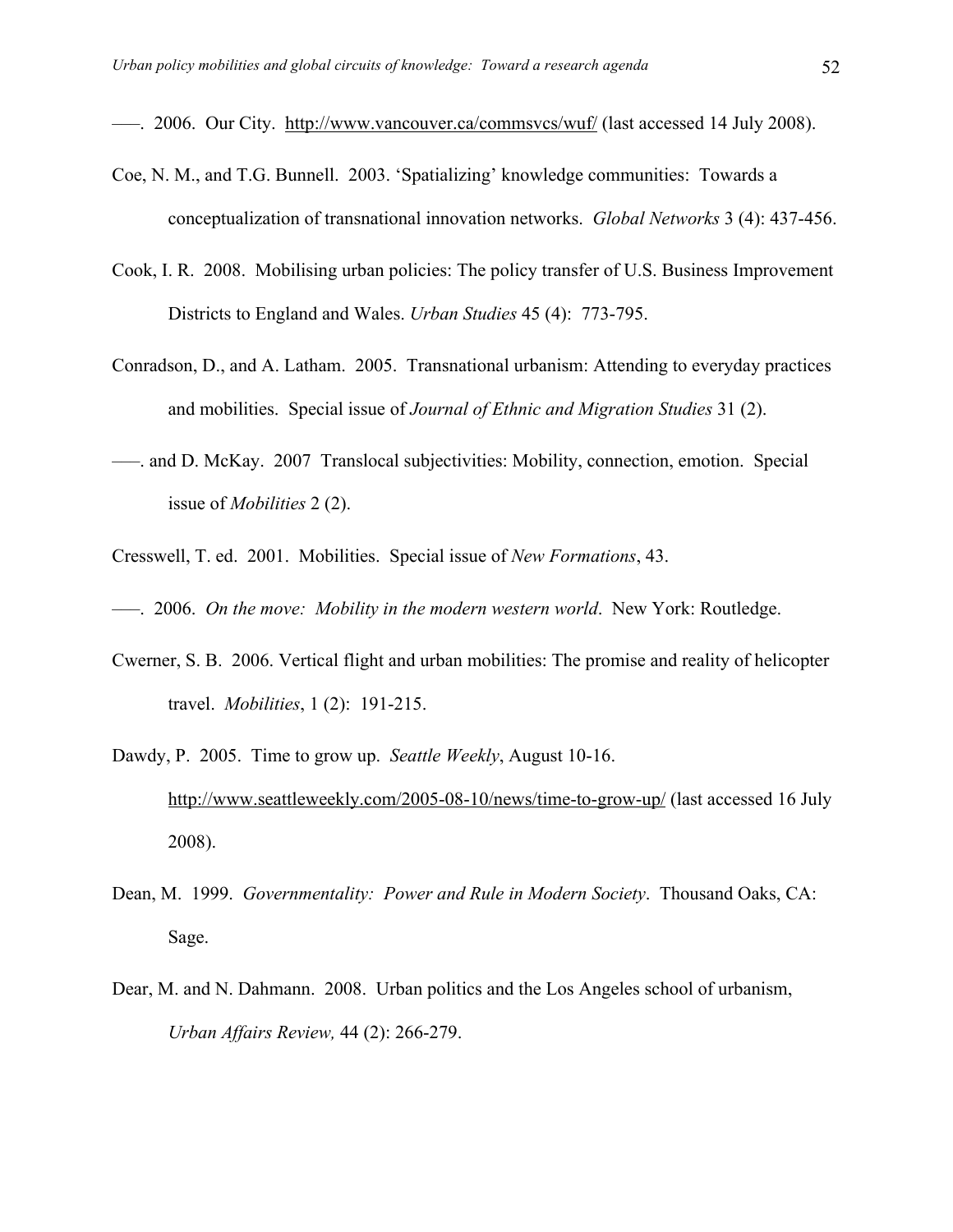–––. 2006. Our City. http://www.vancouver.ca/commsvcs/wuf/ (last accessed 14 July 2008).

Coe, N. M., and T.G. Bunnell. 2003. 'Spatializing' knowledge communities: Towards a conceptualization of transnational innovation networks. *Global Networks* 3 (4): 437-456.

Cook, I. R. 2008. Mobilising urban policies: The policy transfer of U.S. Business Improvement Districts to England and Wales. *Urban Studies* 45 (4): 773-795.

Conradson, D., and A. Latham. 2005. Transnational urbanism: Attending to everyday practices and mobilities. Special issue of *Journal of Ethnic and Migration Studies* 31 (2).

–––. and D. McKay. 2007 Translocal subjectivities: Mobility, connection, emotion. Special issue of *Mobilities* 2 (2).

Cresswell, T. ed. 2001. Mobilities. Special issue of *New Formations*, 43.

–––. 2006. *On the move: Mobility in the modern western world*. New York: Routledge.

Cwerner, S. B. 2006. Vertical flight and urban mobilities: The promise and reality of helicopter travel. *Mobilities*, 1 (2): 191-215.

Dawdy, P. 2005. Time to grow up. *Seattle Weekly*, August 10-16. http://www.seattleweekly.com/2005-08-10/news/time-to-grow-up/ (last accessed 16 July 2008).

Dean, M. 1999. *Governmentality: Power and Rule in Modern Society*. Thousand Oaks, CA: Sage.

Dear, M. and N. Dahmann. 2008. Urban politics and the Los Angeles school of urbanism, *Urban Affairs Review,* 44 (2): 266-279.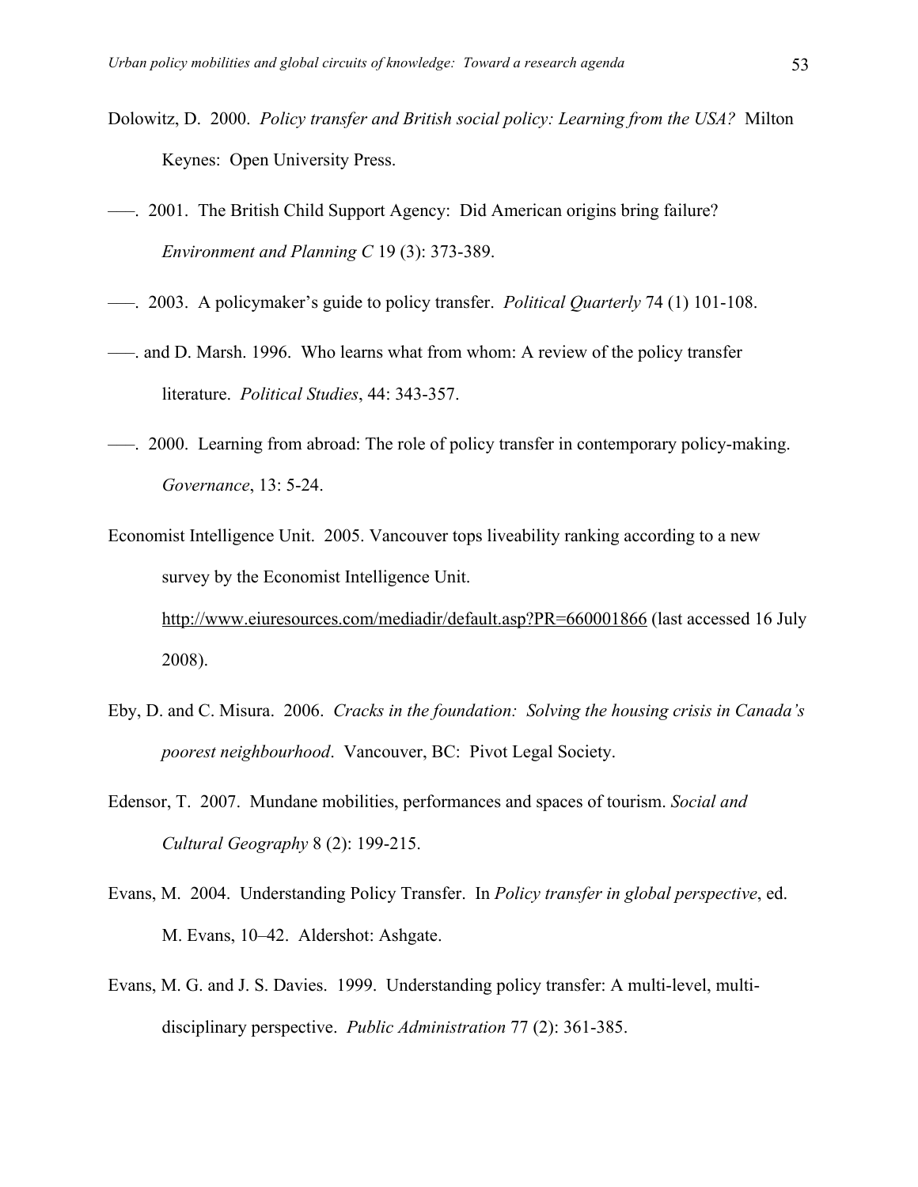Dolowitz, D. 2000. *Policy transfer and British social policy: Learning from the USA?* Milton Keynes: Open University Press.

–––. 2001. The British Child Support Agency: Did American origins bring failure? *Environment and Planning C* 19 (3): 373-389.

–––. 2003. A policymaker's guide to policy transfer. *Political Quarterly* 74 (1) 101-108.

–––. and D. Marsh. 1996. Who learns what from whom: A review of the policy transfer literature. *Political Studies*, 44: 343-357.

–––. 2000. Learning from abroad: The role of policy transfer in contemporary policy-making. *Governance*, 13: 5-24.

Economist Intelligence Unit. 2005. Vancouver tops liveability ranking according to a new survey by the Economist Intelligence Unit. http://www.eiuresources.com/mediadir/default.asp?PR=660001866 (last accessed 16 July 2008).

Eby, D. and C. Misura. 2006. *Cracks in the foundation: Solving the housing crisis in Canada's poorest neighbourhood*. Vancouver, BC: Pivot Legal Society.

Edensor, T. 2007. Mundane mobilities, performances and spaces of tourism. *Social and Cultural Geography* 8 (2): 199-215.

Evans, M. 2004. Understanding Policy Transfer. In *Policy transfer in global perspective*, ed. M. Evans, 10–42. Aldershot: Ashgate.

Evans, M. G. and J. S. Davies. 1999. Understanding policy transfer: A multi-level, multi-disciplinary perspective. *Public Administration* 77 (2): 361-385.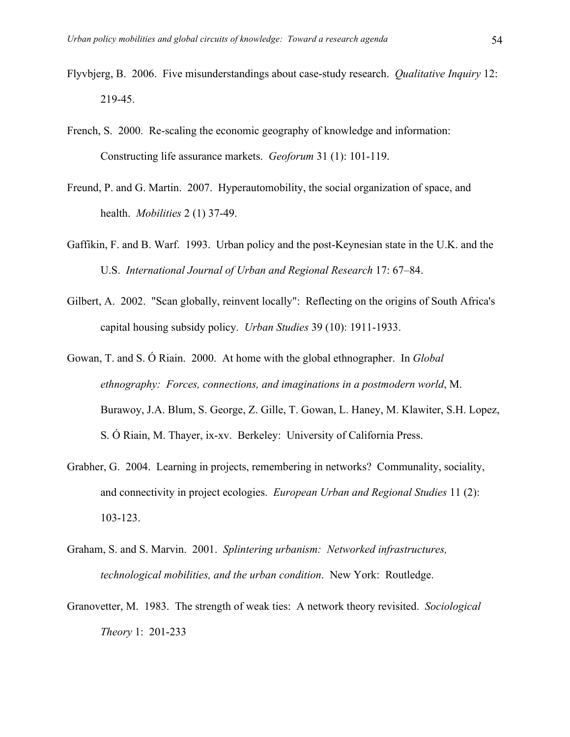Flyvbjerg, B. 2006. Five misunderstandings about case-study research. *Qualitative Inquiry* 12: 219-45.

French, S. 2000. Re-scaling the economic geography of knowledge and information: Constructing life assurance markets. *Geoforum* 31 (1): 101-119.

Freund, P. and G. Martin. 2007. Hyperautomobility, the social organization of space, and health. *Mobilities* 2 (1) 37-49.

Gaffikin, F. and B. Warf. 1993. Urban policy and the post-Keynesian state in the U.K. and the U.S. *International Journal of Urban and Regional Research* 17: 67–84.

Gilbert, A. 2002. "Scan globally, reinvent locally": Reflecting on the origins of South Africa's capital housing subsidy policy. *Urban Studies* 39 (10): 1911-1933.

Gowan, T. and S. Ó Riain. 2000. At home with the global ethnographer. In *Global ethnography: Forces, connections, and imaginations in a postmodern world*, M. Burawoy, J.A. Blum, S. George, Z. Gille, T. Gowan, L. Haney, M. Klawiter, S.H. Lopez, S. Ó Riain, M. Thayer, ix-xv. Berkeley: University of California Press.

Grabher, G. 2004. Learning in projects, remembering in networks? Communality, sociality, and connectivity in project ecologies. *European Urban and Regional Studies* 11 (2): 103-123.

Graham, S. and S. Marvin. 2001. *Splintering urbanism: Networked infrastructures, technological mobilities, and the urban condition*. New York: Routledge.

Granovetter, M. 1983. The strength of weak ties: A network theory revisited. *Sociological Theory* 1: 201-233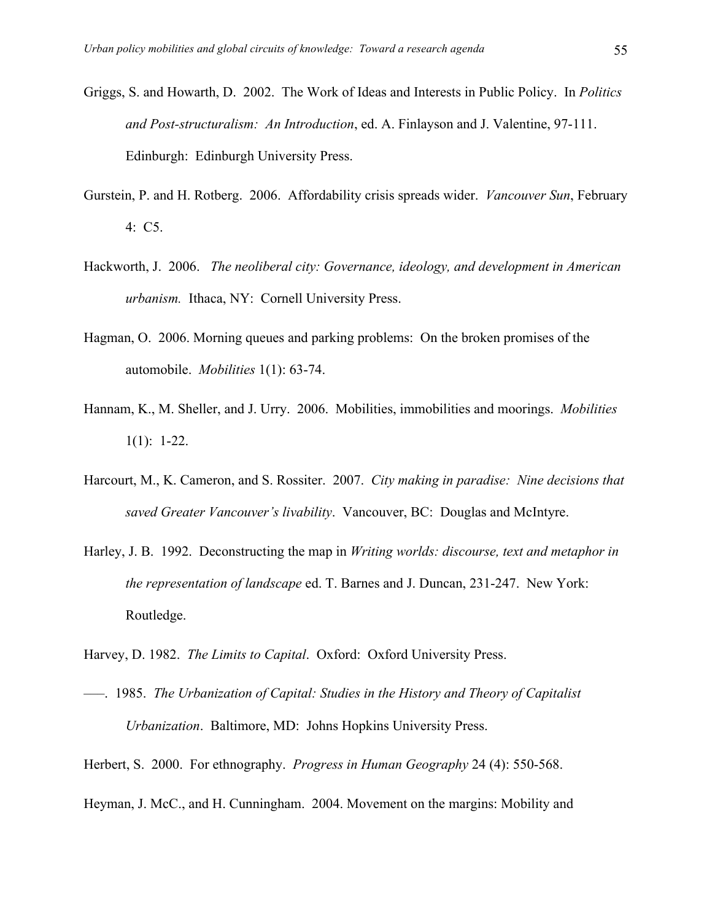Griggs, S. and Howarth, D. 2002. The Work of Ideas and Interests in Public Policy. In *Politics and Post-structuralism: An Introduction*, ed. A. Finlayson and J. Valentine, 97-111. Edinburgh: Edinburgh University Press.

Gurstein, P. and H. Rotberg. 2006. Affordability crisis spreads wider. *Vancouver Sun*, February 4: C5.

Hackworth, J. 2006. *The neoliberal city: Governance, ideology, and development in American urbanism.* Ithaca, NY: Cornell University Press.

Hagman, O. 2006. Morning queues and parking problems: On the broken promises of the automobile. *Mobilities* 1(1): 63-74.

Hannam, K., M. Sheller, and J. Urry. 2006. Mobilities, immobilities and moorings. *Mobilities* 1(1): 1-22.

Harcourt, M., K. Cameron, and S. Rossiter. 2007. *City making in paradise: Nine decisions that saved Greater Vancouver's livability*. Vancouver, BC: Douglas and McIntyre.

Harley, J. B. 1992. Deconstructing the map in *Writing worlds: discourse, text and metaphor in the representation of landscape* ed. T. Barnes and J. Duncan, 231-247. New York: Routledge.

Harvey, D. 1982. *The Limits to Capital*. Oxford: Oxford University Press.

–––. 1985. *The Urbanization of Capital: Studies in the History and Theory of Capitalist Urbanization*. Baltimore, MD: Johns Hopkins University Press.

Herbert, S. 2000. For ethnography. *Progress in Human Geography* 24 (4): 550-568.

Heyman, J. McC., and H. Cunningham. 2004. Movement on the margins: Mobility and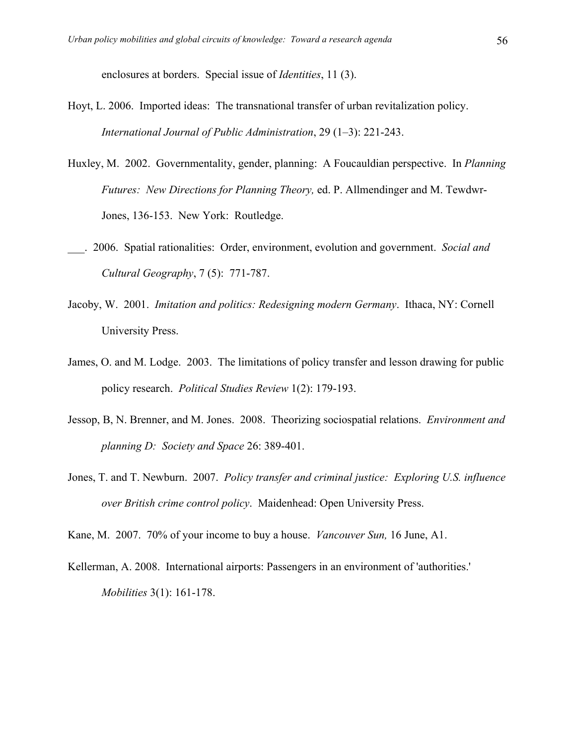enclosures at borders. Special issue of *Identities*, 11 (3).

Hoyt, L. 2006. Imported ideas: The transnational transfer of urban revitalization policy. *International Journal of Public Administration*, 29 (1–3): 221-243.

Huxley, M. 2002. Governmentality, gender, planning: A Foucauldian perspective. In *Planning Futures: New Directions for Planning Theory,* ed. P. Allmendinger and M. Tewdwr-Jones, 136-153. New York: Routledge.

___. 2006. Spatial rationalities: Order, environment, evolution and government. *Social and Cultural Geography*, 7 (5): 771-787.

Jacoby, W. 2001. *Imitation and politics: Redesigning modern Germany*. Ithaca, NY: Cornell University Press.

James, O. and M. Lodge. 2003. The limitations of policy transfer and lesson drawing for public policy research. *Political Studies Review* 1(2): 179-193.

Jessop, B, N. Brenner, and M. Jones. 2008. Theorizing sociospatial relations. *Environment and planning D: Society and Space* 26: 389-401.

Jones, T. and T. Newburn. 2007. *Policy transfer and criminal justice: Exploring U.S. influence over British crime control policy*. Maidenhead: Open University Press.

Kane, M. 2007. 70% of your income to buy a house. *Vancouver Sun,* 16 June, A1.

Kellerman, A. 2008. International airports: Passengers in an environment of 'authorities.' *Mobilities* 3(1): 161-178.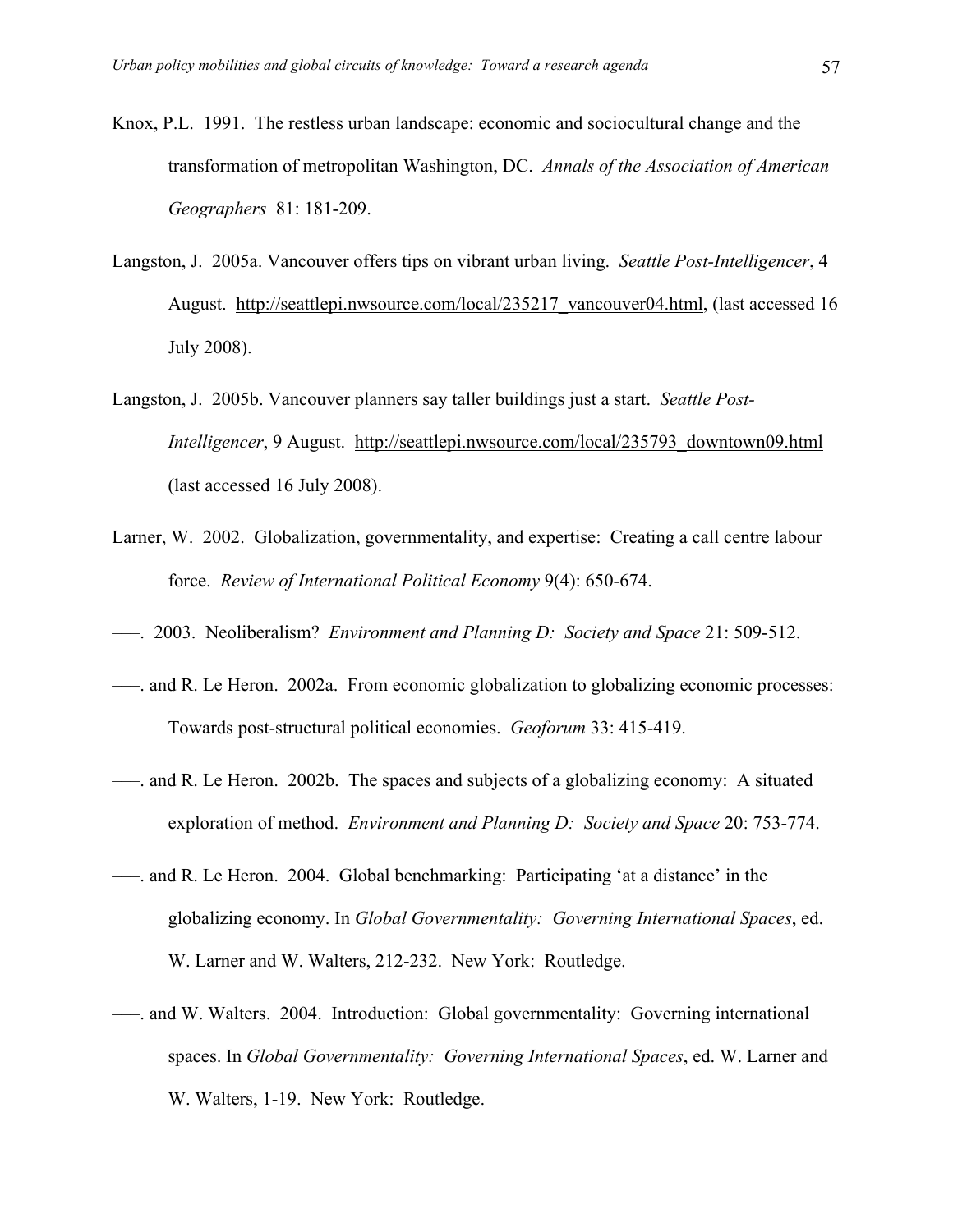Knox, P.L. 1991. The restless urban landscape: economic and sociocultural change and the transformation of metropolitan Washington, DC. *Annals of the Association of American Geographers* 81: 181-209.

Langston, J. 2005a. Vancouver offers tips on vibrant urban living. *Seattle Post-Intelligencer*, 4 August. http://seattlepi.nwsource.com/local/235217_vancouver04.html, (last accessed 16 July 2008).

Langston, J. 2005b. Vancouver planners say taller buildings just a start. *Seattle Post-Intelligencer*, 9 August. http://seattlepi.nwsource.com/local/235793_downtown09.html (last accessed 16 July 2008).

Larner, W. 2002. Globalization, governmentality, and expertise: Creating a call centre labour force. *Review of International Political Economy* 9(4): 650-674.

–––. 2003. Neoliberalism? *Environment and Planning D: Society and Space* 21: 509-512.

–––. and R. Le Heron. 2002a. From economic globalization to globalizing economic processes: Towards post-structural political economies. *Geoforum* 33: 415-419.

–––. and R. Le Heron. 2002b. The spaces and subjects of a globalizing economy: A situated exploration of method. *Environment and Planning D: Society and Space* 20: 753-774.

–––. and R. Le Heron. 2004. Global benchmarking: Participating 'at a distance' in the globalizing economy. In *Global Governmentality: Governing International Spaces*, ed. W. Larner and W. Walters, 212-232. New York: Routledge.

–––. and W. Walters. 2004. Introduction: Global governmentality: Governing international spaces. In *Global Governmentality: Governing International Spaces*, ed. W. Larner and W. Walters, 1-19. New York: Routledge.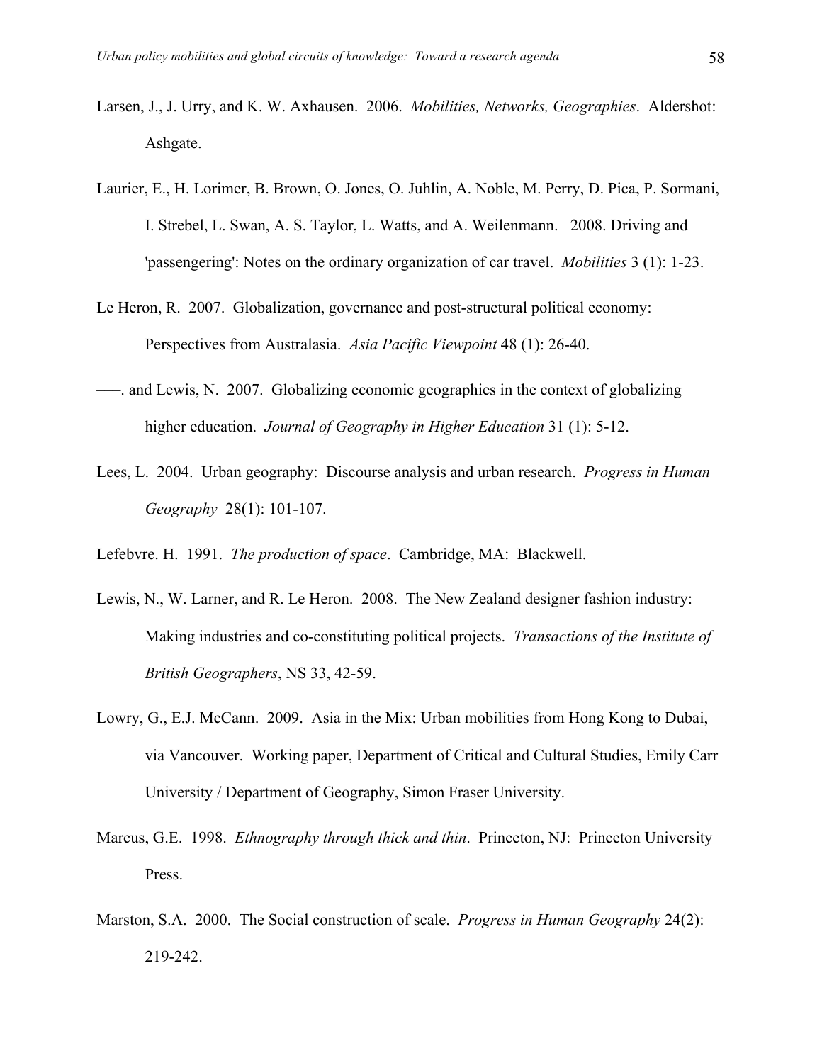Larsen, J., J. Urry, and K. W. Axhausen. 2006. *Mobilities, Networks, Geographies*. Aldershot: Ashgate.

Laurier, E., H. Lorimer, B. Brown, O. Jones, O. Juhlin, A. Noble, M. Perry, D. Pica, P. Sormani, I. Strebel, L. Swan, A. S. Taylor, L. Watts, and A. Weilenmann. 2008. Driving and 'passengering': Notes on the ordinary organization of car travel. *Mobilities* 3 (1): 1-23.

Le Heron, R. 2007. Globalization, governance and post-structural political economy: Perspectives from Australasia. *Asia Pacific Viewpoint* 48 (1): 26-40.

–––. and Lewis, N. 2007. Globalizing economic geographies in the context of globalizing higher education. *Journal of Geography in Higher Education* 31 (1): 5-12.

Lees, L. 2004. Urban geography: Discourse analysis and urban research. *Progress in Human Geography* 28(1): 101-107.

Lefebvre. H. 1991. *The production of space*. Cambridge, MA: Blackwell.

Lewis, N., W. Larner, and R. Le Heron. 2008. The New Zealand designer fashion industry: Making industries and co-constituting political projects. *Transactions of the Institute of British Geographers*, NS 33, 42-59.

Lowry, G., E.J. McCann. 2009. Asia in the Mix: Urban mobilities from Hong Kong to Dubai, via Vancouver. Working paper, Department of Critical and Cultural Studies, Emily Carr University / Department of Geography, Simon Fraser University.

Marcus, G.E. 1998. *Ethnography through thick and thin*. Princeton, NJ: Princeton University Press.

Marston, S.A. 2000. The Social construction of scale. *Progress in Human Geography* 24(2): 219-242.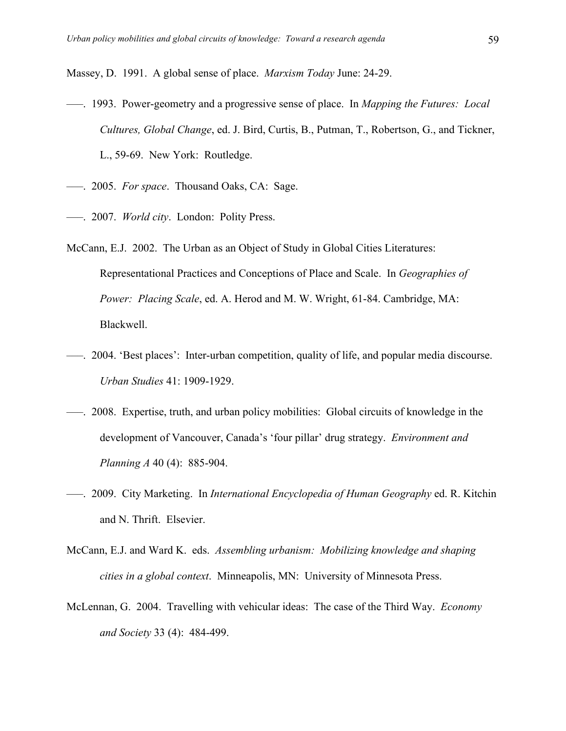Massey, D. 1991. A global sense of place. *Marxism Today* June: 24-29.

–––. 1993. Power-geometry and a progressive sense of place. In *Mapping the Futures: Local Cultures, Global Change*, ed. J. Bird, Curtis, B., Putman, T., Robertson, G., and Tickner, L., 59-69. New York: Routledge.

–––. 2005. *For space*. Thousand Oaks, CA: Sage.

–––. 2007. *World city*. London: Polity Press.

McCann, E.J. 2002. The Urban as an Object of Study in Global Cities Literatures: Representational Practices and Conceptions of Place and Scale. In *Geographies of Power: Placing Scale*, ed. A. Herod and M. W. Wright, 61-84. Cambridge, MA: Blackwell.

–––. 2004. 'Best places': Inter-urban competition, quality of life, and popular media discourse. *Urban Studies* 41: 1909-1929.

–––. 2008. Expertise, truth, and urban policy mobilities: Global circuits of knowledge in the development of Vancouver, Canada's 'four pillar' drug strategy. *Environment and Planning A* 40 (4): 885-904.

–––. 2009. City Marketing. In *International Encyclopedia of Human Geography* ed. R. Kitchin and N. Thrift. Elsevier.

McCann, E.J. and Ward K. eds. *Assembling urbanism: Mobilizing knowledge and shaping cities in a global context*. Minneapolis, MN: University of Minnesota Press.

McLennan, G. 2004. Travelling with vehicular ideas: The case of the Third Way. *Economy and Society* 33 (4): 484-499.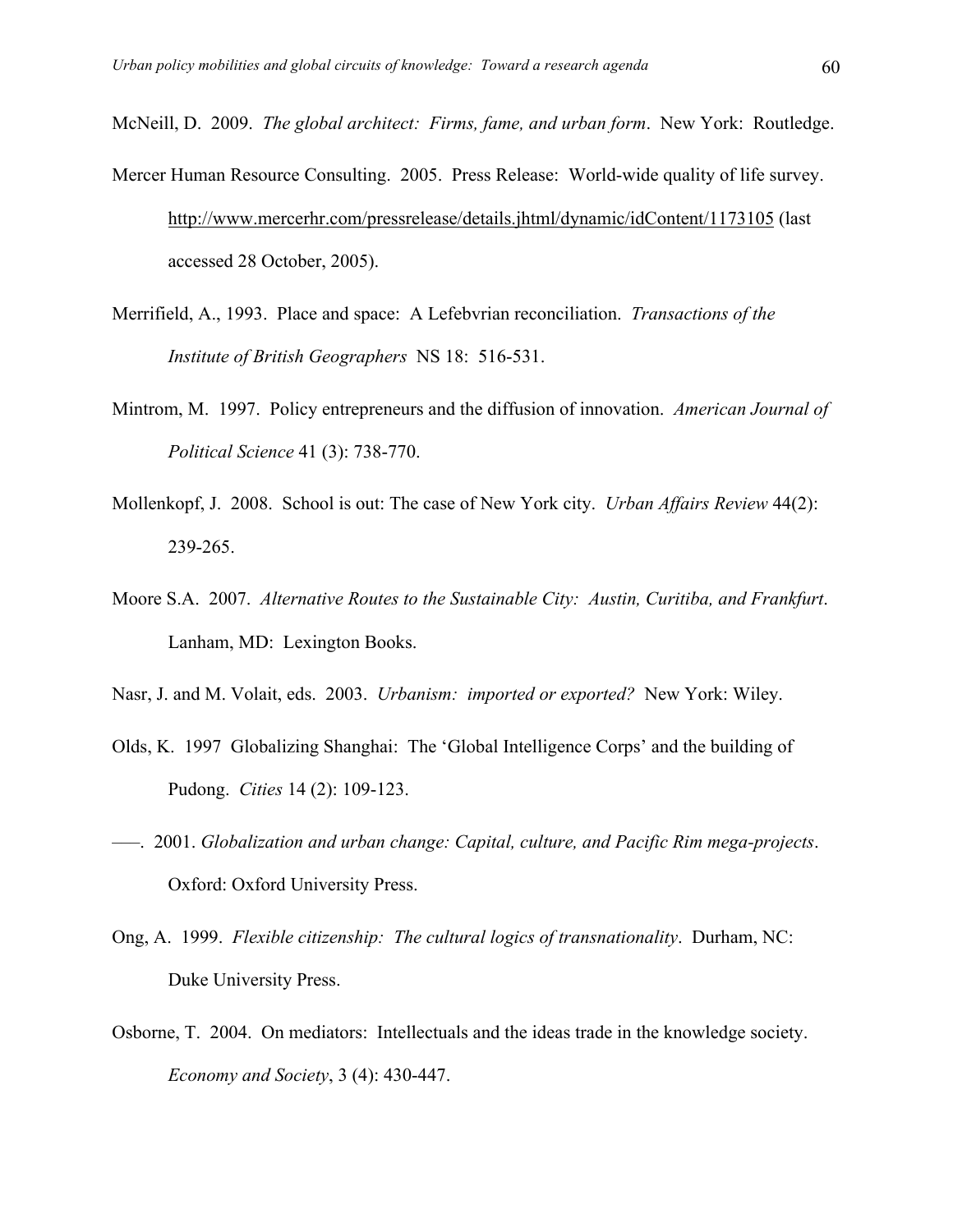McNeill, D. 2009. *The global architect: Firms, fame, and urban form*. New York: Routledge.

Mercer Human Resource Consulting. 2005. Press Release: World-wide quality of life survey. http://www.mercerhr.com/pressrelease/details.jhtml/dynamic/idContent/1173105 (last accessed 28 October, 2005).

Merrifield, A., 1993. Place and space: A Lefebvrian reconciliation. *Transactions of the Institute of British Geographers* NS 18: 516-531.

Mintrom, M. 1997. Policy entrepreneurs and the diffusion of innovation. *American Journal of Political Science* 41 (3): 738-770.

Mollenkopf, J. 2008. School is out: The case of New York city. *Urban Affairs Review* 44(2): 239-265.

Moore S.A. 2007. *Alternative Routes to the Sustainable City: Austin, Curitiba, and Frankfurt*. Lanham, MD: Lexington Books.

Nasr, J. and M. Volait, eds. 2003. *Urbanism: imported or exported?* New York: Wiley.

Olds, K. 1997 Globalizing Shanghai: The 'Global Intelligence Corps' and the building of Pudong. *Cities* 14 (2): 109-123.

––. 2001. *Globalization and urban change: Capital, culture, and Pacific Rim mega-projects*. Oxford: Oxford University Press.

Ong, A. 1999. *Flexible citizenship: The cultural logics of transnationality*. Durham, NC: Duke University Press.

Osborne, T. 2004. On mediators: Intellectuals and the ideas trade in the knowledge society. *Economy and Society*, 3 (4): 430-447.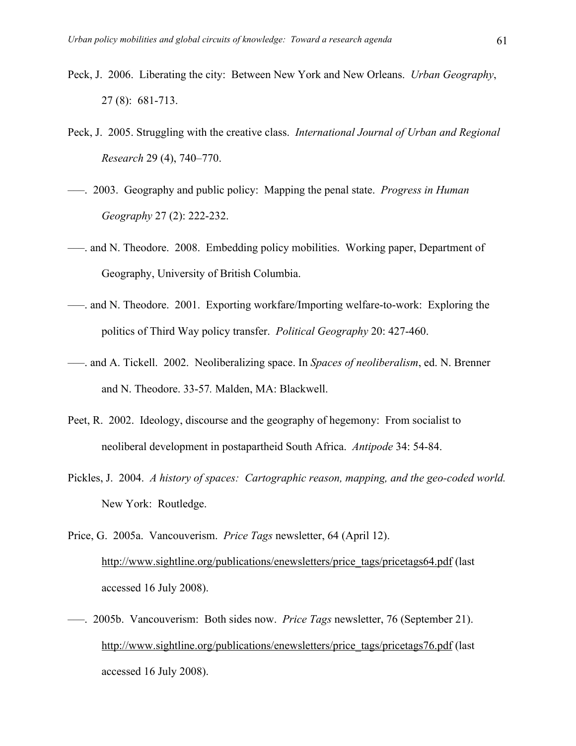Peck, J. 2006. Liberating the city: Between New York and New Orleans. *Urban Geography*, 27 (8): 681-713.

Peck, J. 2005. Struggling with the creative class. *International Journal of Urban and Regional Research* 29 (4), 740–770.

–––. 2003. Geography and public policy: Mapping the penal state. *Progress in Human Geography* 27 (2): 222-232.

–––. and N. Theodore. 2008. Embedding policy mobilities. Working paper, Department of Geography, University of British Columbia.

–––. and N. Theodore. 2001. Exporting workfare/Importing welfare-to-work: Exploring the politics of Third Way policy transfer. *Political Geography* 20: 427-460.

–––. and A. Tickell. 2002. Neoliberalizing space. In *Spaces of neoliberalism*, ed. N. Brenner and N. Theodore. 33-57. Malden, MA: Blackwell.

Peet, R. 2002. Ideology, discourse and the geography of hegemony: From socialist to neoliberal development in postapartheid South Africa. *Antipode* 34: 54-84.

Pickles, J. 2004. *A history of spaces: Cartographic reason, mapping, and the geo-coded world.* New York: Routledge.

Price, G. 2005a. Vancouverism. *Price Tags* newsletter, 64 (April 12). http://www.sightline.org/publications/enewsletters/price_tags/pricetags64.pdf (last accessed 16 July 2008).

–––. 2005b. Vancouverism: Both sides now. *Price Tags* newsletter, 76 (September 21). http://www.sightline.org/publications/enewsletters/price_tags/pricetags76.pdf (last accessed 16 July 2008).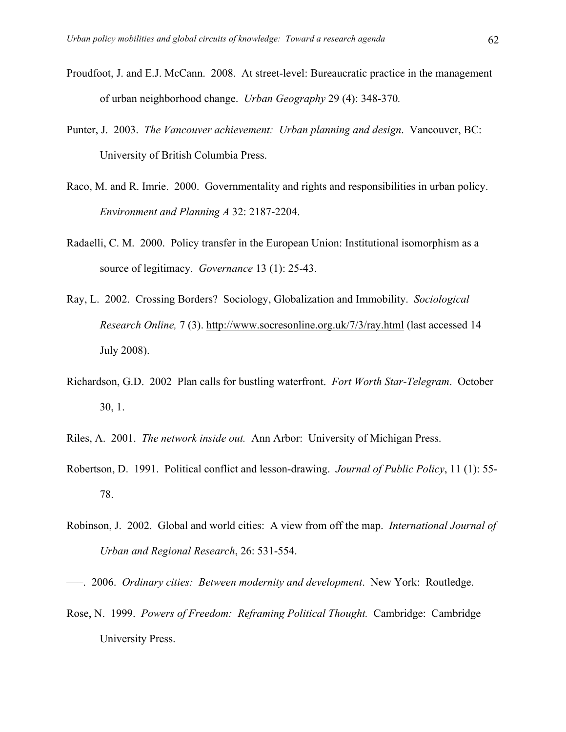Proudfoot, J. and E.J. McCann. 2008. At street-level: Bureaucratic practice in the management of urban neighborhood change. *Urban Geography* 29 (4): 348-370*.*

Punter, J. 2003. *The Vancouver achievement: Urban planning and design*. Vancouver, BC: University of British Columbia Press.

Raco, M. and R. Imrie. 2000. Governmentality and rights and responsibilities in urban policy. *Environment and Planning A* 32: 2187-2204.

Radaelli, C. M. 2000. Policy transfer in the European Union: Institutional isomorphism as a source of legitimacy. *Governance* 13 (1): 25-43.

Ray, L. 2002. Crossing Borders? Sociology, Globalization and Immobility. *Sociological Research Online,* 7 (3). http://www.socresonline.org.uk/7/3/ray.html (last accessed 14 July 2008).

Richardson, G.D. 2002 Plan calls for bustling waterfront. *Fort Worth Star-Telegram*. October 30, 1.

Riles, A. 2001. *The network inside out.* Ann Arbor: University of Michigan Press.

Robertson, D. 1991. Political conflict and lesson-drawing. *Journal of Public Policy*, 11 (1): 55-78.

Robinson, J. 2002. Global and world cities: A view from off the map. *International Journal of Urban and Regional Research*, 26: 531-554.

–––. 2006. *Ordinary cities: Between modernity and development*. New York: Routledge.

Rose, N. 1999. *Powers of Freedom: Reframing Political Thought.* Cambridge: Cambridge University Press.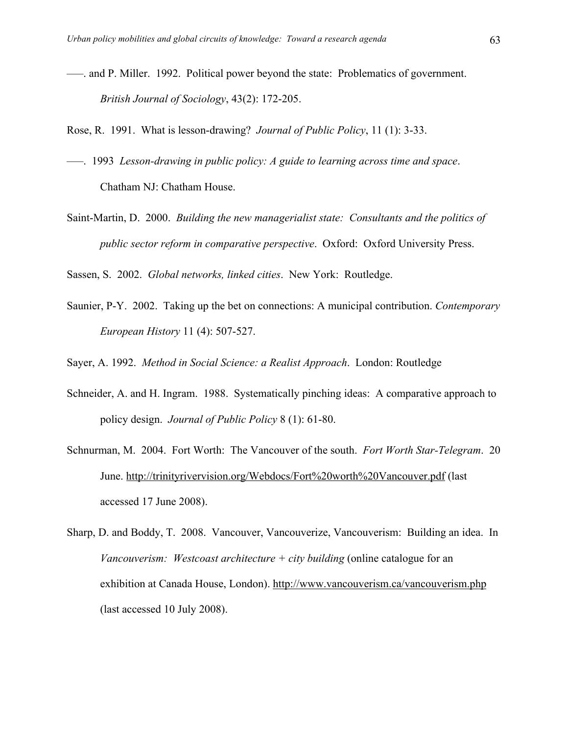——. and P. Miller. 1992. Political power beyond the state: Problematics of government. *British Journal of Sociology*, 43(2): 172-205.

Rose, R. 1991. What is lesson-drawing? *Journal of Public Policy*, 11 (1): 3-33.

——. 1993 *Lesson-drawing in public policy: A guide to learning across time and space*. Chatham NJ: Chatham House.

Saint-Martin, D. 2000. *Building the new managerialist state: Consultants and the politics of public sector reform in comparative perspective*. Oxford: Oxford University Press.

Sassen, S. 2002. *Global networks, linked cities*. New York: Routledge.

Saunier, P-Y. 2002. Taking up the bet on connections: A municipal contribution. *Contemporary European History* 11 (4): 507-527.

Sayer, A. 1992. *Method in Social Science: a Realist Approach*. London: Routledge

Schneider, A. and H. Ingram. 1988. Systematically pinching ideas: A comparative approach to policy design. *Journal of Public Policy* 8 (1): 61-80.

Schnurman, M. 2004. Fort Worth: The Vancouver of the south. *Fort Worth Star-Telegram*. 20 June. http://trinityrivervision.org/Webdocs/Fort%20worth%20Vancouver.pdf (last accessed 17 June 2008).

Sharp, D. and Boddy, T. 2008. Vancouver, Vancouverize, Vancouverism: Building an idea. In *Vancouverism: Westcoast architecture + city building* (online catalogue for an exhibition at Canada House, London). http://www.vancouverism.ca/vancouverism.php (last accessed 10 July 2008).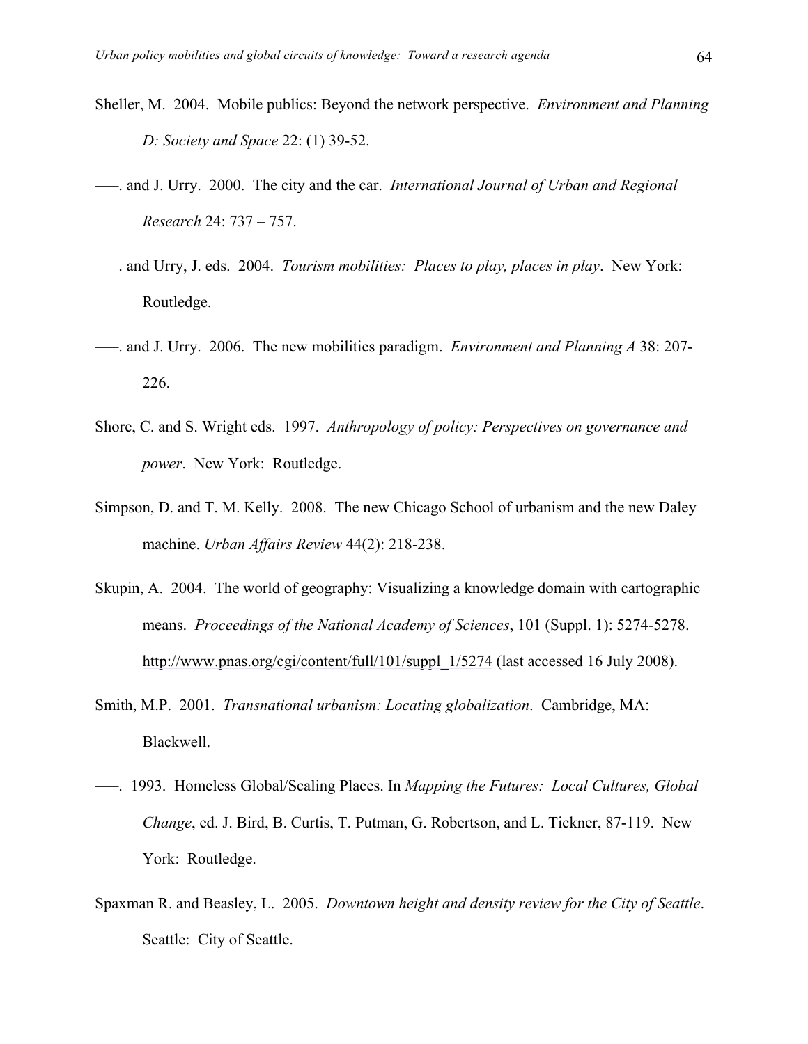Sheller, M. 2004. Mobile publics: Beyond the network perspective. *Environment and Planning D: Society and Space* 22: (1) 39-52.

–––. and J. Urry. 2000. The city and the car. *International Journal of Urban and Regional Research* 24: 737 – 757.

–––. and Urry, J. eds. 2004. *Tourism mobilities: Places to play, places in play*. New York: Routledge.

–––. and J. Urry. 2006. The new mobilities paradigm. *Environment and Planning A* 38: 207-226.

Shore, C. and S. Wright eds. 1997. *Anthropology of policy: Perspectives on governance and power*. New York: Routledge.

Simpson, D. and T. M. Kelly. 2008. The new Chicago School of urbanism and the new Daley machine. *Urban Affairs Review* 44(2): 218-238.

Skupin, A. 2004. The world of geography: Visualizing a knowledge domain with cartographic means. *Proceedings of the National Academy of Sciences*, 101 (Suppl. 1): 5274-5278. http://www.pnas.org/cgi/content/full/101/suppl_1/5274 (last accessed 16 July 2008).

Smith, M.P. 2001. *Transnational urbanism: Locating globalization*. Cambridge, MA: Blackwell.

–––. 1993. Homeless Global/Scaling Places. In *Mapping the Futures: Local Cultures, Global Change*, ed. J. Bird, B. Curtis, T. Putman, G. Robertson, and L. Tickner, 87-119. New York: Routledge.

Spaxman R. and Beasley, L. 2005. *Downtown height and density review for the City of Seattle*. Seattle: City of Seattle.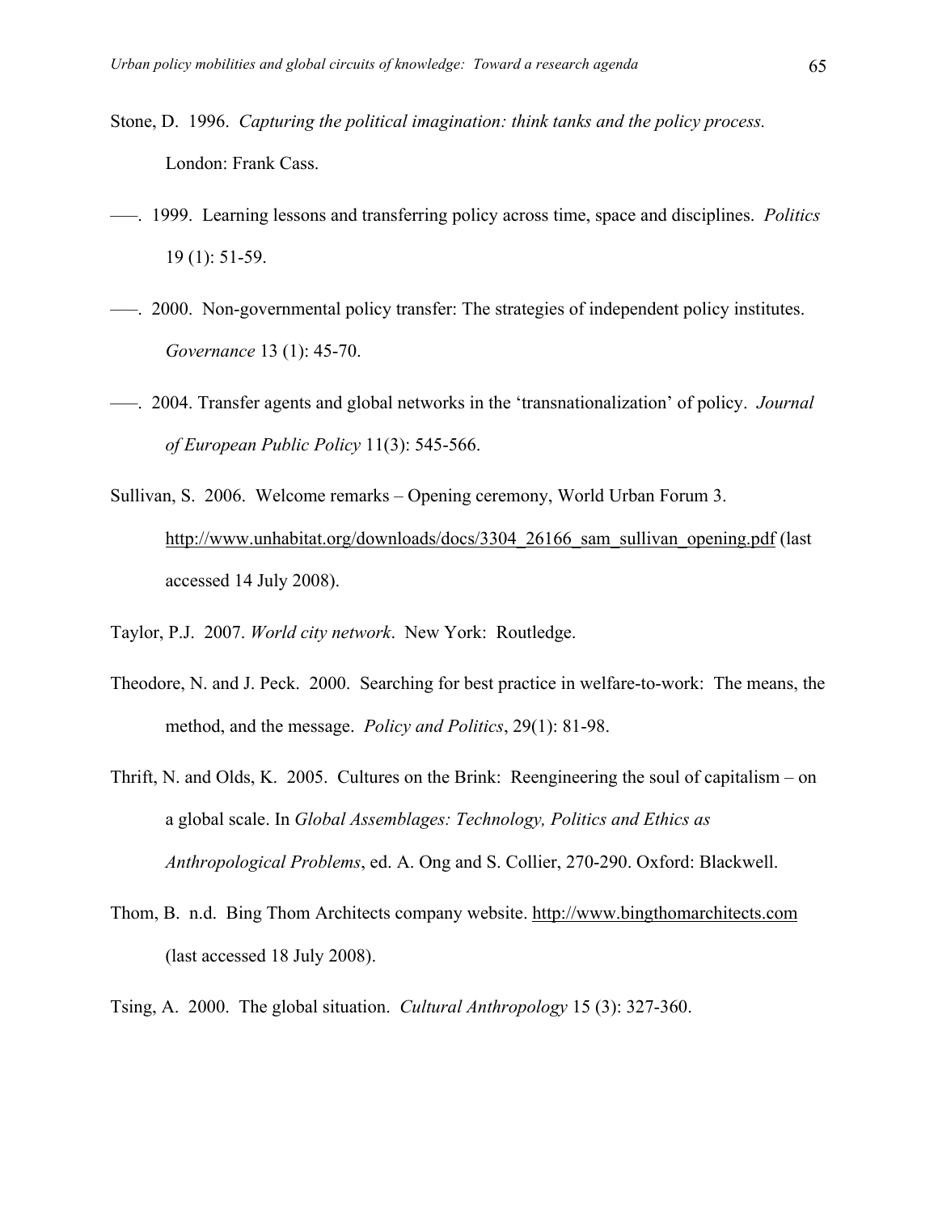Stone, D. 1996. *Capturing the political imagination: think tanks and the policy process.* London: Frank Cass.

–––. 1999. Learning lessons and transferring policy across time, space and disciplines. *Politics* 19 (1): 51-59.

–––. 2000. Non-governmental policy transfer: The strategies of independent policy institutes. *Governance* 13 (1): 45-70.

–––. 2004. Transfer agents and global networks in the 'transnationalization' of policy. *Journal of European Public Policy* 11(3): 545-566.

Sullivan, S. 2006. Welcome remarks – Opening ceremony, World Urban Forum 3. http://www.unhabitat.org/downloads/docs/3304_26166_sam_sullivan_opening.pdf (last accessed 14 July 2008).

Taylor, P.J. 2007. *World city network*. New York: Routledge.

Theodore, N. and J. Peck. 2000. Searching for best practice in welfare-to-work: The means, the method, and the message. *Policy and Politics*, 29(1): 81-98.

Thrift, N. and Olds, K. 2005. Cultures on the Brink: Reengineering the soul of capitalism – on a global scale. In *Global Assemblages: Technology, Politics and Ethics as Anthropological Problems*, ed. A. Ong and S. Collier, 270-290. Oxford: Blackwell.

Thom, B. n.d. Bing Thom Architects company website. http://www.bingthomarchitects.com (last accessed 18 July 2008).

Tsing, A. 2000. The global situation. *Cultural Anthropology* 15 (3): 327-360.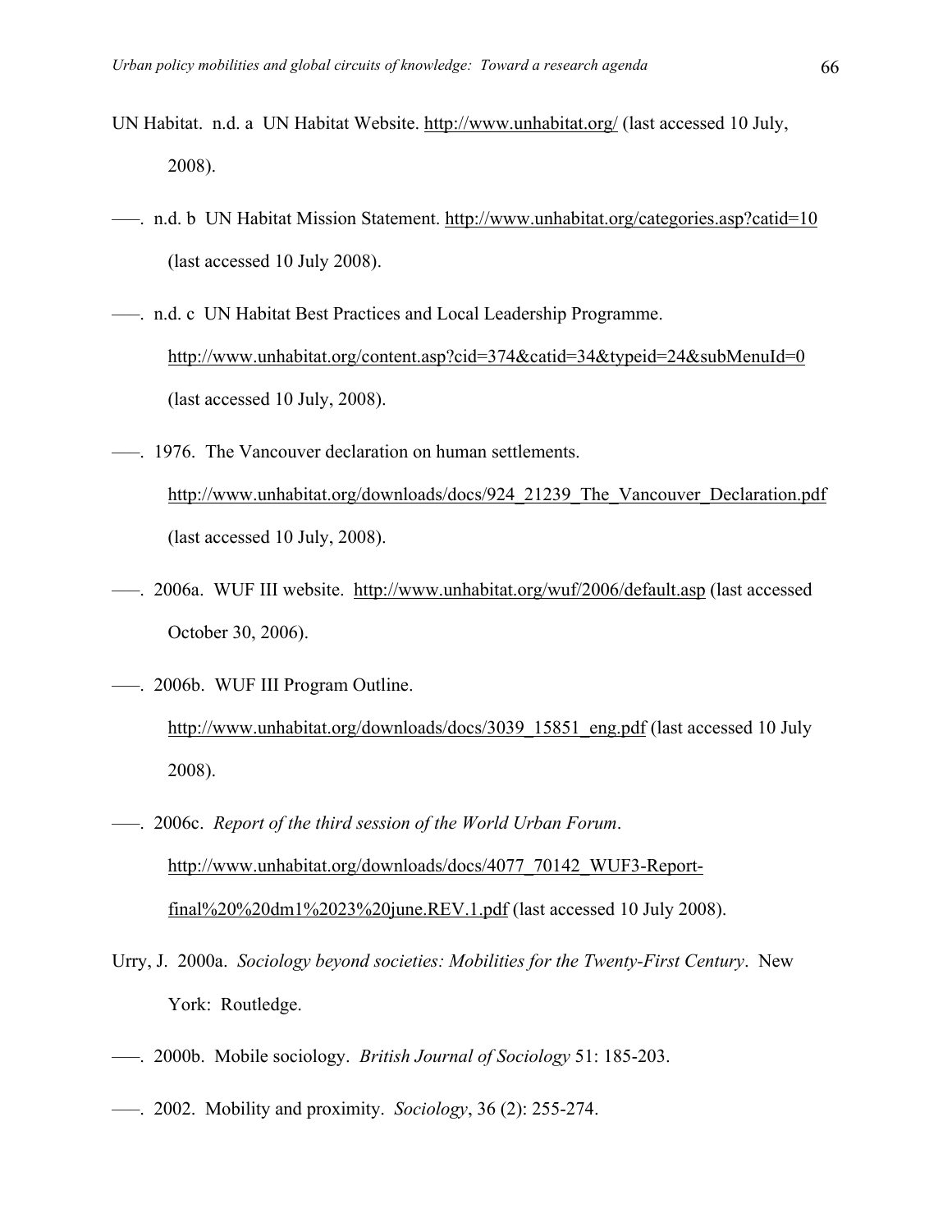UN Habitat. n.d. a UN Habitat Website. http://www.unhabitat.org/ (last accessed 10 July, 2008).

——. n.d. b UN Habitat Mission Statement. http://www.unhabitat.org/categories.asp?catid=10 (last accessed 10 July 2008).

——. n.d. c UN Habitat Best Practices and Local Leadership Programme. http://www.unhabitat.org/content.asp?cid=374&catid=34&typeid=24&subMenuId=0 (last accessed 10 July, 2008).

——. 1976. The Vancouver declaration on human settlements. http://www.unhabitat.org/downloads/docs/924_21239_The_Vancouver_Declaration.pdf (last accessed 10 July, 2008).

——. 2006a. WUF III website. http://www.unhabitat.org/wuf/2006/default.asp (last accessed October 30, 2006).

——. 2006b. WUF III Program Outline. http://www.unhabitat.org/downloads/docs/3039_15851_eng.pdf (last accessed 10 July 2008).

——. 2006c. *Report of the third session of the World Urban Forum*. http://www.unhabitat.org/downloads/docs/4077_70142_WUF3-Report-final%20%20dm1%2023%20june.REV.1.pdf (last accessed 10 July 2008).

Urry, J. 2000a. *Sociology beyond societies: Mobilities for the Twenty-First Century*. New York: Routledge.

——. 2000b. Mobile sociology. *British Journal of Sociology* 51: 185-203.

——. 2002. Mobility and proximity. *Sociology*, 36 (2): 255-274.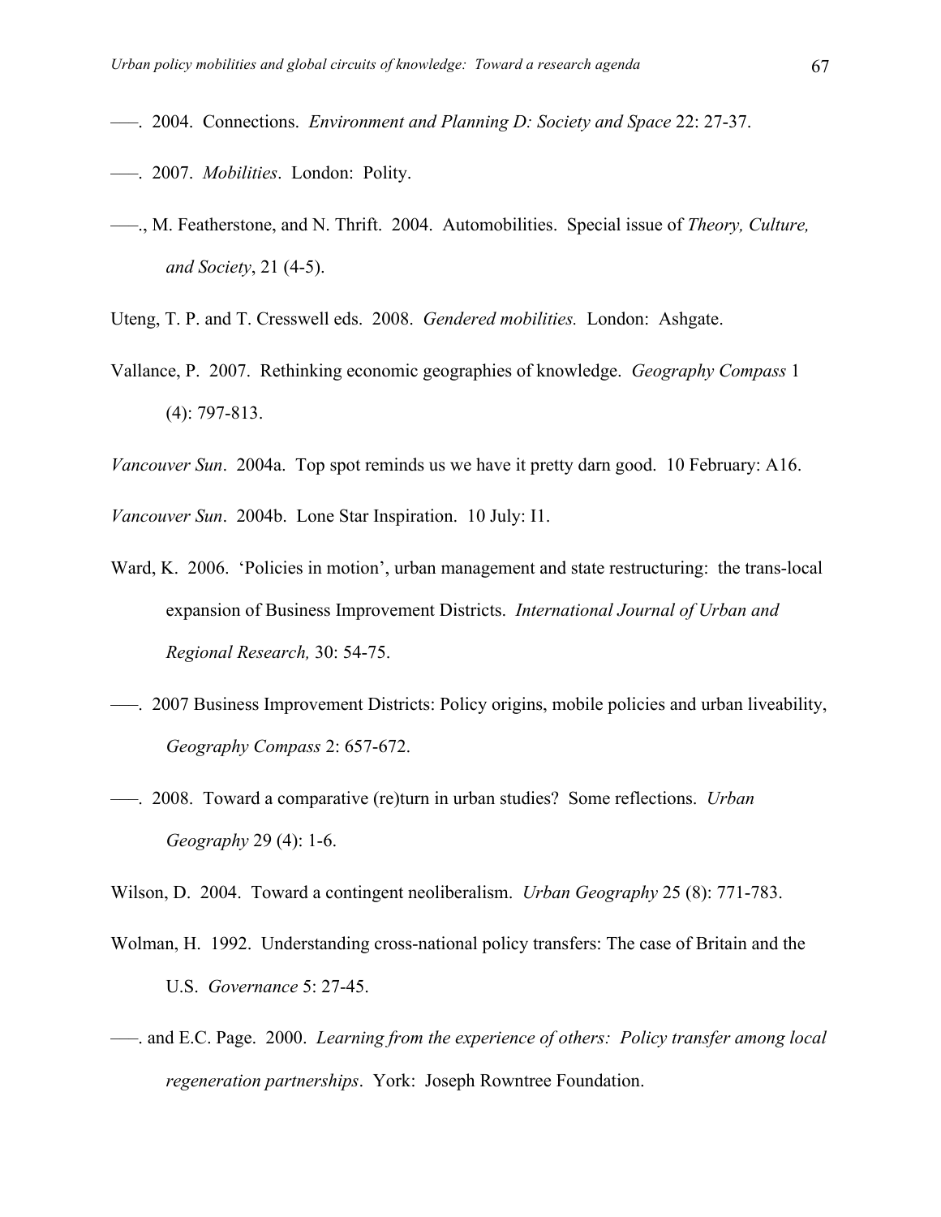–––. 2004. Connections. *Environment and Planning D: Society and Space* 22: 27-37.

–––. 2007. *Mobilities*. London: Polity.

–––., M. Featherstone, and N. Thrift. 2004. Automobilities. Special issue of *Theory, Culture, and Society*, 21 (4-5).

Uteng, T. P. and T. Cresswell eds. 2008. *Gendered mobilities.* London: Ashgate.

Vallance, P. 2007. Rethinking economic geographies of knowledge. *Geography Compass* 1 (4): 797-813.

*Vancouver Sun*. 2004a. Top spot reminds us we have it pretty darn good. 10 February: A16.

*Vancouver Sun*. 2004b. Lone Star Inspiration. 10 July: I1.

Ward, K. 2006. 'Policies in motion', urban management and state restructuring: the trans-local expansion of Business Improvement Districts. *International Journal of Urban and Regional Research,* 30: 54-75.

–––. 2007 Business Improvement Districts: Policy origins, mobile policies and urban liveability, *Geography Compass* 2: 657-672.

–––. 2008. Toward a comparative (re)turn in urban studies? Some reflections. *Urban Geography* 29 (4): 1-6.

Wilson, D. 2004. Toward a contingent neoliberalism. *Urban Geography* 25 (8): 771-783.

Wolman, H. 1992. Understanding cross-national policy transfers: The case of Britain and the U.S. *Governance* 5: 27-45.

–––. and E.C. Page. 2000. *Learning from the experience of others: Policy transfer among local regeneration partnerships*. York: Joseph Rowntree Foundation.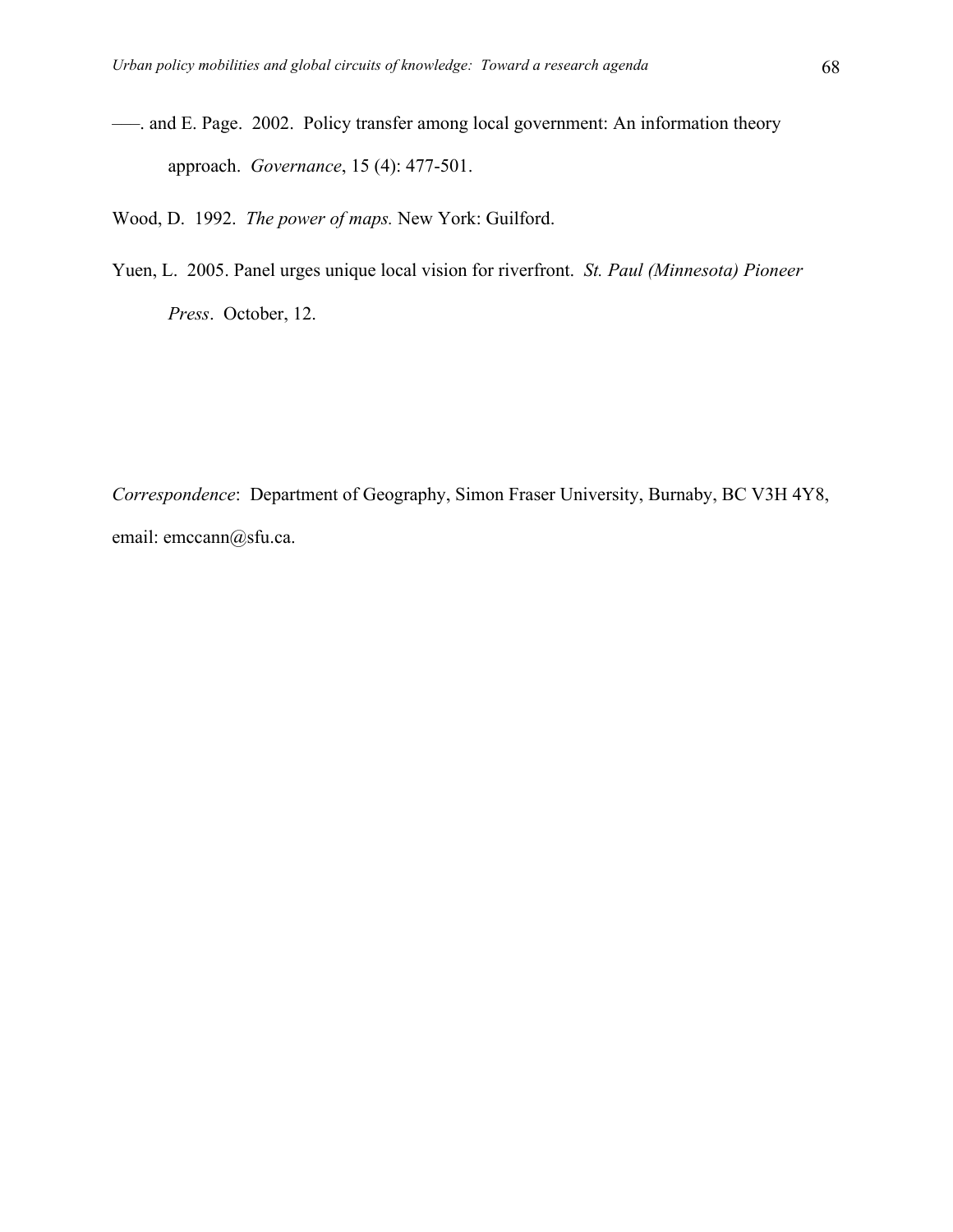—–. and E. Page. 2002. Policy transfer among local government: An information theory approach. *Governance*, 15 (4): 477-501.

Wood, D. 1992. *The power of maps.* New York: Guilford.

Yuen, L. 2005. Panel urges unique local vision for riverfront. *St. Paul (Minnesota) Pioneer Press*. October, 12.

*Correspondence*: Department of Geography, Simon Fraser University, Burnaby, BC V3H 4Y8, email: emccann@sfu.ca.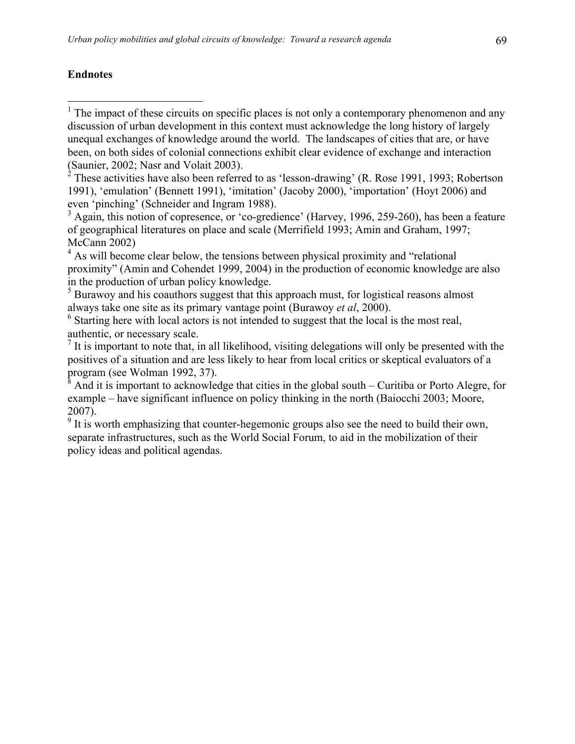**Endnotes**

[1] The impact of these circuits on specific places is not only a contemporary phenomenon and any discussion of urban development in this context must acknowledge the long history of largely unequal exchanges of knowledge around the world. The landscapes of cities that are, or have been, on both sides of colonial connections exhibit clear evidence of exchange and interaction (Saunier, 2002; Nasr and Volait 2003).

[2] These activities have also been referred to as 'lesson-drawing' (R. Rose 1991, 1993; Robertson 1991), 'emulation' (Bennett 1991), 'imitation' (Jacoby 2000), 'importation' (Hoyt 2006) and even 'pinching' (Schneider and Ingram 1988).

[3] Again, this notion of copresence, or 'co-gredience' (Harvey, 1996, 259-260), has been a feature of geographical literatures on place and scale (Merrifield 1993; Amin and Graham, 1997; McCann 2002)

[4] As will become clear below, the tensions between physical proximity and "relational proximity" (Amin and Cohendet 1999, 2004) in the production of economic knowledge are also in the production of urban policy knowledge.

[5] Burawoy and his coauthors suggest that this approach must, for logistical reasons almost always take one site as its primary vantage point (Burawoy *et al*, 2000).

[6] Starting here with local actors is not intended to suggest that the local is the most real, authentic, or necessary scale.

[7] It is important to note that, in all likelihood, visiting delegations will only be presented with the positives of a situation and are less likely to hear from local critics or skeptical evaluators of a program (see Wolman 1992, 37).

[8] And it is important to acknowledge that cities in the global south – Curitiba or Porto Alegre, for example – have significant influence on policy thinking in the north (Baiocchi 2003; Moore, 2007).

[9] It is worth emphasizing that counter-hegemonic groups also see the need to build their own, separate infrastructures, such as the World Social Forum, to aid in the mobilization of their policy ideas and political agendas.